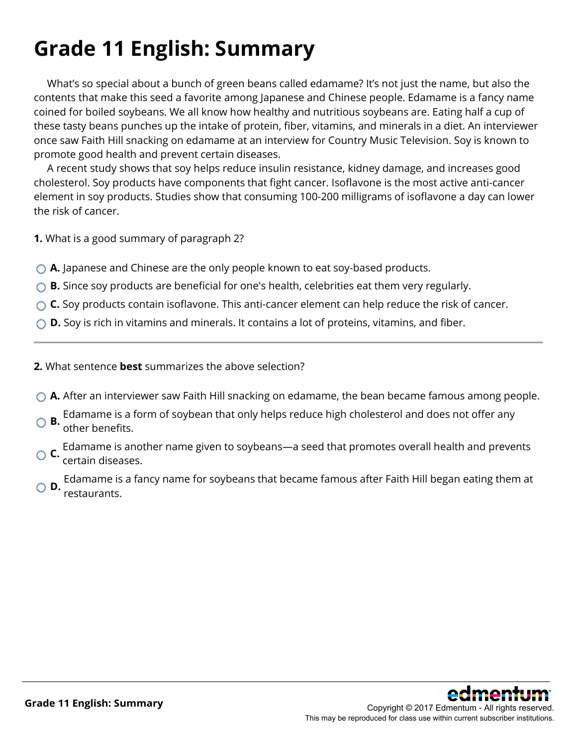# Grade 11 English: Summary

What's so special about a bunch of green beans called edamame? It's not just the name, but also the contents that make this seed a favorite among Japanese and Chinese people. Edamame is a fancy name coined for boiled soybeans. We all know how healthy and nutritious soybeans are. Eating half a cup of these tasty beans punches up the intake of protein, fiber, vitamins, and minerals in a diet. An interviewer once saw Faith Hill snacking on edamame at an interview for Country Music Television. Soy is known to promote good health and prevent certain diseases.

A recent study shows that soy helps reduce insulin resistance, kidney damage, and increases good cholesterol. Soy products have components that fight cancer. Isoflavone is the most active anti-cancer element in soy products. Studies show that consuming 100-200 milligrams of isoflavone a day can lower the risk of cancer.

**1.** What is a good summary of paragraph 2?

- **A.** Japanese and Chinese are the only people known to eat soy-based products.
- **B.** Since soy products are beneficial for one's health, celebrities eat them very regularly.
- **C.** Soy products contain isoflavone. This anti-cancer element can help reduce the risk of cancer.
- **D.** Soy is rich in vitamins and minerals. It contains a lot of proteins, vitamins, and fiber.

---

**2.** What sentence **best** summarizes the above selection?

- **A.** After an interviewer saw Faith Hill snacking on edamame, the bean became famous among people.
- **B.** Edamame is a form of soybean that only helps reduce high cholesterol and does not offer any other benefits.
- **C.** Edamame is another name given to soybeans—a seed that promotes overall health and prevents certain diseases.
- **D.** Edamame is a fancy name for soybeans that became famous after Faith Hill began eating them at restaurants.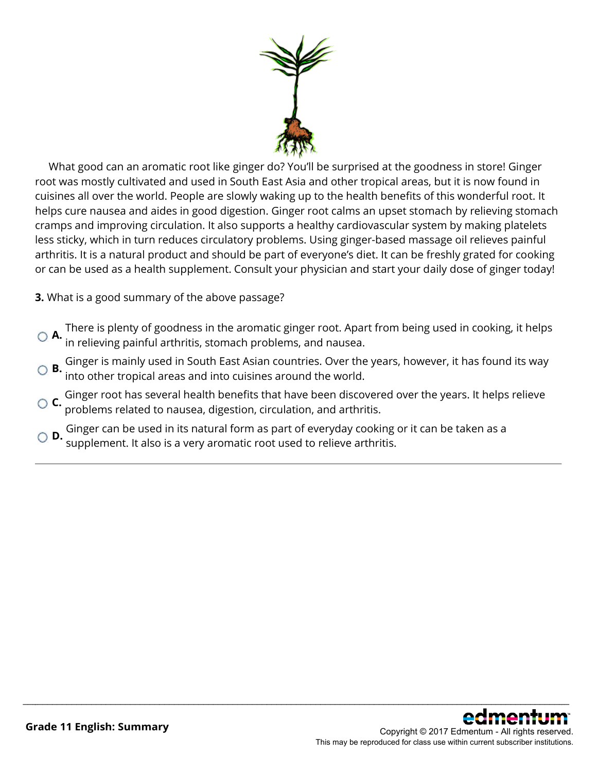What good can an aromatic root like ginger do? You'll be surprised at the goodness in store! Ginger root was mostly cultivated and used in South East Asia and other tropical areas, but it is now found in cuisines all over the world. People are slowly waking up to the health benefits of this wonderful root. It helps cure nausea and aides in good digestion. Ginger root calms an upset stomach by relieving stomach cramps and improving circulation. It also supports a healthy cardiovascular system by making platelets less sticky, which in turn reduces circulatory problems. Using ginger-based massage oil relieves painful arthritis. It is a natural product and should be part of everyone's diet. It can be freshly grated for cooking or can be used as a health supplement. Consult your physician and start your daily dose of ginger today!

**3.** What is a good summary of the above passage?

- **A.** There is plenty of goodness in the aromatic ginger root. Apart from being used in cooking, it helps in relieving painful arthritis, stomach problems, and nausea.
- **B.** Ginger is mainly used in South East Asian countries. Over the years, however, it has found its way into other tropical areas and into cuisines around the world.
- **C.** Ginger root has several health benefits that have been discovered over the years. It helps relieve problems related to nausea, digestion, circulation, and arthritis.
- **D.** Ginger can be used in its natural form as part of everyday cooking or it can be taken as a supplement. It also is a very aromatic root used to relieve arthritis.

---

**Grade 11 English: Summary**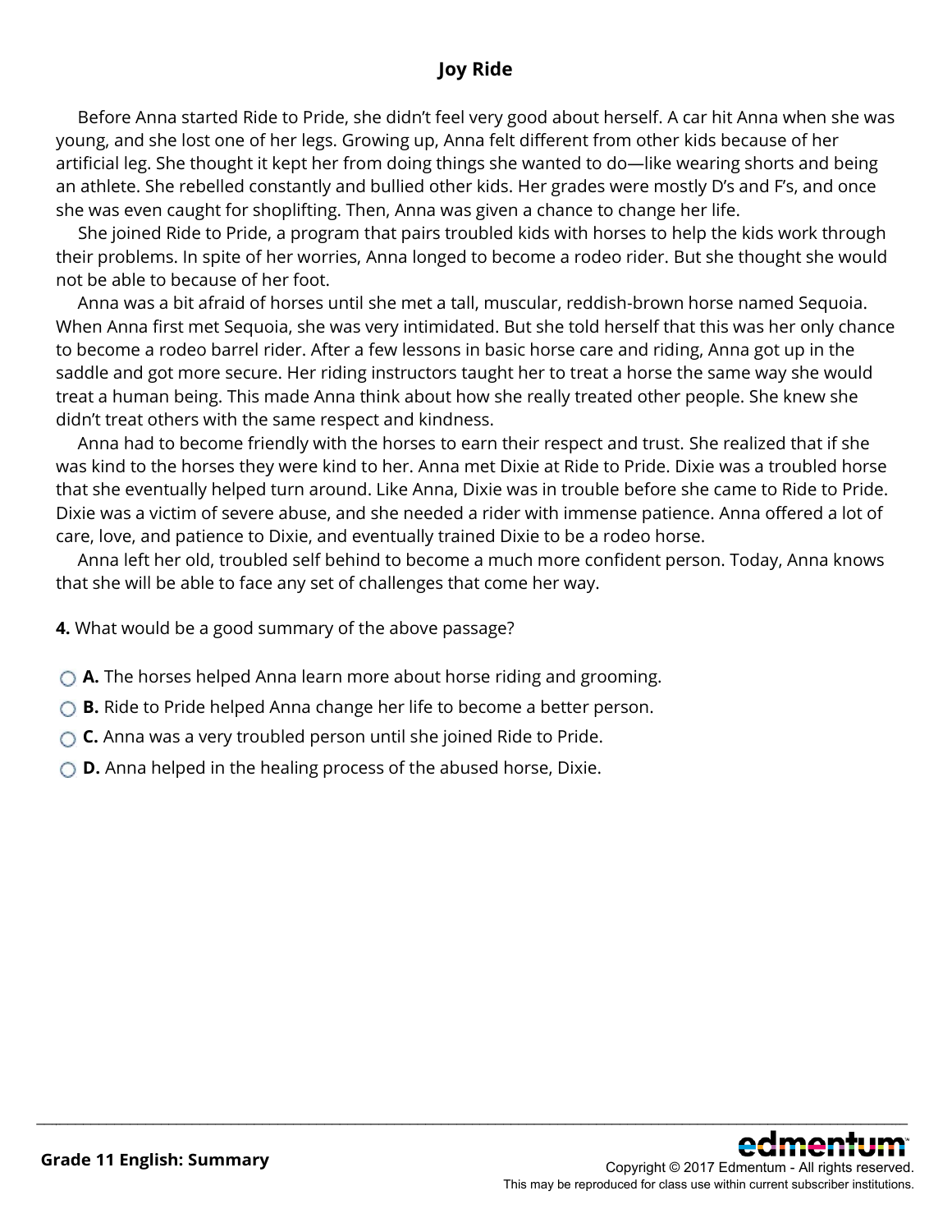# Joy Ride

Before Anna started Ride to Pride, she didn't feel very good about herself. A car hit Anna when she was young, and she lost one of her legs. Growing up, Anna felt different from other kids because of her artificial leg. She thought it kept her from doing things she wanted to do—like wearing shorts and being an athlete. She rebelled constantly and bullied other kids. Her grades were mostly D's and F's, and once she was even caught for shoplifting. Then, Anna was given a chance to change her life.

She joined Ride to Pride, a program that pairs troubled kids with horses to help the kids work through their problems. In spite of her worries, Anna longed to become a rodeo rider. But she thought she would not be able to because of her foot.

Anna was a bit afraid of horses until she met a tall, muscular, reddish-brown horse named Sequoia. When Anna first met Sequoia, she was very intimidated. But she told herself that this was her only chance to become a rodeo barrel rider. After a few lessons in basic horse care and riding, Anna got up in the saddle and got more secure. Her riding instructors taught her to treat a horse the same way she would treat a human being. This made Anna think about how she really treated other people. She knew she didn't treat others with the same respect and kindness.

Anna had to become friendly with the horses to earn their respect and trust. She realized that if she was kind to the horses they were kind to her. Anna met Dixie at Ride to Pride. Dixie was a troubled horse that she eventually helped turn around. Like Anna, Dixie was in trouble before she came to Ride to Pride. Dixie was a victim of severe abuse, and she needed a rider with immense patience. Anna offered a lot of care, love, and patience to Dixie, and eventually trained Dixie to be a rodeo horse.

Anna left her old, troubled self behind to become a much more confident person. Today, Anna knows that she will be able to face any set of challenges that come her way.

**4.** What would be a good summary of the above passage?

- **A.** The horses helped Anna learn more about horse riding and grooming.
- **B.** Ride to Pride helped Anna change her life to become a better person.
- **C.** Anna was a very troubled person until she joined Ride to Pride.
- **D.** Anna helped in the healing process of the abused horse, Dixie.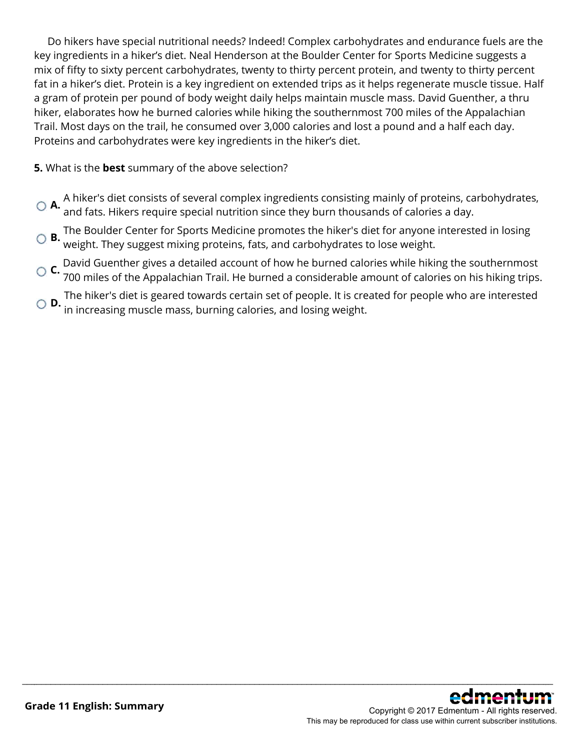Do hikers have special nutritional needs? Indeed! Complex carbohydrates and endurance fuels are the key ingredients in a hiker’s diet. Neal Henderson at the Boulder Center for Sports Medicine suggests a mix of fifty to sixty percent carbohydrates, twenty to thirty percent protein, and twenty to thirty percent fat in a hiker’s diet. Protein is a key ingredient on extended trips as it helps regenerate muscle tissue. Half a gram of protein per pound of body weight daily helps maintain muscle mass. David Guenther, a thru hiker, elaborates how he burned calories while hiking the southernmost 700 miles of the Appalachian Trail. Most days on the trail, he consumed over 3,000 calories and lost a pound and a half each day. Proteins and carbohydrates were key ingredients in the hiker’s diet.

**5.** What is the **best** summary of the above selection?

- **A.** A hiker's diet consists of several complex ingredients consisting mainly of proteins, carbohydrates, and fats. Hikers require special nutrition since they burn thousands of calories a day.
- **B.** The Boulder Center for Sports Medicine promotes the hiker's diet for anyone interested in losing weight. They suggest mixing proteins, fats, and carbohydrates to lose weight.
- **C.** David Guenther gives a detailed account of how he burned calories while hiking the southernmost 700 miles of the Appalachian Trail. He burned a considerable amount of calories on his hiking trips.
- **D.** The hiker's diet is geared towards certain set of people. It is created for people who are interested in increasing muscle mass, burning calories, and losing weight.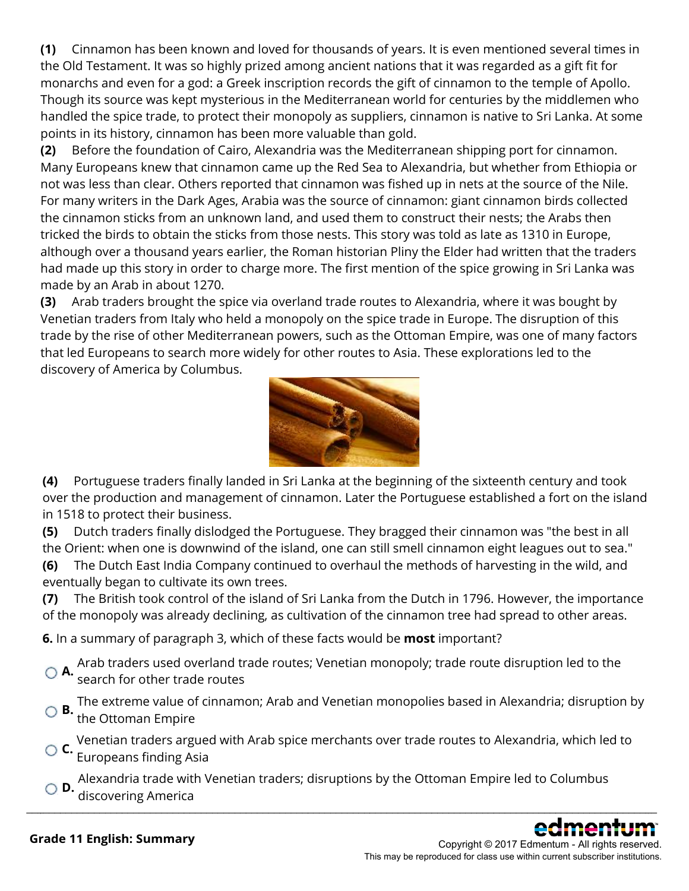**(1)** Cinnamon has been known and loved for thousands of years. It is even mentioned several times in the Old Testament. It was so highly prized among ancient nations that it was regarded as a gift fit for monarchs and even for a god: a Greek inscription records the gift of cinnamon to the temple of Apollo. Though its source was kept mysterious in the Mediterranean world for centuries by the middlemen who handled the spice trade, to protect their monopoly as suppliers, cinnamon is native to Sri Lanka. At some points in its history, cinnamon has been more valuable than gold.

**(2)** Before the foundation of Cairo, Alexandria was the Mediterranean shipping port for cinnamon. Many Europeans knew that cinnamon came up the Red Sea to Alexandria, but whether from Ethiopia or not was less than clear. Others reported that cinnamon was fished up in nets at the source of the Nile. For many writers in the Dark Ages, Arabia was the source of cinnamon: giant cinnamon birds collected the cinnamon sticks from an unknown land, and used them to construct their nests; the Arabs then tricked the birds to obtain the sticks from those nests. This story was told as late as 1310 in Europe, although over a thousand years earlier, the Roman historian Pliny the Elder had written that the traders had made up this story in order to charge more. The first mention of the spice growing in Sri Lanka was made by an Arab in about 1270.

**(3)** Arab traders brought the spice via overland trade routes to Alexandria, where it was bought by Venetian traders from Italy who held a monopoly on the spice trade in Europe. The disruption of this trade by the rise of other Mediterranean powers, such as the Ottoman Empire, was one of many factors that led Europeans to search more widely for other routes to Asia. These explorations led to the discovery of America by Columbus.

**(4)** Portuguese traders finally landed in Sri Lanka at the beginning of the sixteenth century and took over the production and management of cinnamon. Later the Portuguese established a fort on the island in 1518 to protect their business.

**(5)** Dutch traders finally dislodged the Portuguese. They bragged their cinnamon was "the best in all the Orient: when one is downwind of the island, one can still smell cinnamon eight leagues out to sea."

**(6)** The Dutch East India Company continued to overhaul the methods of harvesting in the wild, and eventually began to cultivate its own trees.

**(7)** The British took control of the island of Sri Lanka from the Dutch in 1796. However, the importance of the monopoly was already declining, as cultivation of the cinnamon tree had spread to other areas.

**6.** In a summary of paragraph 3, which of these facts would be **most** important?

- **A.** Arab traders used overland trade routes; Venetian monopoly; trade route disruption led to the search for other trade routes
- **B.** The extreme value of cinnamon; Arab and Venetian monopolies based in Alexandria; disruption by the Ottoman Empire
- **C.** Venetian traders argued with Arab spice merchants over trade routes to Alexandria, which led to Europeans finding Asia
- **D.** Alexandria trade with Venetian traders; disruptions by the Ottoman Empire led to Columbus discovering America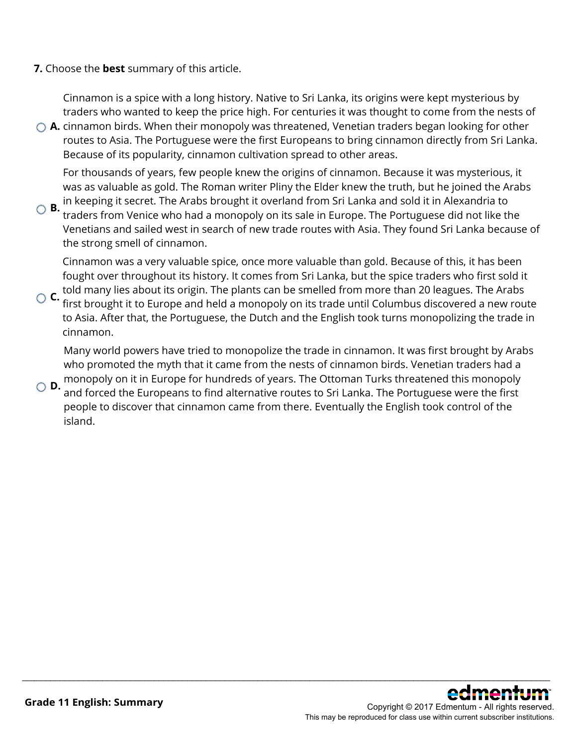**7.** Choose the **best** summary of this article.

- **A.** Cinnamon is a spice with a long history. Native to Sri Lanka, its origins were kept mysterious by traders who wanted to keep the price high. For centuries it was thought to come from the nests of cinnamon birds. When their monopoly was threatened, Venetian traders began looking for other routes to Asia. The Portuguese were the first Europeans to bring cinnamon directly from Sri Lanka. Because of its popularity, cinnamon cultivation spread to other areas.

- **B.** For thousands of years, few people knew the origins of cinnamon. Because it was mysterious, it was as valuable as gold. The Roman writer Pliny the Elder knew the truth, but he joined the Arabs in keeping it secret. The Arabs brought it overland from Sri Lanka and sold it in Alexandria to traders from Venice who had a monopoly on its sale in Europe. The Portuguese did not like the Venetians and sailed west in search of new trade routes with Asia. They found Sri Lanka because of the strong smell of cinnamon.

- **C.** Cinnamon was a very valuable spice, once more valuable than gold. Because of this, it has been fought over throughout its history. It comes from Sri Lanka, but the spice traders who first sold it told many lies about its origin. The plants can be smelled from more than 20 leagues. The Arabs first brought it to Europe and held a monopoly on its trade until Columbus discovered a new route to Asia. After that, the Portuguese, the Dutch and the English took turns monopolizing the trade in cinnamon.

- **D.** Many world powers have tried to monopolize the trade in cinnamon. It was first brought by Arabs who promoted the myth that it came from the nests of cinnamon birds. Venetian traders had a monopoly on it in Europe for hundreds of years. The Ottoman Turks threatened this monopoly and forced the Europeans to find alternative routes to Sri Lanka. The Portuguese were the first people to discover that cinnamon came from there. Eventually the English took control of the island.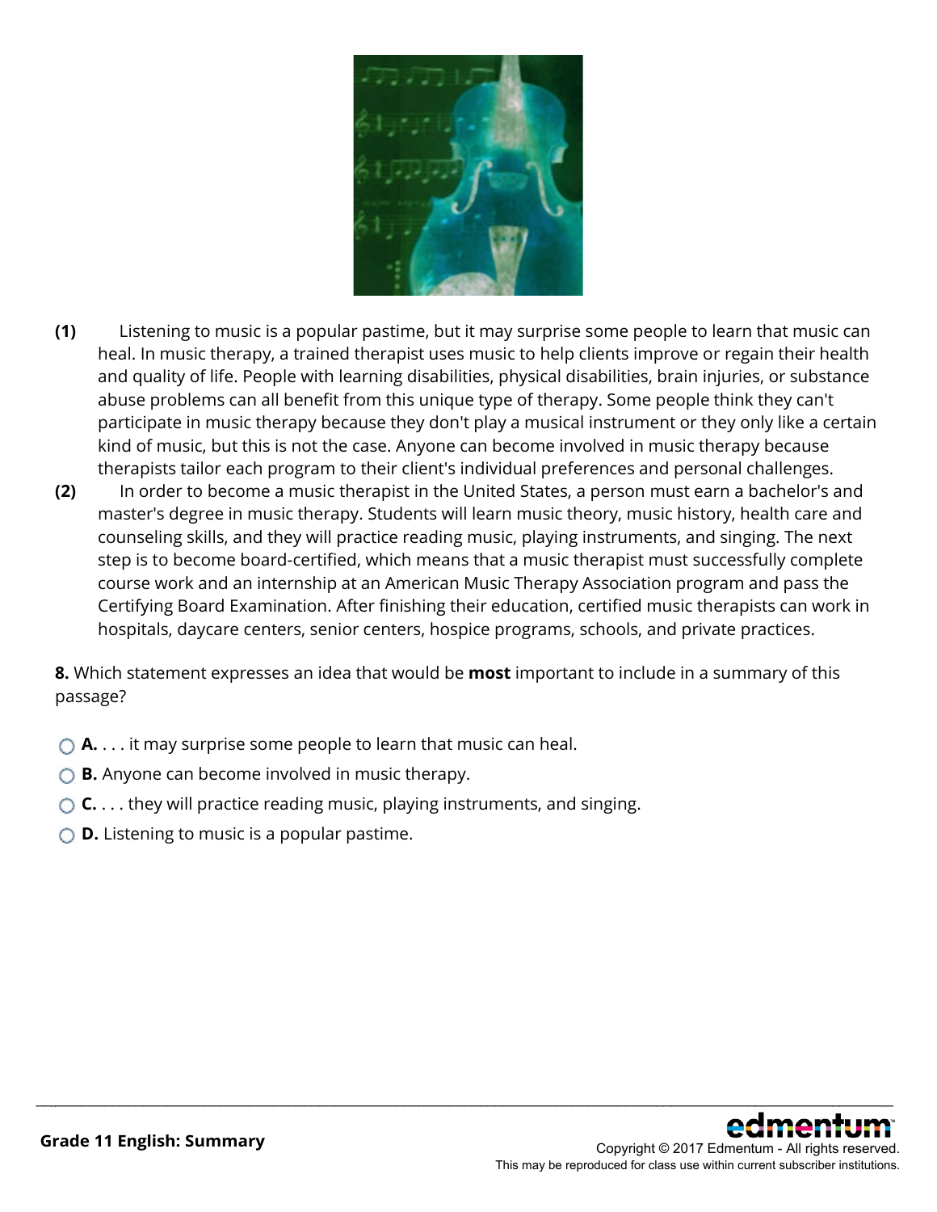**(1)** Listening to music is a popular pastime, but it may surprise some people to learn that music can heal. In music therapy, a trained therapist uses music to help clients improve or regain their health and quality of life. People with learning disabilities, physical disabilities, brain injuries, or substance abuse problems can all benefit from this unique type of therapy. Some people think they can't participate in music therapy because they don't play a musical instrument or they only like a certain kind of music, but this is not the case. Anyone can become involved in music therapy because therapists tailor each program to their client's individual preferences and personal challenges.

**(2)** In order to become a music therapist in the United States, a person must earn a bachelor's and master's degree in music therapy. Students will learn music theory, music history, health care and counseling skills, and they will practice reading music, playing instruments, and singing. The next step is to become board-certified, which means that a music therapist must successfully complete course work and an internship at an American Music Therapy Association program and pass the Certifying Board Examination. After finishing their education, certified music therapists can work in hospitals, daycare centers, senior centers, hospice programs, schools, and private practices.

**8.** Which statement expresses an idea that would be **most** important to include in a summary of this passage?

- **A.** . . . it may surprise some people to learn that music can heal.
- **B.** Anyone can become involved in music therapy.
- **C.** . . . they will practice reading music, playing instruments, and singing.
- **D.** Listening to music is a popular pastime.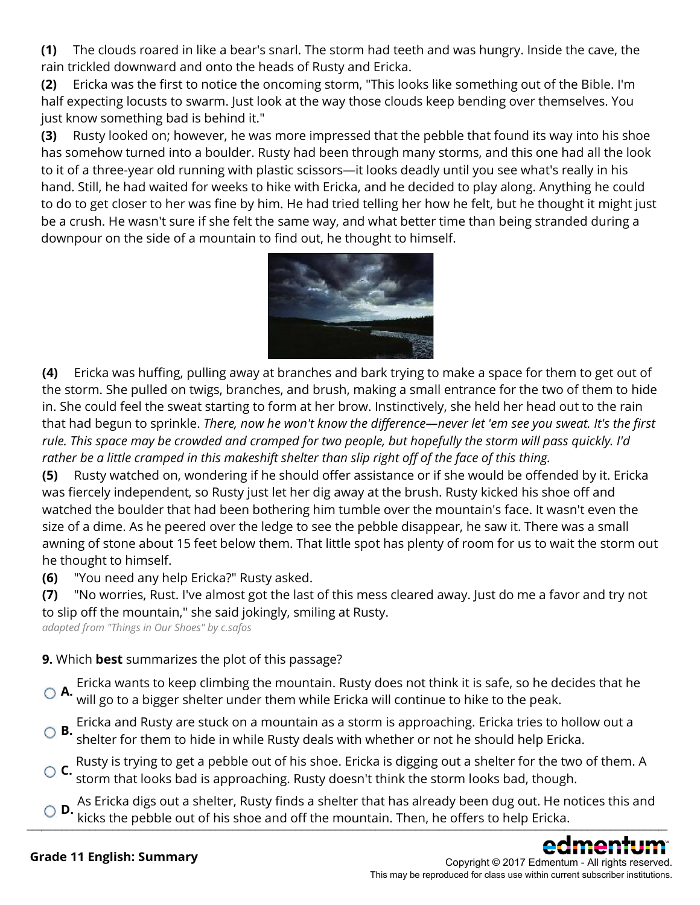**(1)** The clouds roared in like a bear's snarl. The storm had teeth and was hungry. Inside the cave, the rain trickled downward and onto the heads of Rusty and Ericka.

**(2)** Ericka was the first to notice the oncoming storm, "This looks like something out of the Bible. I'm half expecting locusts to swarm. Just look at the way those clouds keep bending over themselves. You just know something bad is behind it."

**(3)** Rusty looked on; however, he was more impressed that the pebble that found its way into his shoe has somehow turned into a boulder. Rusty had been through many storms, and this one had all the look to it of a three-year old running with plastic scissors—it looks deadly until you see what's really in his hand. Still, he had waited for weeks to hike with Ericka, and he decided to play along. Anything he could to do to get closer to her was fine by him. He had tried telling her how he felt, but he thought it might just be a crush. He wasn't sure if she felt the same way, and what better time than being stranded during a downpour on the side of a mountain to find out, he thought to himself.

**(4)** Ericka was huffing, pulling away at branches and bark trying to make a space for them to get out of the storm. She pulled on twigs, branches, and brush, making a small entrance for the two of them to hide in. She could feel the sweat starting to form at her brow. Instinctively, she held her head out to the rain that had begun to sprinkle. *There, now he won't know the difference—never let 'em see you sweat. It's the first rule. This space may be crowded and cramped for two people, but hopefully the storm will pass quickly. I'd rather be a little cramped in this makeshift shelter than slip right off of the face of this thing.*

**(5)** Rusty watched on, wondering if he should offer assistance or if she would be offended by it. Ericka was fiercely independent, so Rusty just let her dig away at the brush. Rusty kicked his shoe off and watched the boulder that had been bothering him tumble over the mountain's face. It wasn't even the size of a dime. As he peered over the ledge to see the pebble disappear, he saw it. There was a small awning of stone about 15 feet below them. That little spot has plenty of room for us to wait the storm out he thought to himself.

**(6)** "You need any help Ericka?" Rusty asked.

**(7)** "No worries, Rust. I've almost got the last of this mess cleared away. Just do me a favor and try not to slip off the mountain," she said jokingly, smiling at Rusty.

*adapted from "Things in Our Shoes" by c.safos*

**9.** Which **best** summarizes the plot of this passage?

- **A.** Ericka wants to keep climbing the mountain. Rusty does not think it is safe, so he decides that he will go to a bigger shelter under them while Ericka will continue to hike to the peak.
- **B.** Ericka and Rusty are stuck on a mountain as a storm is approaching. Ericka tries to hollow out a shelter for them to hide in while Rusty deals with whether or not he should help Ericka.
- **C.** Rusty is trying to get a pebble out of his shoe. Ericka is digging out a shelter for the two of them. A storm that looks bad is approaching. Rusty doesn't think the storm looks bad, though.
- **D.** As Ericka digs out a shelter, Rusty finds a shelter that has already been dug out. He notices this and kicks the pebble out of his shoe and off the mountain. Then, he offers to help Ericka.

**Grade 11 English: Summary**

Copyright © 2017 Edmentum - All rights reserved.
This may be reproduced for class use within current subscriber institutions.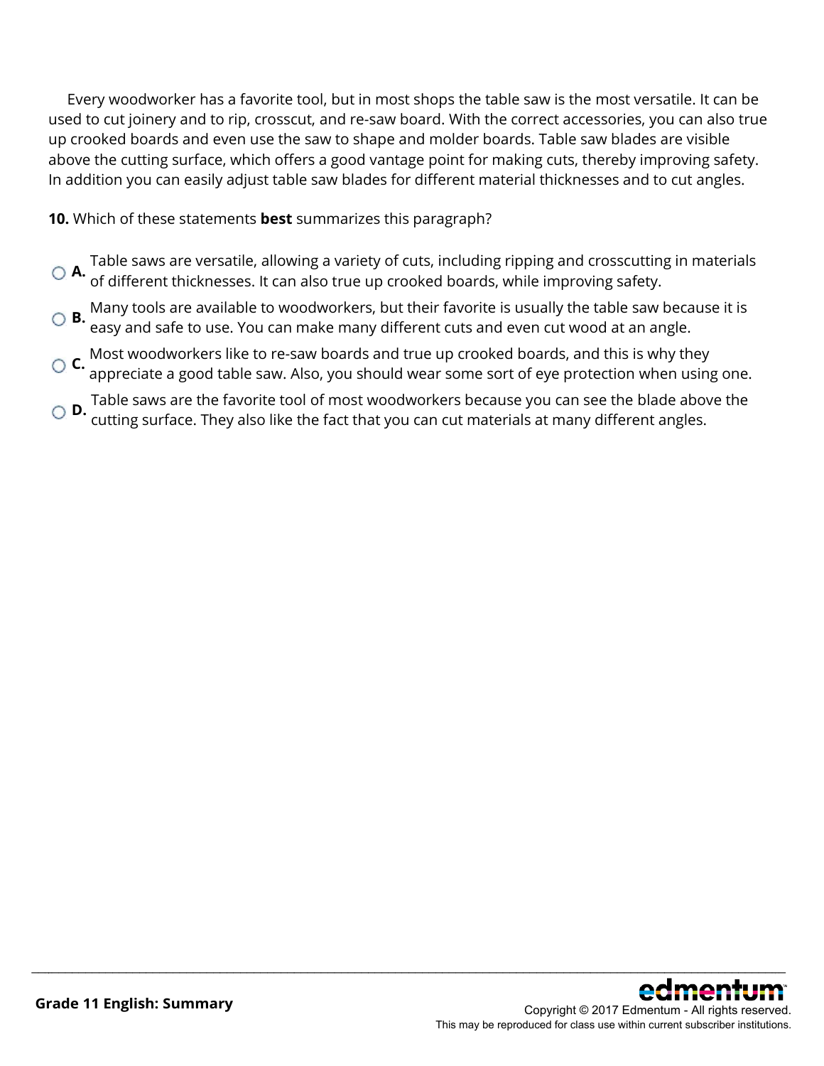Every woodworker has a favorite tool, but in most shops the table saw is the most versatile. It can be used to cut joinery and to rip, crosscut, and re-saw board. With the correct accessories, you can also true up crooked boards and even use the saw to shape and molder boards. Table saw blades are visible above the cutting surface, which offers a good vantage point for making cuts, thereby improving safety. In addition you can easily adjust table saw blades for different material thicknesses and to cut angles.

**10.** Which of these statements **best** summarizes this paragraph?

- **A.** Table saws are versatile, allowing a variety of cuts, including ripping and crosscutting in materials of different thicknesses. It can also true up crooked boards, while improving safety.
- **B.** Many tools are available to woodworkers, but their favorite is usually the table saw because it is easy and safe to use. You can make many different cuts and even cut wood at an angle.
- **C.** Most woodworkers like to re-saw boards and true up crooked boards, and this is why they appreciate a good table saw. Also, you should wear some sort of eye protection when using one.
- **D.** Table saws are the favorite tool of most woodworkers because you can see the blade above the cutting surface. They also like the fact that you can cut materials at many different angles.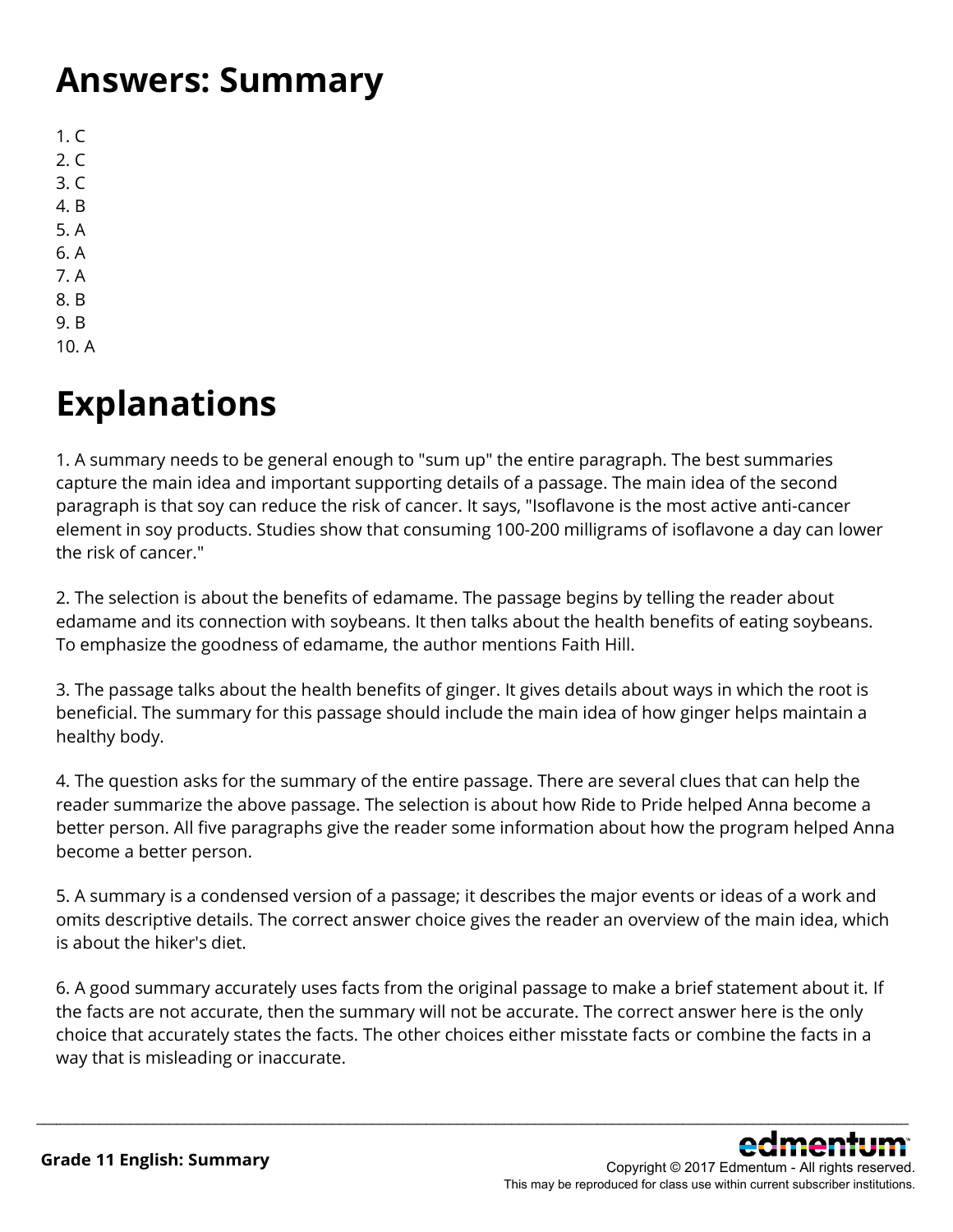# Answers: Summary

1. C
2. C
3. C
4. B
5. A
6. A
7. A
8. B
9. B
10. A

# Explanations

1. A summary needs to be general enough to "sum up" the entire paragraph. The best summaries capture the main idea and important supporting details of a passage. The main idea of the second paragraph is that soy can reduce the risk of cancer. It says, "Isoflavone is the most active anti-cancer element in soy products. Studies show that consuming 100-200 milligrams of isoflavone a day can lower the risk of cancer."

2. The selection is about the benefits of edamame. The passage begins by telling the reader about edamame and its connection with soybeans. It then talks about the health benefits of eating soybeans. To emphasize the goodness of edamame, the author mentions Faith Hill.

3. The passage talks about the health benefits of ginger. It gives details about ways in which the root is beneficial. The summary for this passage should include the main idea of how ginger helps maintain a healthy body.

4. The question asks for the summary of the entire passage. There are several clues that can help the reader summarize the above passage. The selection is about how Ride to Pride helped Anna become a better person. All five paragraphs give the reader some information about how the program helped Anna become a better person.

5. A summary is a condensed version of a passage; it describes the major events or ideas of a work and omits descriptive details. The correct answer choice gives the reader an overview of the main idea, which is about the hiker's diet.

6. A good summary accurately uses facts from the original passage to make a brief statement about it. If the facts are not accurate, then the summary will not be accurate. The correct answer here is the only choice that accurately states the facts. The other choices either misstate facts or combine the facts in a way that is misleading or inaccurate.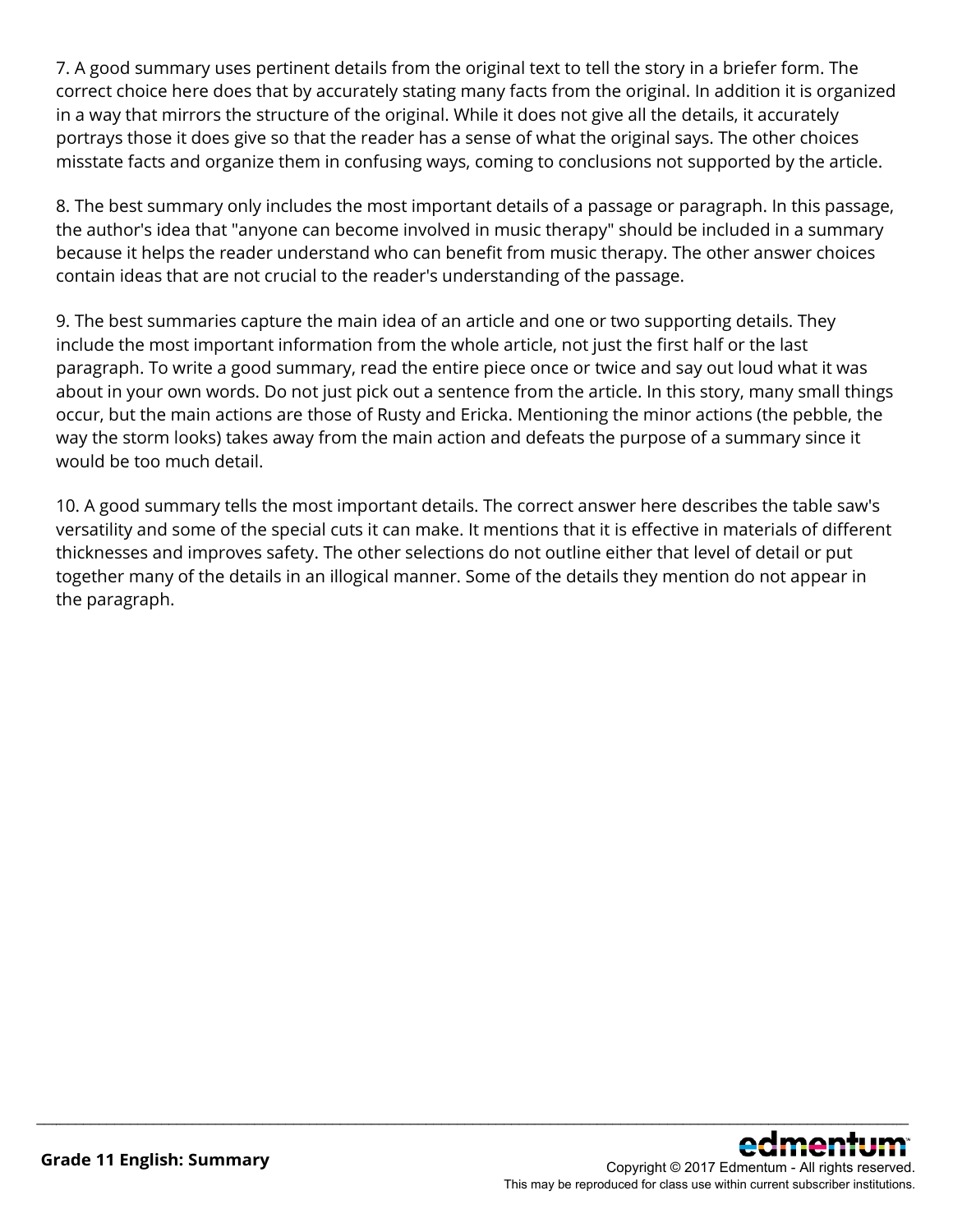7. A good summary uses pertinent details from the original text to tell the story in a briefer form. The correct choice here does that by accurately stating many facts from the original. In addition it is organized in a way that mirrors the structure of the original. While it does not give all the details, it accurately portrays those it does give so that the reader has a sense of what the original says. The other choices misstate facts and organize them in confusing ways, coming to conclusions not supported by the article.

8. The best summary only includes the most important details of a passage or paragraph. In this passage, the author's idea that "anyone can become involved in music therapy" should be included in a summary because it helps the reader understand who can benefit from music therapy. The other answer choices contain ideas that are not crucial to the reader's understanding of the passage.

9. The best summaries capture the main idea of an article and one or two supporting details. They include the most important information from the whole article, not just the first half or the last paragraph. To write a good summary, read the entire piece once or twice and say out loud what it was about in your own words. Do not just pick out a sentence from the article. In this story, many small things occur, but the main actions are those of Rusty and Ericka. Mentioning the minor actions (the pebble, the way the storm looks) takes away from the main action and defeats the purpose of a summary since it would be too much detail.

10. A good summary tells the most important details. The correct answer here describes the table saw's versatility and some of the special cuts it can make. It mentions that it is effective in materials of different thicknesses and improves safety. The other selections do not outline either that level of detail or put together many of the details in an illogical manner. Some of the details they mention do not appear in the paragraph.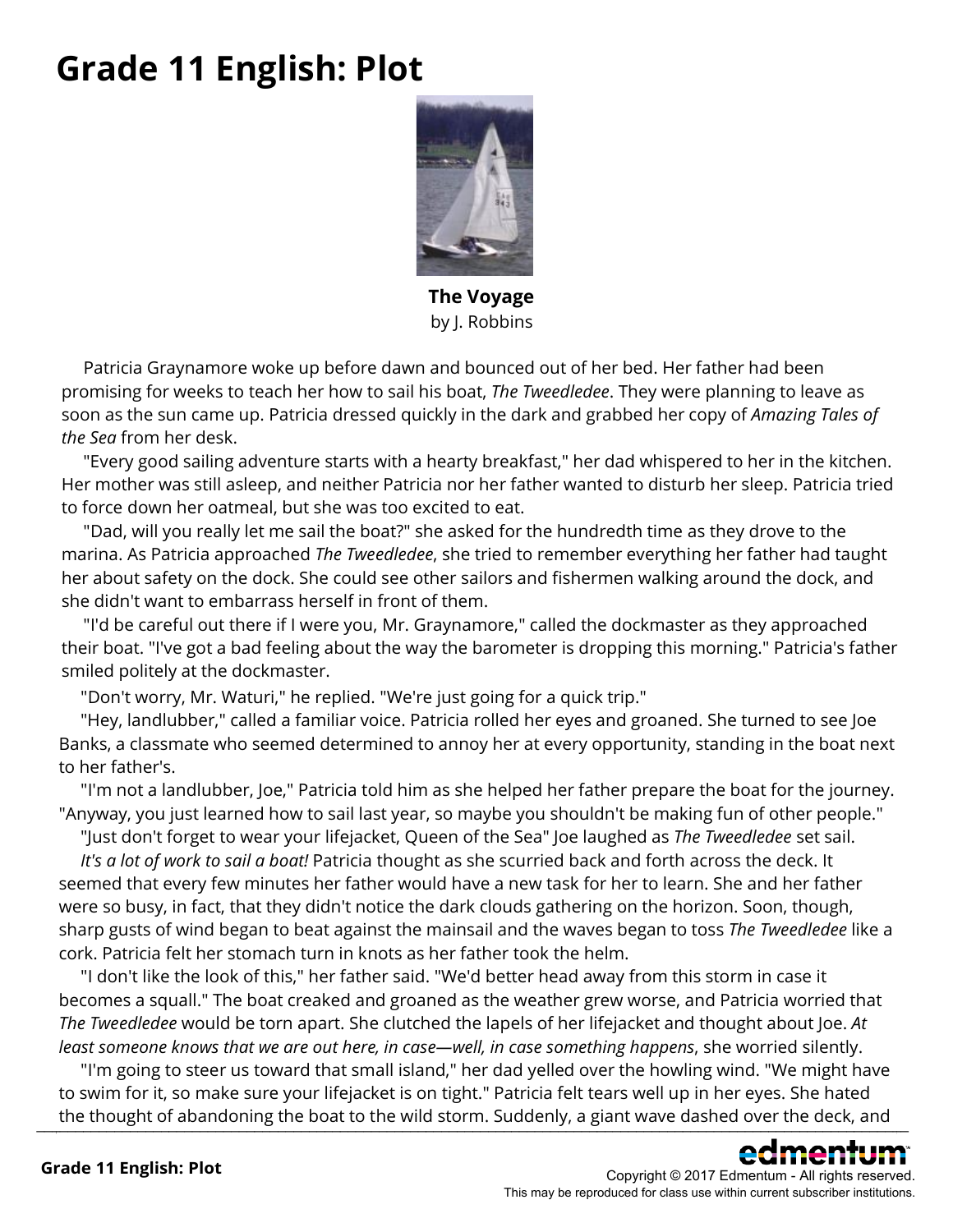# Grade 11 English: Plot

**The Voyage**
by J. Robbins

Patricia Graynamore woke up before dawn and bounced out of her bed. Her father had been promising for weeks to teach her how to sail his boat, *The Tweedledee*. They were planning to leave as soon as the sun came up. Patricia dressed quickly in the dark and grabbed her copy of *Amazing Tales of the Sea* from her desk.

"Every good sailing adventure starts with a hearty breakfast," her dad whispered to her in the kitchen. Her mother was still asleep, and neither Patricia nor her father wanted to disturb her sleep. Patricia tried to force down her oatmeal, but she was too excited to eat.

"Dad, will you really let me sail the boat?" she asked for the hundredth time as they drove to the marina. As Patricia approached *The Tweedledee*, she tried to remember everything her father had taught her about safety on the dock. She could see other sailors and fishermen walking around the dock, and she didn't want to embarrass herself in front of them.

"I'd be careful out there if I were you, Mr. Graynamore," called the dockmaster as they approached their boat. "I've got a bad feeling about the way the barometer is dropping this morning." Patricia's father smiled politely at the dockmaster.

"Don't worry, Mr. Waturi," he replied. "We're just going for a quick trip."

"Hey, landlubber," called a familiar voice. Patricia rolled her eyes and groaned. She turned to see Joe Banks, a classmate who seemed determined to annoy her at every opportunity, standing in the boat next to her father's.

"I'm not a landlubber, Joe," Patricia told him as she helped her father prepare the boat for the journey. "Anyway, you just learned how to sail last year, so maybe you shouldn't be making fun of other people."

"Just don't forget to wear your lifejacket, Queen of the Sea" Joe laughed as *The Tweedledee* set sail.

*It's a lot of work to sail a boat!* Patricia thought as she scurried back and forth across the deck. It seemed that every few minutes her father would have a new task for her to learn. She and her father were so busy, in fact, that they didn't notice the dark clouds gathering on the horizon. Soon, though, sharp gusts of wind began to beat against the mainsail and the waves began to toss *The Tweedledee* like a cork. Patricia felt her stomach turn in knots as her father took the helm.

"I don't like the look of this," her father said. "We'd better head away from this storm in case it becomes a squall." The boat creaked and groaned as the weather grew worse, and Patricia worried that *The Tweedledee* would be torn apart. She clutched the lapels of her lifejacket and thought about Joe. *At least someone knows that we are out here, in case—well, in case something happens*, she worried silently.

"I'm going to steer us toward that small island," her dad yelled over the howling wind. "We might have to swim for it, so make sure your lifejacket is on tight." Patricia felt tears well up in her eyes. She hated the thought of abandoning the boat to the wild storm. Suddenly, a giant wave dashed over the deck, and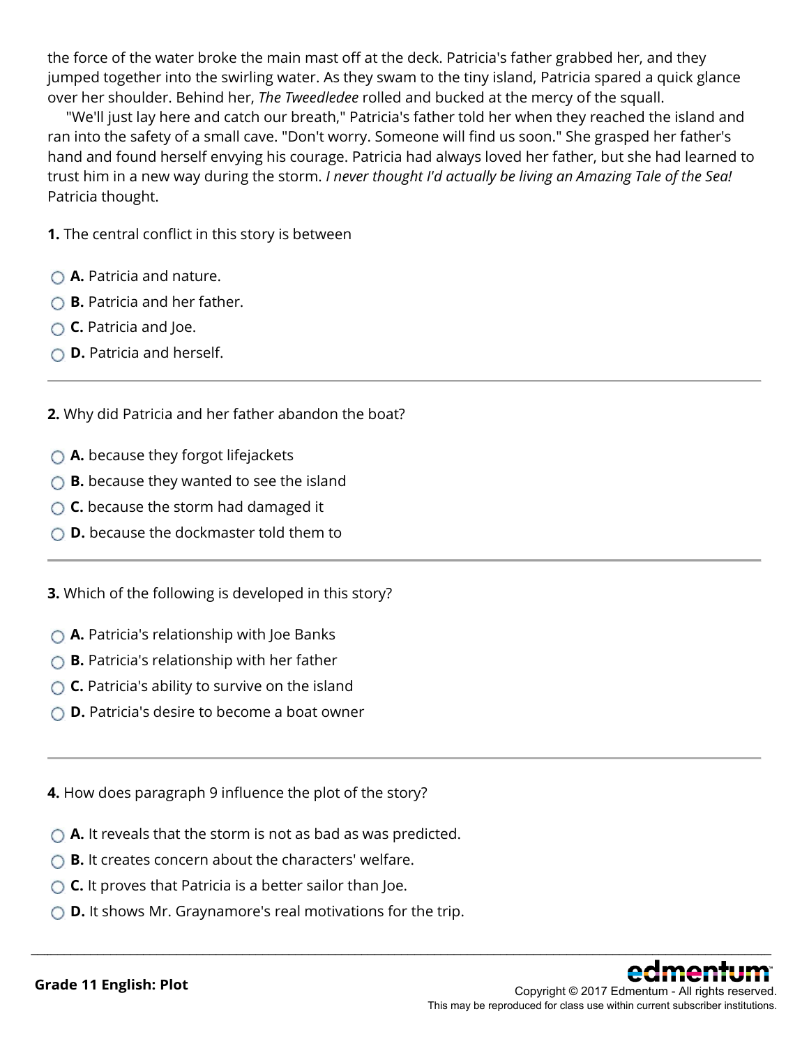the force of the water broke the main mast off at the deck. Patricia's father grabbed her, and they jumped together into the swirling water. As they swam to the tiny island, Patricia spared a quick glance over her shoulder. Behind her, *The Tweedledee* rolled and bucked at the mercy of the squall.

"We'll just lay here and catch our breath," Patricia's father told her when they reached the island and ran into the safety of a small cave. "Don't worry. Someone will find us soon." She grasped her father's hand and found herself envying his courage. Patricia had always loved her father, but she had learned to trust him in a new way during the storm. *I never thought I'd actually be living an Amazing Tale of the Sea!* Patricia thought.

**1.** The central conflict in this story is between

- **A.** Patricia and nature.
- **B.** Patricia and her father.
- **C.** Patricia and Joe.
- **D.** Patricia and herself.

---

**2.** Why did Patricia and her father abandon the boat?

- **A.** because they forgot lifejackets
- **B.** because they wanted to see the island
- **C.** because the storm had damaged it
- **D.** because the dockmaster told them to

---

**3.** Which of the following is developed in this story?

- **A.** Patricia's relationship with Joe Banks
- **B.** Patricia's relationship with her father
- **C.** Patricia's ability to survive on the island
- **D.** Patricia's desire to become a boat owner

---

**4.** How does paragraph 9 influence the plot of the story?

- **A.** It reveals that the storm is not as bad as was predicted.
- **B.** It creates concern about the characters' welfare.
- **C.** It proves that Patricia is a better sailor than Joe.
- **D.** It shows Mr. Graynamore's real motivations for the trip.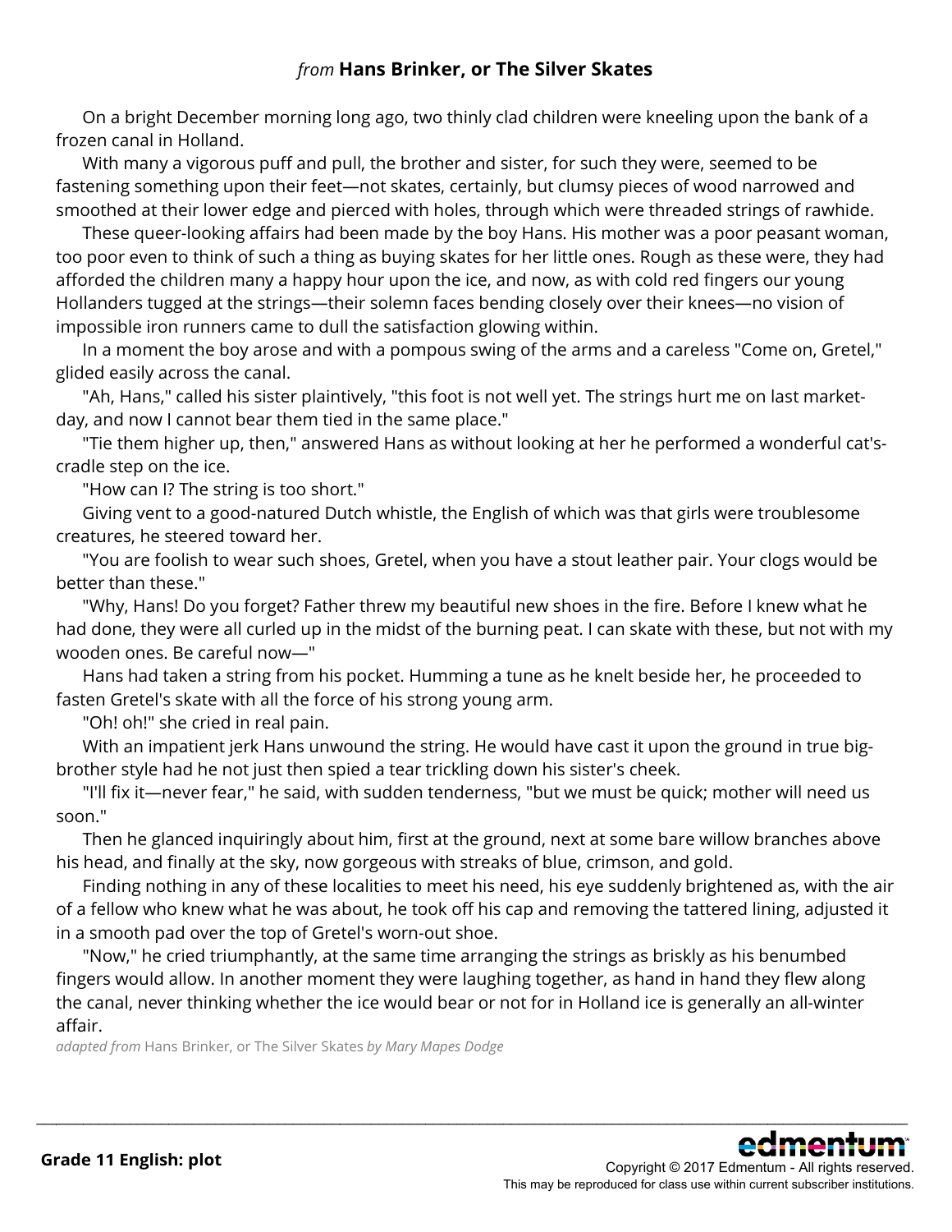## *from* Hans Brinker, or The Silver Skates

On a bright December morning long ago, two thinly clad children were kneeling upon the bank of a frozen canal in Holland.

With many a vigorous puff and pull, the brother and sister, for such they were, seemed to be fastening something upon their feet—not skates, certainly, but clumsy pieces of wood narrowed and smoothed at their lower edge and pierced with holes, through which were threaded strings of rawhide.

These queer-looking affairs had been made by the boy Hans. His mother was a poor peasant woman, too poor even to think of such a thing as buying skates for her little ones. Rough as these were, they had afforded the children many a happy hour upon the ice, and now, as with cold red fingers our young Hollanders tugged at the strings—their solemn faces bending closely over their knees—no vision of impossible iron runners came to dull the satisfaction glowing within.

In a moment the boy arose and with a pompous swing of the arms and a careless "Come on, Gretel," glided easily across the canal.

"Ah, Hans," called his sister plaintively, "this foot is not well yet. The strings hurt me on last market-day, and now I cannot bear them tied in the same place."

"Tie them higher up, then," answered Hans as without looking at her he performed a wonderful cat's-cradle step on the ice.

"How can I? The string is too short."

Giving vent to a good-natured Dutch whistle, the English of which was that girls were troublesome creatures, he steered toward her.

"You are foolish to wear such shoes, Gretel, when you have a stout leather pair. Your clogs would be better than these."

"Why, Hans! Do you forget? Father threw my beautiful new shoes in the fire. Before I knew what he had done, they were all curled up in the midst of the burning peat. I can skate with these, but not with my wooden ones. Be careful now—"

Hans had taken a string from his pocket. Humming a tune as he knelt beside her, he proceeded to fasten Gretel's skate with all the force of his strong young arm.

"Oh! oh!" she cried in real pain.

With an impatient jerk Hans unwound the string. He would have cast it upon the ground in true big-brother style had he not just then spied a tear trickling down his sister's cheek.

"I'll fix it—never fear," he said, with sudden tenderness, "but we must be quick; mother will need us soon."

Then he glanced inquiringly about him, first at the ground, next at some bare willow branches above his head, and finally at the sky, now gorgeous with streaks of blue, crimson, and gold.

Finding nothing in any of these localities to meet his need, his eye suddenly brightened as, with the air of a fellow who knew what he was about, he took off his cap and removing the tattered lining, adjusted it in a smooth pad over the top of Gretel's worn-out shoe.

"Now," he cried triumphantly, at the same time arranging the strings as briskly as his benumbed fingers would allow. In another moment they were laughing together, as hand in hand they flew along the canal, never thinking whether the ice would bear or not for in Holland ice is generally an all-winter affair.

*adapted from* Hans Brinker, or The Silver Skates *by Mary Mapes Dodge*

**Grade 11 English: plot**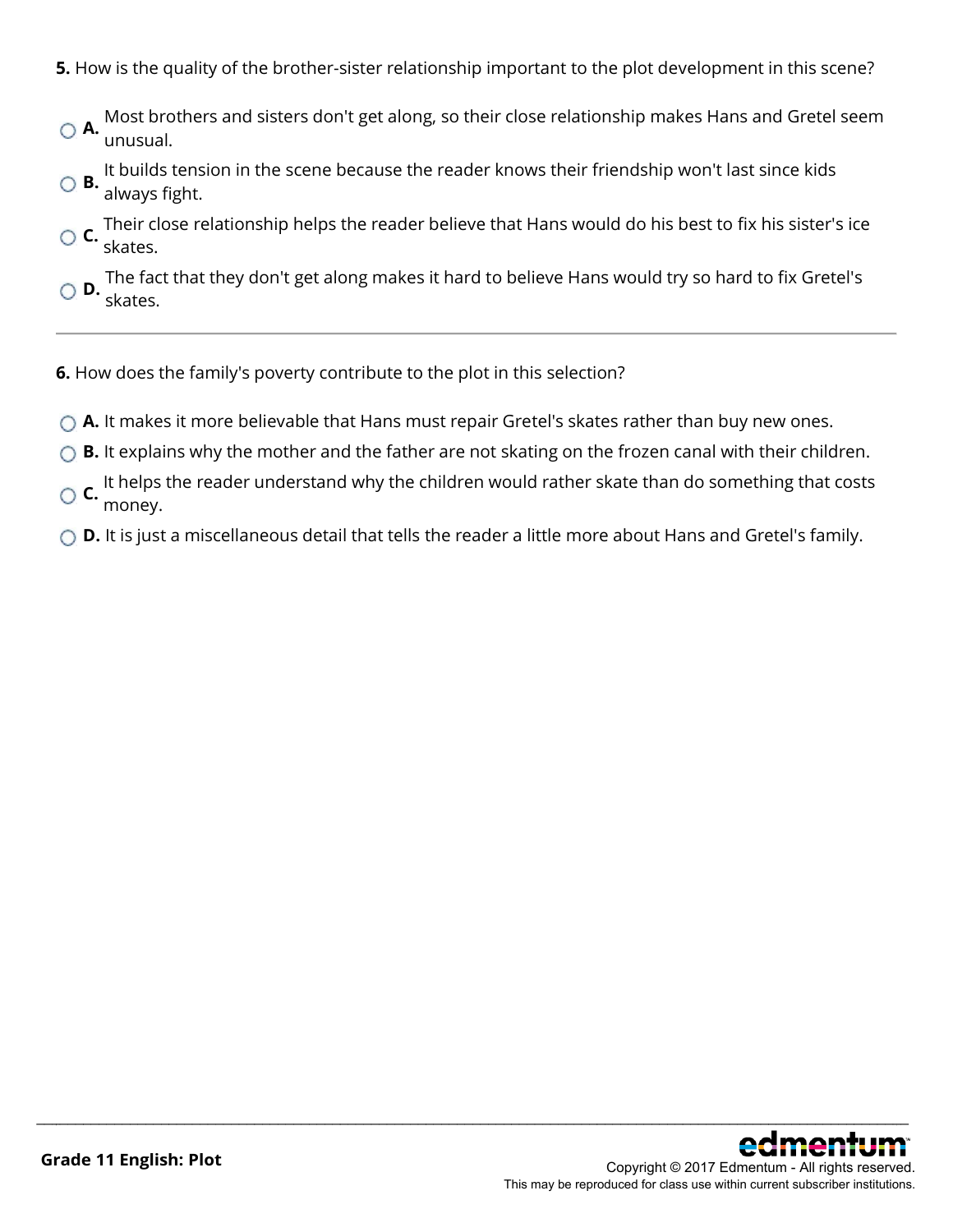**5.** How is the quality of the brother-sister relationship important to the plot development in this scene?

- **A.** Most brothers and sisters don't get along, so their close relationship makes Hans and Gretel seem unusual.
- **B.** It builds tension in the scene because the reader knows their friendship won't last since kids always fight.
- **C.** Their close relationship helps the reader believe that Hans would do his best to fix his sister's ice skates.
- **D.** The fact that they don't get along makes it hard to believe Hans would try so hard to fix Gretel's skates.

---

**6.** How does the family's poverty contribute to the plot in this selection?

- **A.** It makes it more believable that Hans must repair Gretel's skates rather than buy new ones.
- **B.** It explains why the mother and the father are not skating on the frozen canal with their children.
- **C.** It helps the reader understand why the children would rather skate than do something that costs money.
- **D.** It is just a miscellaneous detail that tells the reader a little more about Hans and Gretel's family.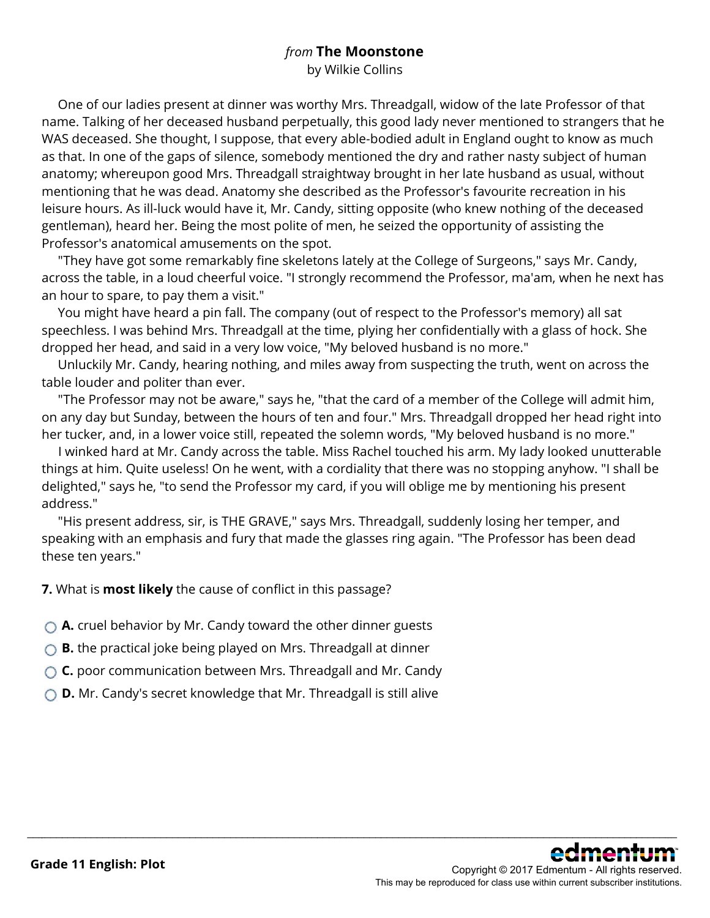*from* **The Moonstone**
by Wilkie Collins

One of our ladies present at dinner was worthy Mrs. Threadgall, widow of the late Professor of that name. Talking of her deceased husband perpetually, this good lady never mentioned to strangers that he WAS deceased. She thought, I suppose, that every able-bodied adult in England ought to know as much as that. In one of the gaps of silence, somebody mentioned the dry and rather nasty subject of human anatomy; whereupon good Mrs. Threadgall straightway brought in her late husband as usual, without mentioning that he was dead. Anatomy she described as the Professor's favourite recreation in his leisure hours. As ill-luck would have it, Mr. Candy, sitting opposite (who knew nothing of the deceased gentleman), heard her. Being the most polite of men, he seized the opportunity of assisting the Professor's anatomical amusements on the spot.

"They have got some remarkably fine skeletons lately at the College of Surgeons," says Mr. Candy, across the table, in a loud cheerful voice. "I strongly recommend the Professor, ma'am, when he next has an hour to spare, to pay them a visit."

You might have heard a pin fall. The company (out of respect to the Professor's memory) all sat speechless. I was behind Mrs. Threadgall at the time, plying her confidentially with a glass of hock. She dropped her head, and said in a very low voice, "My beloved husband is no more."

Unluckily Mr. Candy, hearing nothing, and miles away from suspecting the truth, went on across the table louder and politer than ever.

"The Professor may not be aware," says he, "that the card of a member of the College will admit him, on any day but Sunday, between the hours of ten and four." Mrs. Threadgall dropped her head right into her tucker, and, in a lower voice still, repeated the solemn words, "My beloved husband is no more."

I winked hard at Mr. Candy across the table. Miss Rachel touched his arm. My lady looked unutterable things at him. Quite useless! On he went, with a cordiality that there was no stopping anyhow. "I shall be delighted," says he, "to send the Professor my card, if you will oblige me by mentioning his present address."

"His present address, sir, is THE GRAVE," says Mrs. Threadgall, suddenly losing her temper, and speaking with an emphasis and fury that made the glasses ring again. "The Professor has been dead these ten years."

**7.** What is **most likely** the cause of conflict in this passage?

- **A.** cruel behavior by Mr. Candy toward the other dinner guests
- **B.** the practical joke being played on Mrs. Threadgall at dinner
- **C.** poor communication between Mrs. Threadgall and Mr. Candy
- **D.** Mr. Candy's secret knowledge that Mr. Threadgall is still alive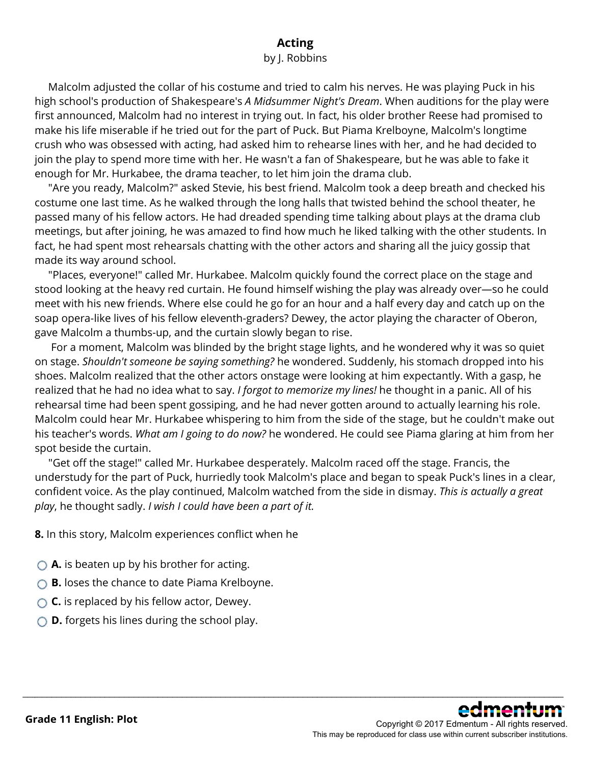# Acting

by J. Robbins

Malcolm adjusted the collar of his costume and tried to calm his nerves. He was playing Puck in his high school's production of Shakespeare's *A Midsummer Night's Dream*. When auditions for the play were first announced, Malcolm had no interest in trying out. In fact, his older brother Reese had promised to make his life miserable if he tried out for the part of Puck. But Piama Krelboyne, Malcolm's longtime crush who was obsessed with acting, had asked him to rehearse lines with her, and he had decided to join the play to spend more time with her. He wasn't a fan of Shakespeare, but he was able to fake it enough for Mr. Hurkabee, the drama teacher, to let him join the drama club.

"Are you ready, Malcolm?" asked Stevie, his best friend. Malcolm took a deep breath and checked his costume one last time. As he walked through the long halls that twisted behind the school theater, he passed many of his fellow actors. He had dreaded spending time talking about plays at the drama club meetings, but after joining, he was amazed to find how much he liked talking with the other students. In fact, he had spent most rehearsals chatting with the other actors and sharing all the juicy gossip that made its way around school.

"Places, everyone!" called Mr. Hurkabee. Malcolm quickly found the correct place on the stage and stood looking at the heavy red curtain. He found himself wishing the play was already over—so he could meet with his new friends. Where else could he go for an hour and a half every day and catch up on the soap opera-like lives of his fellow eleventh-graders? Dewey, the actor playing the character of Oberon, gave Malcolm a thumbs-up, and the curtain slowly began to rise.

For a moment, Malcolm was blinded by the bright stage lights, and he wondered why it was so quiet on stage. *Shouldn't someone be saying something?* he wondered. Suddenly, his stomach dropped into his shoes. Malcolm realized that the other actors onstage were looking at him expectantly. With a gasp, he realized that he had no idea what to say. *I forgot to memorize my lines!* he thought in a panic. All of his rehearsal time had been spent gossiping, and he had never gotten around to actually learning his role. Malcolm could hear Mr. Hurkabee whispering to him from the side of the stage, but he couldn't make out his teacher's words. *What am I going to do now?* he wondered. He could see Piama glaring at him from her spot beside the curtain.

"Get off the stage!" called Mr. Hurkabee desperately. Malcolm raced off the stage. Francis, the understudy for the part of Puck, hurriedly took Malcolm's place and began to speak Puck's lines in a clear, confident voice. As the play continued, Malcolm watched from the side in dismay. *This is actually a great play*, he thought sadly. *I wish I could have been a part of it.*

**8.** In this story, Malcolm experiences conflict when he

- **A.** is beaten up by his brother for acting.
- **B.** loses the chance to date Piama Krelboyne.
- **C.** is replaced by his fellow actor, Dewey.
- **D.** forgets his lines during the school play.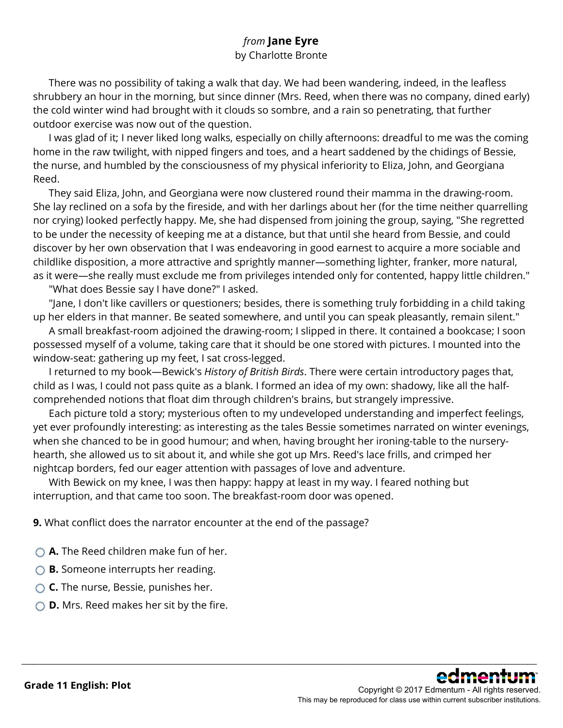*from* **Jane Eyre**
by Charlotte Bronte

There was no possibility of taking a walk that day. We had been wandering, indeed, in the leafless shrubbery an hour in the morning, but since dinner (Mrs. Reed, when there was no company, dined early) the cold winter wind had brought with it clouds so sombre, and a rain so penetrating, that further outdoor exercise was now out of the question.

I was glad of it; I never liked long walks, especially on chilly afternoons: dreadful to me was the coming home in the raw twilight, with nipped fingers and toes, and a heart saddened by the chidings of Bessie, the nurse, and humbled by the consciousness of my physical inferiority to Eliza, John, and Georgiana Reed.

They said Eliza, John, and Georgiana were now clustered round their mamma in the drawing-room. She lay reclined on a sofa by the fireside, and with her darlings about her (for the time neither quarrelling nor crying) looked perfectly happy. Me, she had dispensed from joining the group, saying, "She regretted to be under the necessity of keeping me at a distance, but that until she heard from Bessie, and could discover by her own observation that I was endeavoring in good earnest to acquire a more sociable and childlike disposition, a more attractive and sprightly manner—something lighter, franker, more natural, as it were—she really must exclude me from privileges intended only for contented, happy little children."

"What does Bessie say I have done?" I asked.

"Jane, I don't like cavillers or questioners; besides, there is something truly forbidding in a child taking up her elders in that manner. Be seated somewhere, and until you can speak pleasantly, remain silent."

A small breakfast-room adjoined the drawing-room; I slipped in there. It contained a bookcase; I soon possessed myself of a volume, taking care that it should be one stored with pictures. I mounted into the window-seat: gathering up my feet, I sat cross-legged.

I returned to my book—Bewick's *History of British Birds*. There were certain introductory pages that, child as I was, I could not pass quite as a blank. I formed an idea of my own: shadowy, like all the half-comprehended notions that float dim through children's brains, but strangely impressive.

Each picture told a story; mysterious often to my undeveloped understanding and imperfect feelings, yet ever profoundly interesting: as interesting as the tales Bessie sometimes narrated on winter evenings, when she chanced to be in good humour; and when, having brought her ironing-table to the nursery-hearth, she allowed us to sit about it, and while she got up Mrs. Reed's lace frills, and crimped her nightcap borders, fed our eager attention with passages of love and adventure.

With Bewick on my knee, I was then happy: happy at least in my way. I feared nothing but interruption, and that came too soon. The breakfast-room door was opened.

**9.** What conflict does the narrator encounter at the end of the passage?

- **A.** The Reed children make fun of her.
- **B.** Someone interrupts her reading.
- **C.** The nurse, Bessie, punishes her.
- **D.** Mrs. Reed makes her sit by the fire.

**Grade 11 English: Plot**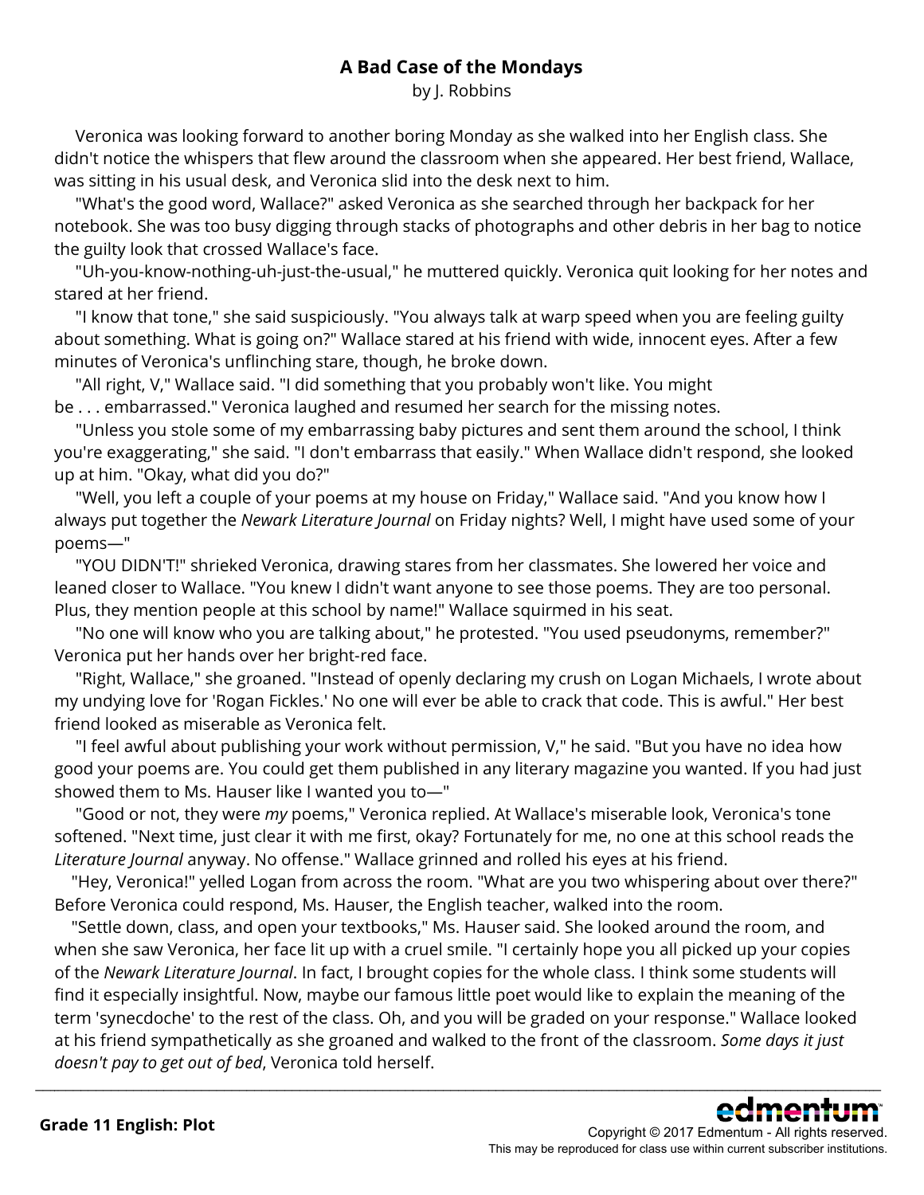# A Bad Case of the Mondays

by J. Robbins

Veronica was looking forward to another boring Monday as she walked into her English class. She didn't notice the whispers that flew around the classroom when she appeared. Her best friend, Wallace, was sitting in his usual desk, and Veronica slid into the desk next to him.

"What's the good word, Wallace?" asked Veronica as she searched through her backpack for her notebook. She was too busy digging through stacks of photographs and other debris in her bag to notice the guilty look that crossed Wallace's face.

"Uh-you-know-nothing-uh-just-the-usual," he muttered quickly. Veronica quit looking for her notes and stared at her friend.

"I know that tone," she said suspiciously. "You always talk at warp speed when you are feeling guilty about something. What is going on?" Wallace stared at his friend with wide, innocent eyes. After a few minutes of Veronica's unflinching stare, though, he broke down.

"All right, V," Wallace said. "I did something that you probably won't like. You might be . . . embarrassed." Veronica laughed and resumed her search for the missing notes.

"Unless you stole some of my embarrassing baby pictures and sent them around the school, I think you're exaggerating," she said. "I don't embarrass that easily." When Wallace didn't respond, she looked up at him. "Okay, what did you do?"

"Well, you left a couple of your poems at my house on Friday," Wallace said. "And you know how I always put together the *Newark Literature Journal* on Friday nights? Well, I might have used some of your poems—"

"YOU DIDN'T!" shrieked Veronica, drawing stares from her classmates. She lowered her voice and leaned closer to Wallace. "You knew I didn't want anyone to see those poems. They are too personal. Plus, they mention people at this school by name!" Wallace squirmed in his seat.

"No one will know who you are talking about," he protested. "You used pseudonyms, remember?" Veronica put her hands over her bright-red face.

"Right, Wallace," she groaned. "Instead of openly declaring my crush on Logan Michaels, I wrote about my undying love for 'Rogan Fickles.' No one will ever be able to crack that code. This is awful." Her best friend looked as miserable as Veronica felt.

"I feel awful about publishing your work without permission, V," he said. "But you have no idea how good your poems are. You could get them published in any literary magazine you wanted. If you had just showed them to Ms. Hauser like I wanted you to—"

"Good or not, they were *my* poems," Veronica replied. At Wallace's miserable look, Veronica's tone softened. "Next time, just clear it with me first, okay? Fortunately for me, no one at this school reads the *Literature Journal* anyway. No offense." Wallace grinned and rolled his eyes at his friend.

"Hey, Veronica!" yelled Logan from across the room. "What are you two whispering about over there?" Before Veronica could respond, Ms. Hauser, the English teacher, walked into the room.

"Settle down, class, and open your textbooks," Ms. Hauser said. She looked around the room, and when she saw Veronica, her face lit up with a cruel smile. "I certainly hope you all picked up your copies of the *Newark Literature Journal*. In fact, I brought copies for the whole class. I think some students will find it especially insightful. Now, maybe our famous little poet would like to explain the meaning of the term 'synecdoche' to the rest of the class. Oh, and you will be graded on your response." Wallace looked at his friend sympathetically as she groaned and walked to the front of the classroom. *Some days it just doesn't pay to get out of bed*, Veronica told herself.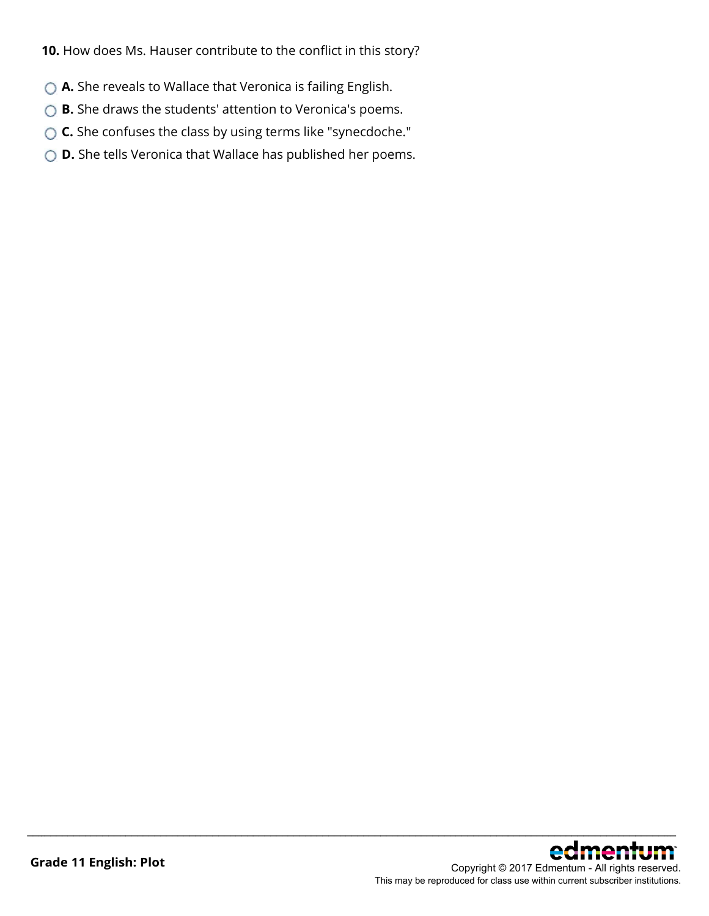**10.** How does Ms. Hauser contribute to the conflict in this story?

- **A.** She reveals to Wallace that Veronica is failing English.
- **B.** She draws the students' attention to Veronica's poems.
- **C.** She confuses the class by using terms like "synecdoche."
- **D.** She tells Veronica that Wallace has published her poems.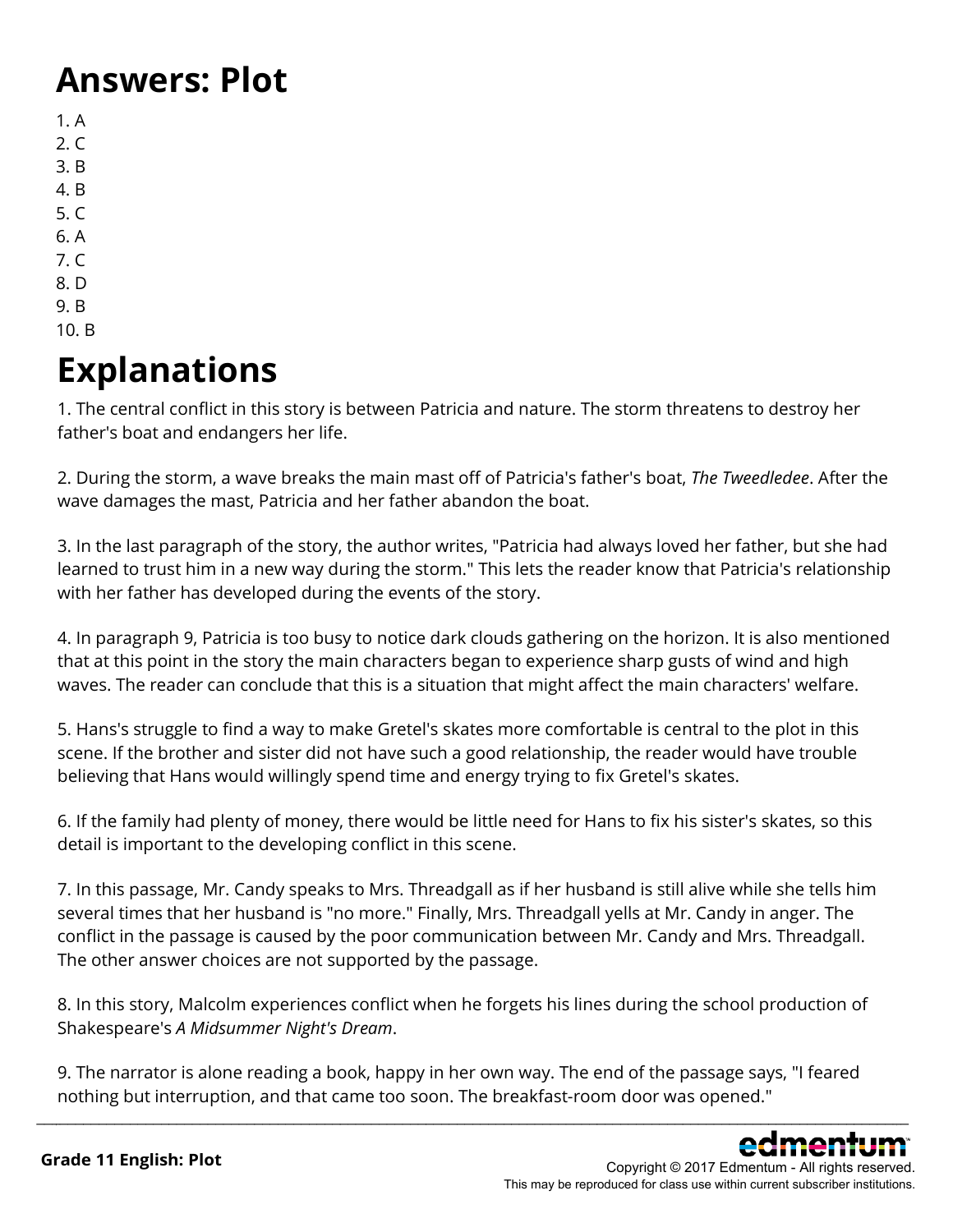# Answers: Plot

1. A
2. C
3. B
4. B
5. C
6. A
7. C
8. D
9. B
10. B

# Explanations

1. The central conflict in this story is between Patricia and nature. The storm threatens to destroy her father's boat and endangers her life.

2. During the storm, a wave breaks the main mast off of Patricia's father's boat, *The Tweedledee*. After the wave damages the mast, Patricia and her father abandon the boat.

3. In the last paragraph of the story, the author writes, "Patricia had always loved her father, but she had learned to trust him in a new way during the storm." This lets the reader know that Patricia's relationship with her father has developed during the events of the story.

4. In paragraph 9, Patricia is too busy to notice dark clouds gathering on the horizon. It is also mentioned that at this point in the story the main characters began to experience sharp gusts of wind and high waves. The reader can conclude that this is a situation that might affect the main characters' welfare.

5. Hans's struggle to find a way to make Gretel's skates more comfortable is central to the plot in this scene. If the brother and sister did not have such a good relationship, the reader would have trouble believing that Hans would willingly spend time and energy trying to fix Gretel's skates.

6. If the family had plenty of money, there would be little need for Hans to fix his sister's skates, so this detail is important to the developing conflict in this scene.

7. In this passage, Mr. Candy speaks to Mrs. Threadgall as if her husband is still alive while she tells him several times that her husband is "no more." Finally, Mrs. Threadgall yells at Mr. Candy in anger. The conflict in the passage is caused by the poor communication between Mr. Candy and Mrs. Threadgall. The other answer choices are not supported by the passage.

8. In this story, Malcolm experiences conflict when he forgets his lines during the school production of Shakespeare's *A Midsummer Night's Dream*.

9. The narrator is alone reading a book, happy in her own way. The end of the passage says, "I feared nothing but interruption, and that came too soon. The breakfast-room door was opened."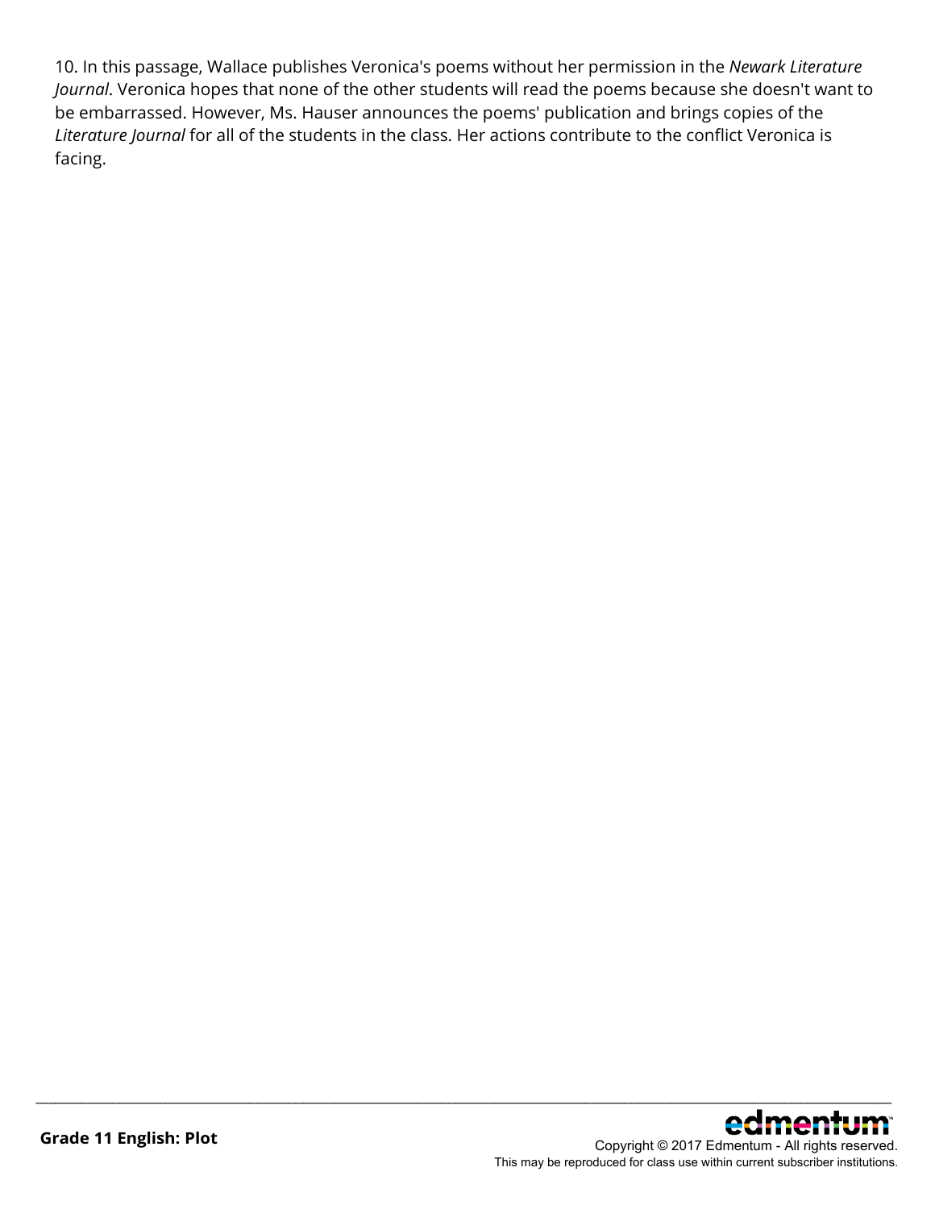10. In this passage, Wallace publishes Veronica's poems without her permission in the *Newark Literature Journal*. Veronica hopes that none of the other students will read the poems because she doesn't want to be embarrassed. However, Ms. Hauser announces the poems' publication and brings copies of the *Literature Journal* for all of the students in the class. Her actions contribute to the conflict Veronica is facing.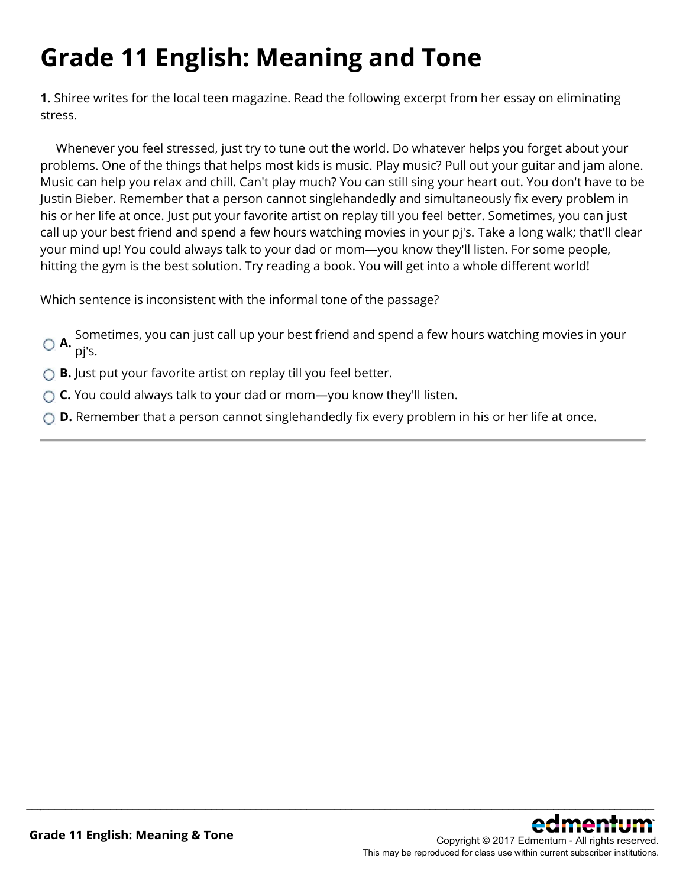# Grade 11 English: Meaning and Tone

**1.** Shiree writes for the local teen magazine. Read the following excerpt from her essay on eliminating stress.

Whenever you feel stressed, just try to tune out the world. Do whatever helps you forget about your problems. One of the things that helps most kids is music. Play music? Pull out your guitar and jam alone. Music can help you relax and chill. Can't play much? You can still sing your heart out. You don't have to be Justin Bieber. Remember that a person cannot singlehandedly and simultaneously fix every problem in his or her life at once. Just put your favorite artist on replay till you feel better. Sometimes, you can just call up your best friend and spend a few hours watching movies in your pj's. Take a long walk; that'll clear your mind up! You could always talk to your dad or mom—you know they'll listen. For some people, hitting the gym is the best solution. Try reading a book. You will get into a whole different world!

Which sentence is inconsistent with the informal tone of the passage?

- **A.** Sometimes, you can just call up your best friend and spend a few hours watching movies in your pj's.
- **B.** Just put your favorite artist on replay till you feel better.
- **C.** You could always talk to your dad or mom—you know they'll listen.
- **D.** Remember that a person cannot singlehandedly fix every problem in his or her life at once.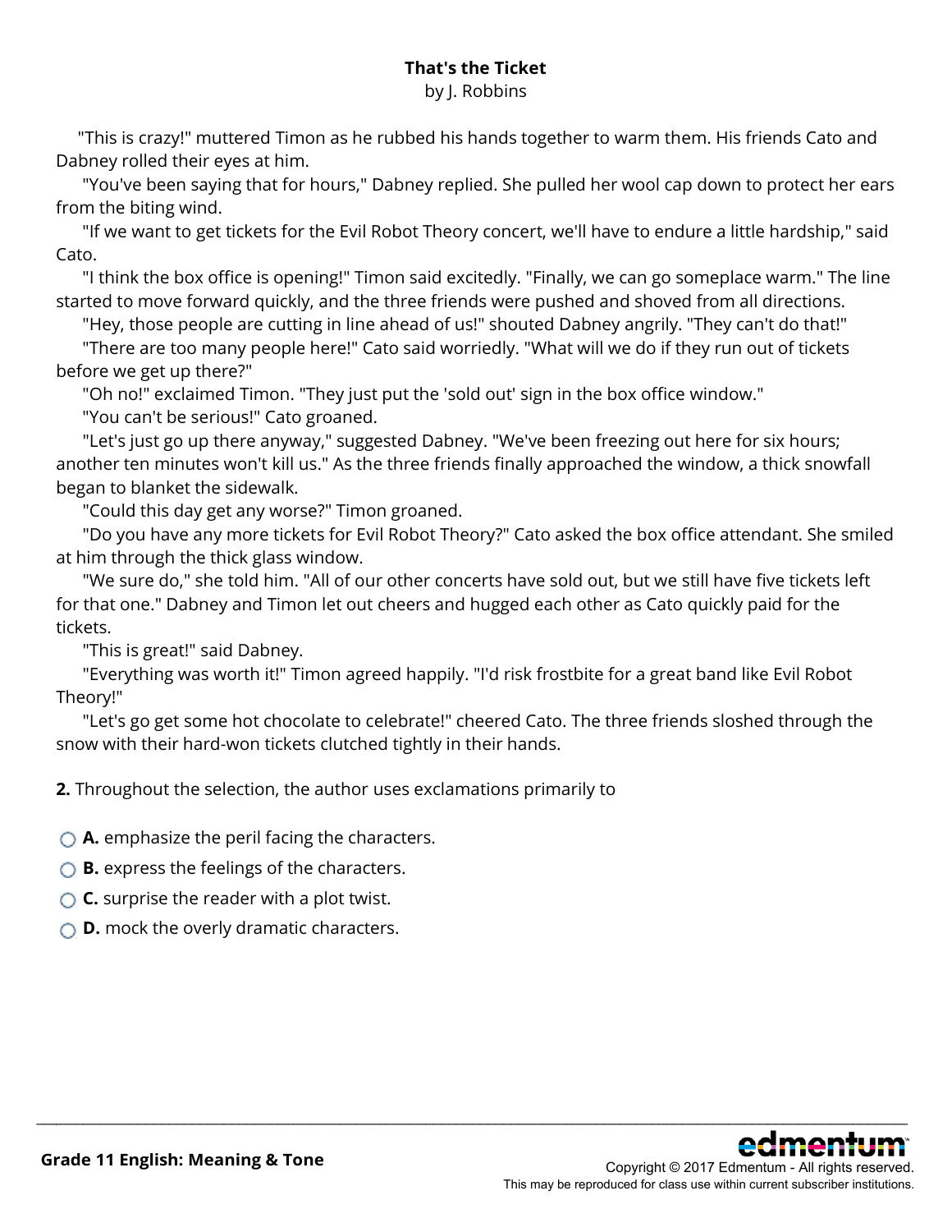## That's the Ticket

by J. Robbins

"This is crazy!" muttered Timon as he rubbed his hands together to warm them. His friends Cato and Dabney rolled their eyes at him.

"You've been saying that for hours," Dabney replied. She pulled her wool cap down to protect her ears from the biting wind.

"If we want to get tickets for the Evil Robot Theory concert, we'll have to endure a little hardship," said Cato.

"I think the box office is opening!" Timon said excitedly. "Finally, we can go someplace warm." The line started to move forward quickly, and the three friends were pushed and shoved from all directions.

"Hey, those people are cutting in line ahead of us!" shouted Dabney angrily. "They can't do that!"

"There are too many people here!" Cato said worriedly. "What will we do if they run out of tickets before we get up there?"

"Oh no!" exclaimed Timon. "They just put the 'sold out' sign in the box office window."

"You can't be serious!" Cato groaned.

"Let's just go up there anyway," suggested Dabney. "We've been freezing out here for six hours; another ten minutes won't kill us." As the three friends finally approached the window, a thick snowfall began to blanket the sidewalk.

"Could this day get any worse?" Timon groaned.

"Do you have any more tickets for Evil Robot Theory?" Cato asked the box office attendant. She smiled at him through the thick glass window.

"We sure do," she told him. "All of our other concerts have sold out, but we still have five tickets left for that one." Dabney and Timon let out cheers and hugged each other as Cato quickly paid for the tickets.

"This is great!" said Dabney.

"Everything was worth it!" Timon agreed happily. "I'd risk frostbite for a great band like Evil Robot Theory!"

"Let's go get some hot chocolate to celebrate!" cheered Cato. The three friends sloshed through the snow with their hard-won tickets clutched tightly in their hands.

**2.** Throughout the selection, the author uses exclamations primarily to

- **A.** emphasize the peril facing the characters.
- **B.** express the feelings of the characters.
- **C.** surprise the reader with a plot twist.
- **D.** mock the overly dramatic characters.

**Grade 11 English: Meaning & Tone**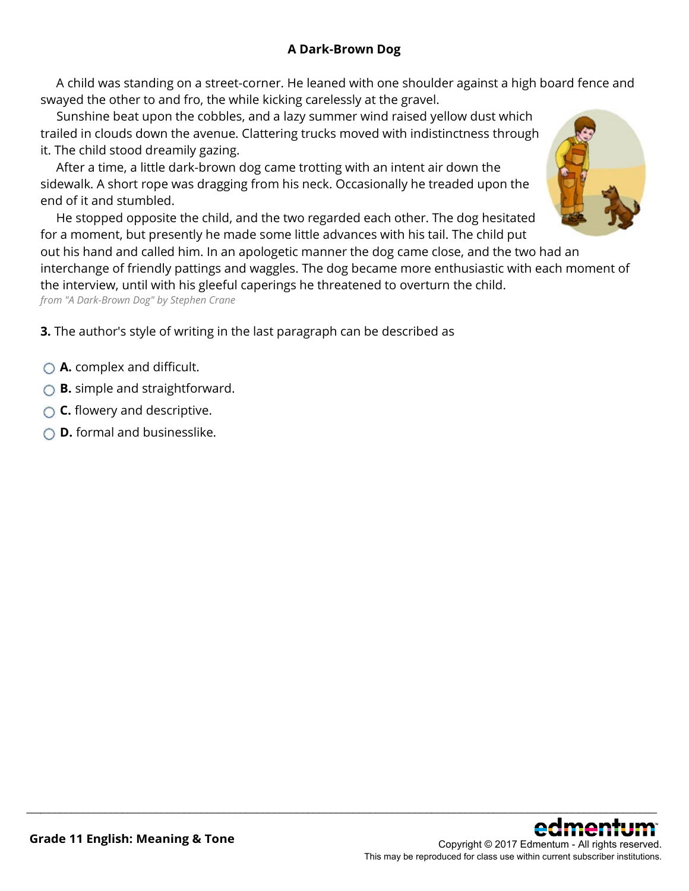## A Dark-Brown Dog

A child was standing on a street-corner. He leaned with one shoulder against a high board fence and swayed the other to and fro, the while kicking carelessly at the gravel.

Sunshine beat upon the cobbles, and a lazy summer wind raised yellow dust which trailed in clouds down the avenue. Clattering trucks moved with indistinctness through it. The child stood dreamily gazing.

After a time, a little dark-brown dog came trotting with an intent air down the sidewalk. A short rope was dragging from his neck. Occasionally he treaded upon the end of it and stumbled.

He stopped opposite the child, and the two regarded each other. The dog hesitated for a moment, but presently he made some little advances with his tail. The child put out his hand and called him. In an apologetic manner the dog came close, and the two had an interchange of friendly pattings and waggles. The dog became more enthusiastic with each moment of the interview, until with his gleeful caperings he threatened to overturn the child.

*from "A Dark-Brown Dog" by Stephen Crane*

**3.** The author's style of writing in the last paragraph can be described as

- **A.** complex and difficult.
- **B.** simple and straightforward.
- **C.** flowery and descriptive.
- **D.** formal and businesslike.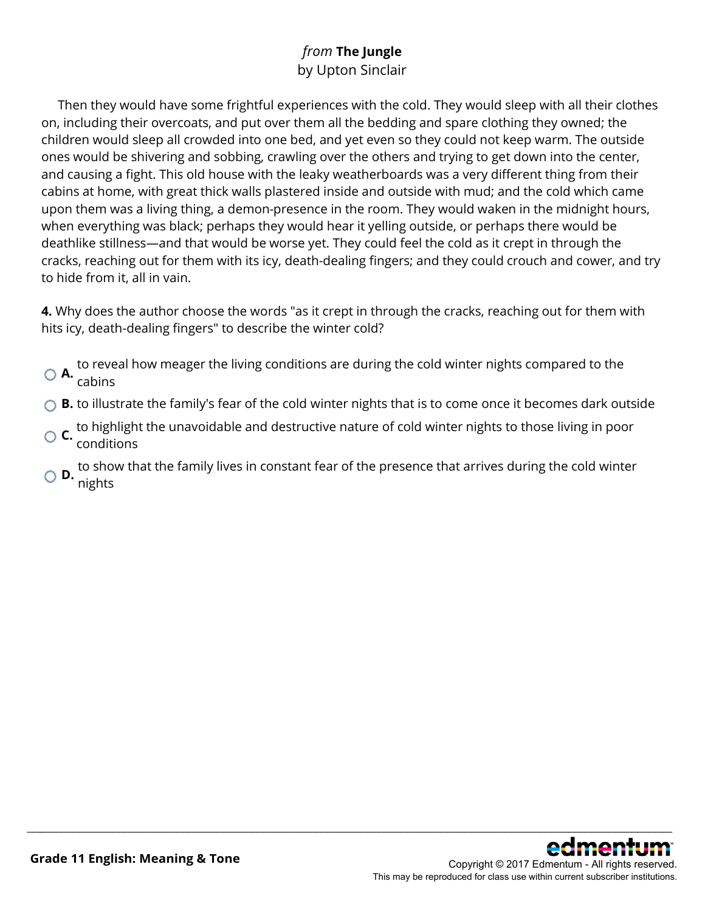*from* **The Jungle**
by Upton Sinclair

Then they would have some frightful experiences with the cold. They would sleep with all their clothes on, including their overcoats, and put over them all the bedding and spare clothing they owned; the children would sleep all crowded into one bed, and yet even so they could not keep warm. The outside ones would be shivering and sobbing, crawling over the others and trying to get down into the center, and causing a fight. This old house with the leaky weatherboards was a very different thing from their cabins at home, with great thick walls plastered inside and outside with mud; and the cold which came upon them was a living thing, a demon-presence in the room. They would waken in the midnight hours, when everything was black; perhaps they would hear it yelling outside, or perhaps there would be deathlike stillness—and that would be worse yet. They could feel the cold as it crept in through the cracks, reaching out for them with its icy, death-dealing fingers; and they could crouch and cower, and try to hide from it, all in vain.

**4.** Why does the author choose the words "as it crept in through the cracks, reaching out for them with hits icy, death-dealing fingers" to describe the winter cold?

- **A.** to reveal how meager the living conditions are during the cold winter nights compared to the cabins
- **B.** to illustrate the family's fear of the cold winter nights that is to come once it becomes dark outside
- **C.** to highlight the unavoidable and destructive nature of cold winter nights to those living in poor conditions
- **D.** to show that the family lives in constant fear of the presence that arrives during the cold winter nights

**Grade 11 English: Meaning & Tone**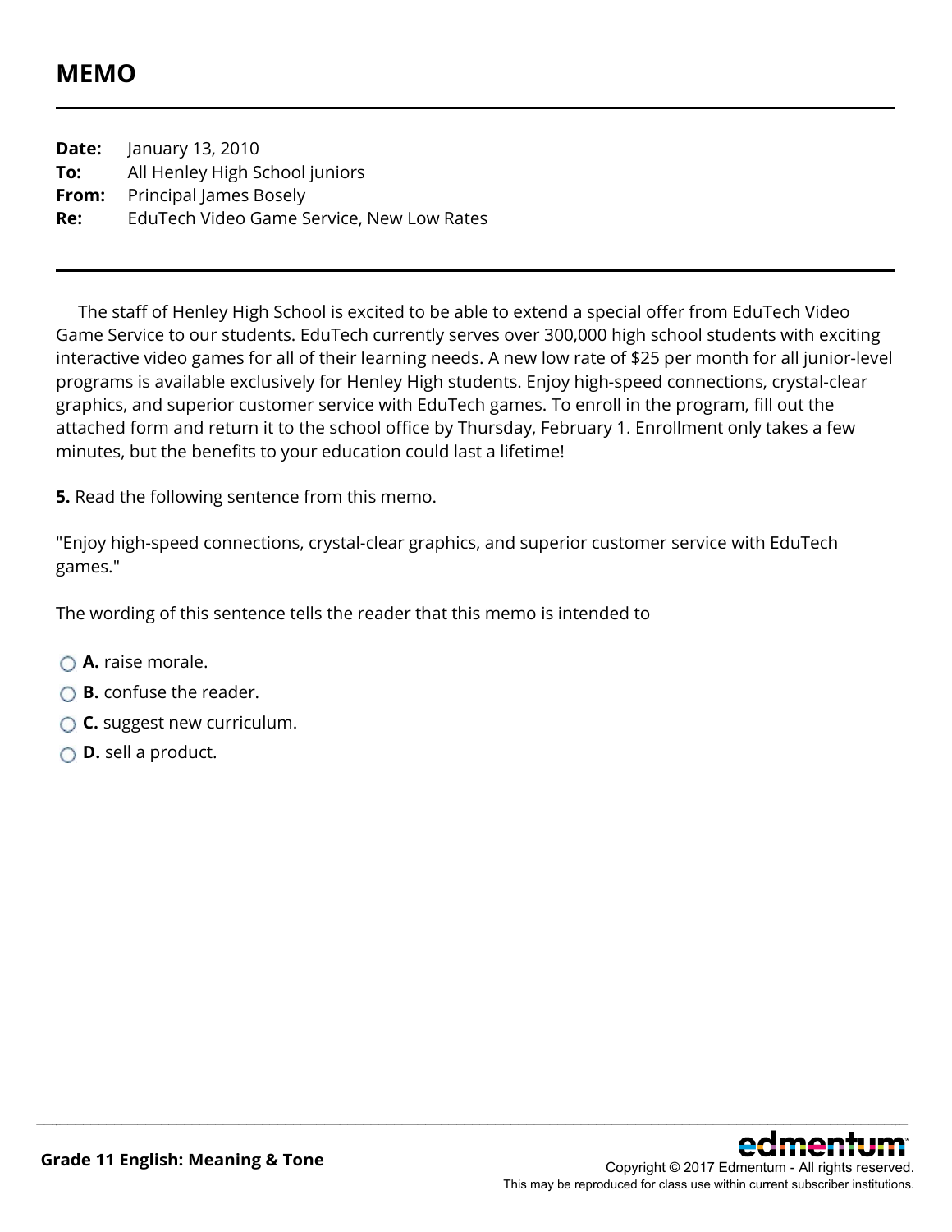# MEMO

---

**Date:** January 13, 2010
**To:** All Henley High School juniors
**From:** Principal James Bosely
**Re:** EduTech Video Game Service, New Low Rates

---

The staff of Henley High School is excited to be able to extend a special offer from EduTech Video Game Service to our students. EduTech currently serves over 300,000 high school students with exciting interactive video games for all of their learning needs. A new low rate of $25 per month for all junior-level programs is available exclusively for Henley High students. Enjoy high-speed connections, crystal-clear graphics, and superior customer service with EduTech games. To enroll in the program, fill out the attached form and return it to the school office by Thursday, February 1. Enrollment only takes a few minutes, but the benefits to your education could last a lifetime!

**5.** Read the following sentence from this memo.

"Enjoy high-speed connections, crystal-clear graphics, and superior customer service with EduTech games."

The wording of this sentence tells the reader that this memo is intended to

- **A.** raise morale.
- **B.** confuse the reader.
- **C.** suggest new curriculum.
- **D.** sell a product.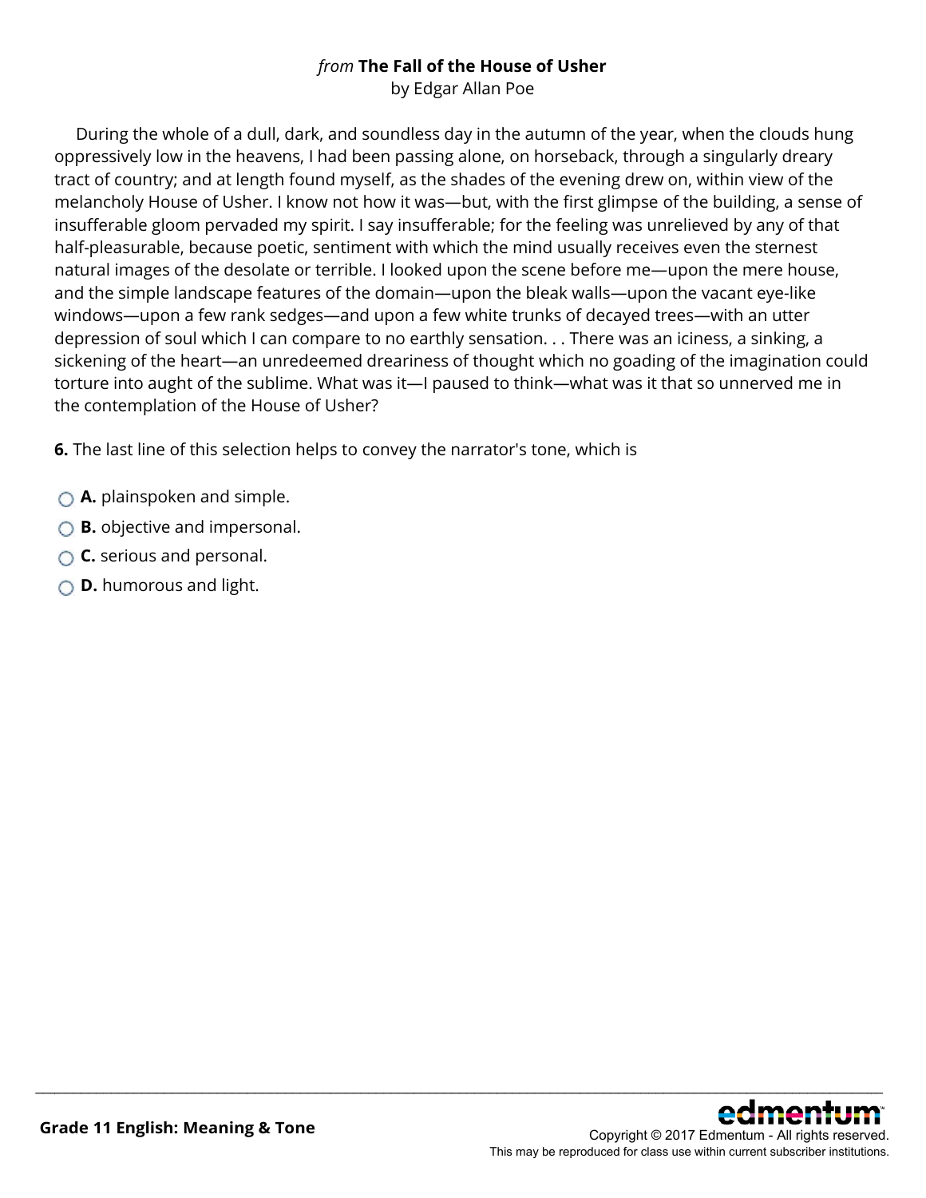*from* **The Fall of the House of Usher**
by Edgar Allan Poe

During the whole of a dull, dark, and soundless day in the autumn of the year, when the clouds hung oppressively low in the heavens, I had been passing alone, on horseback, through a singularly dreary tract of country; and at length found myself, as the shades of the evening drew on, within view of the melancholy House of Usher. I know not how it was—but, with the first glimpse of the building, a sense of insufferable gloom pervaded my spirit. I say insufferable; for the feeling was unrelieved by any of that half-pleasurable, because poetic, sentiment with which the mind usually receives even the sternest natural images of the desolate or terrible. I looked upon the scene before me—upon the mere house, and the simple landscape features of the domain—upon the bleak walls—upon the vacant eye-like windows—upon a few rank sedges—and upon a few white trunks of decayed trees—with an utter depression of soul which I can compare to no earthly sensation. . . There was an iciness, a sinking, a sickening of the heart—an unredeemed dreariness of thought which no goading of the imagination could torture into aught of the sublime. What was it—I paused to think—what was it that so unnerved me in the contemplation of the House of Usher?

**6.** The last line of this selection helps to convey the narrator's tone, which is

- **A.** plainspoken and simple.
- **B.** objective and impersonal.
- **C.** serious and personal.
- **D.** humorous and light.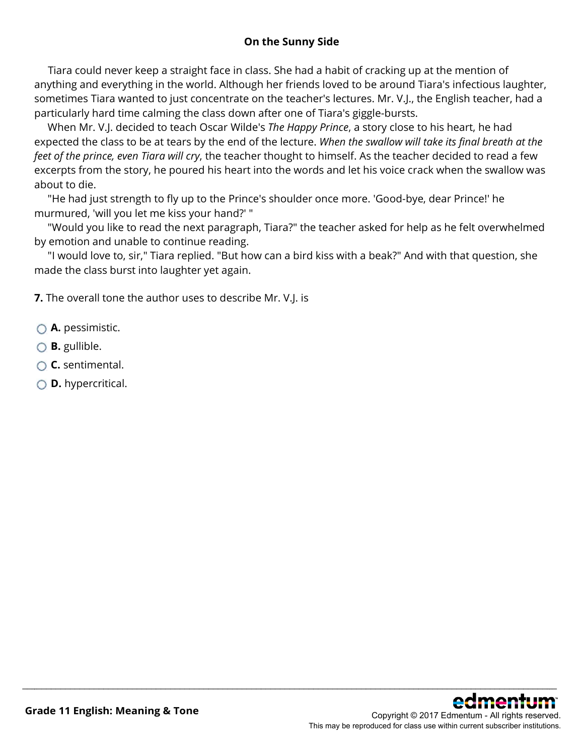## On the Sunny Side

Tiara could never keep a straight face in class. She had a habit of cracking up at the mention of anything and everything in the world. Although her friends loved to be around Tiara's infectious laughter, sometimes Tiara wanted to just concentrate on the teacher's lectures. Mr. V.J., the English teacher, had a particularly hard time calming the class down after one of Tiara's giggle-bursts.

When Mr. V.J. decided to teach Oscar Wilde's *The Happy Prince*, a story close to his heart, he had expected the class to be at tears by the end of the lecture. *When the swallow will take its final breath at the feet of the prince, even Tiara will cry*, the teacher thought to himself. As the teacher decided to read a few excerpts from the story, he poured his heart into the words and let his voice crack when the swallow was about to die.

"He had just strength to fly up to the Prince's shoulder once more. 'Good-bye, dear Prince!' he murmured, 'will you let me kiss your hand?' "

"Would you like to read the next paragraph, Tiara?" the teacher asked for help as he felt overwhelmed by emotion and unable to continue reading.

"I would love to, sir," Tiara replied. "But how can a bird kiss with a beak?" And with that question, she made the class burst into laughter yet again.

**7.** The overall tone the author uses to describe Mr. V.J. is

- **A.** pessimistic.
- **B.** gullible.
- **C.** sentimental.
- **D.** hypercritical.

**Grade 11 English: Meaning & Tone**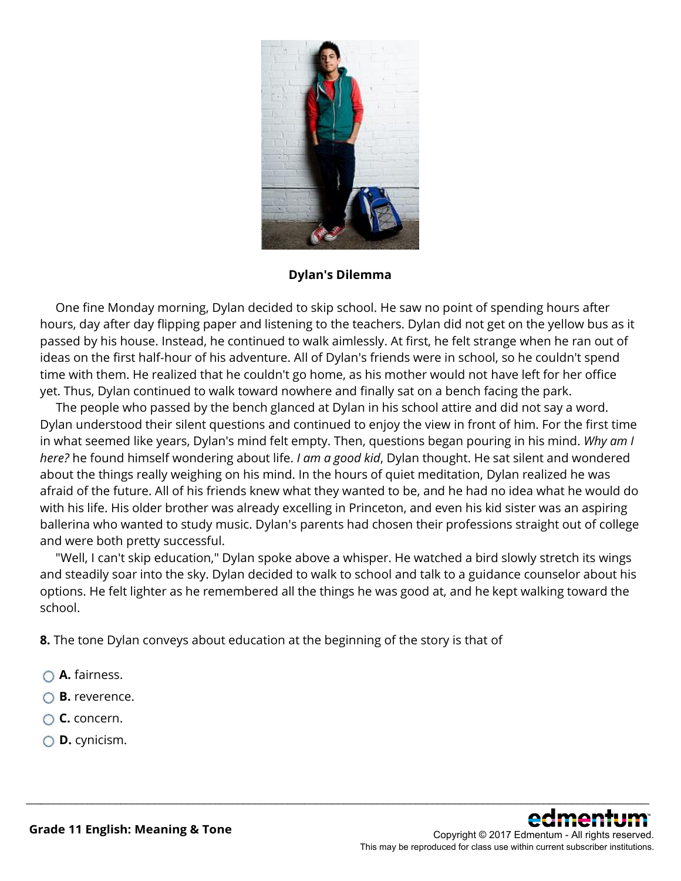**Dylan's Dilemma**

One fine Monday morning, Dylan decided to skip school. He saw no point of spending hours after hours, day after day flipping paper and listening to the teachers. Dylan did not get on the yellow bus as it passed by his house. Instead, he continued to walk aimlessly. At first, he felt strange when he ran out of ideas on the first half-hour of his adventure. All of Dylan's friends were in school, so he couldn't spend time with them. He realized that he couldn't go home, as his mother would not have left for her office yet. Thus, Dylan continued to walk toward nowhere and finally sat on a bench facing the park.

The people who passed by the bench glanced at Dylan in his school attire and did not say a word. Dylan understood their silent questions and continued to enjoy the view in front of him. For the first time in what seemed like years, Dylan's mind felt empty. Then, questions began pouring in his mind. *Why am I here?* he found himself wondering about life. *I am a good kid*, Dylan thought. He sat silent and wondered about the things really weighing on his mind. In the hours of quiet meditation, Dylan realized he was afraid of the future. All of his friends knew what they wanted to be, and he had no idea what he would do with his life. His older brother was already excelling in Princeton, and even his kid sister was an aspiring ballerina who wanted to study music. Dylan's parents had chosen their professions straight out of college and were both pretty successful.

"Well, I can't skip education," Dylan spoke above a whisper. He watched a bird slowly stretch its wings and steadily soar into the sky. Dylan decided to walk to school and talk to a guidance counselor about his options. He felt lighter as he remembered all the things he was good at, and he kept walking toward the school.

**8.** The tone Dylan conveys about education at the beginning of the story is that of

- **A.** fairness.
- **B.** reverence.
- **C.** concern.
- **D.** cynicism.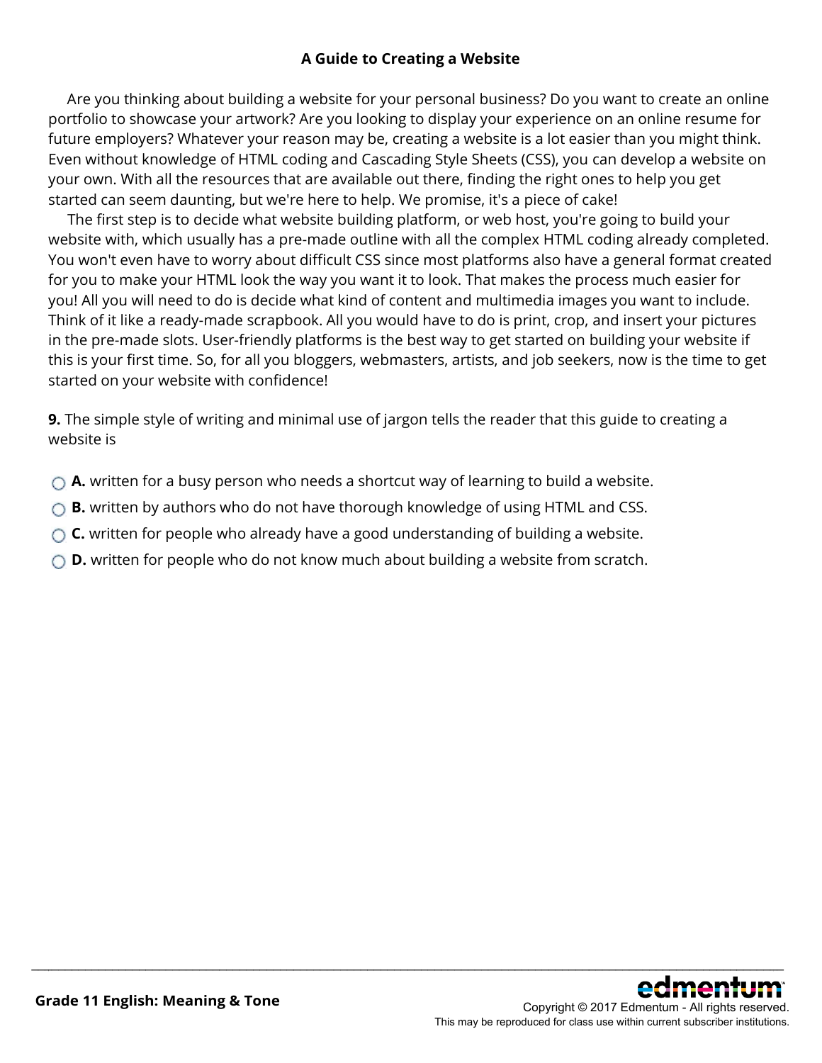## A Guide to Creating a Website

Are you thinking about building a website for your personal business? Do you want to create an online portfolio to showcase your artwork? Are you looking to display your experience on an online resume for future employers? Whatever your reason may be, creating a website is a lot easier than you might think. Even without knowledge of HTML coding and Cascading Style Sheets (CSS), you can develop a website on your own. With all the resources that are available out there, finding the right ones to help you get started can seem daunting, but we're here to help. We promise, it's a piece of cake!

The first step is to decide what website building platform, or web host, you're going to build your website with, which usually has a pre-made outline with all the complex HTML coding already completed. You won't even have to worry about difficult CSS since most platforms also have a general format created for you to make your HTML look the way you want it to look. That makes the process much easier for you! All you will need to do is decide what kind of content and multimedia images you want to include. Think of it like a ready-made scrapbook. All you would have to do is print, crop, and insert your pictures in the pre-made slots. User-friendly platforms is the best way to get started on building your website if this is your first time. So, for all you bloggers, webmasters, artists, and job seekers, now is the time to get started on your website with confidence!

**9.** The simple style of writing and minimal use of jargon tells the reader that this guide to creating a website is

- **A.** written for a busy person who needs a shortcut way of learning to build a website.
- **B.** written by authors who do not have thorough knowledge of using HTML and CSS.
- **C.** written for people who already have a good understanding of building a website.
- **D.** written for people who do not know much about building a website from scratch.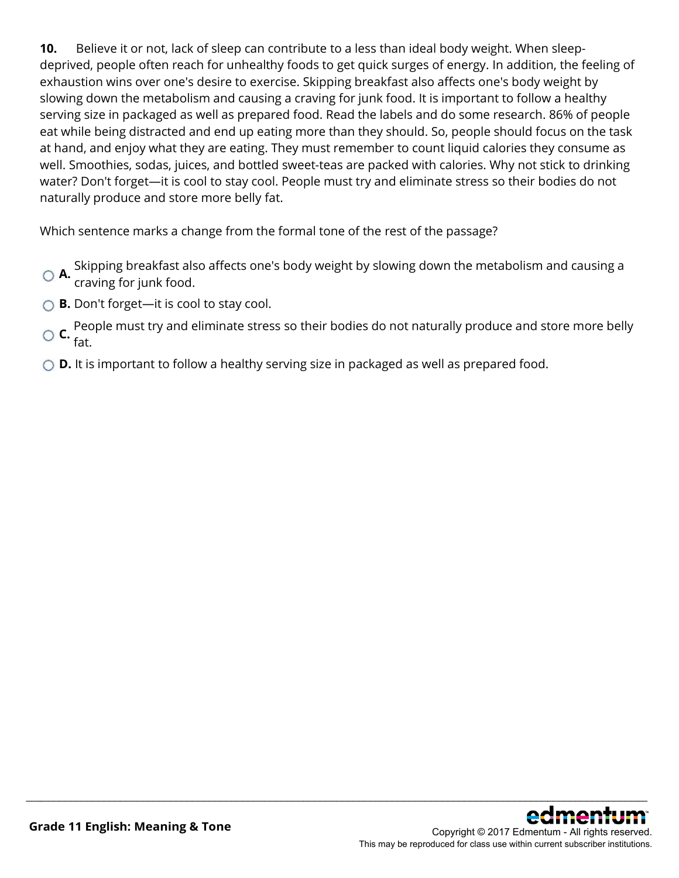**10.** Believe it or not, lack of sleep can contribute to a less than ideal body weight. When sleep-deprived, people often reach for unhealthy foods to get quick surges of energy. In addition, the feeling of exhaustion wins over one's desire to exercise. Skipping breakfast also affects one's body weight by slowing down the metabolism and causing a craving for junk food. It is important to follow a healthy serving size in packaged as well as prepared food. Read the labels and do some research. 86% of people eat while being distracted and end up eating more than they should. So, people should focus on the task at hand, and enjoy what they are eating. They must remember to count liquid calories they consume as well. Smoothies, sodas, juices, and bottled sweet-teas are packed with calories. Why not stick to drinking water? Don't forget—it is cool to stay cool. People must try and eliminate stress so their bodies do not naturally produce and store more belly fat.

Which sentence marks a change from the formal tone of the rest of the passage?

- **A.** Skipping breakfast also affects one's body weight by slowing down the metabolism and causing a craving for junk food.
- **B.** Don't forget—it is cool to stay cool.
- **C.** People must try and eliminate stress so their bodies do not naturally produce and store more belly fat.
- **D.** It is important to follow a healthy serving size in packaged as well as prepared food.

Grade 11 English: Meaning & Tone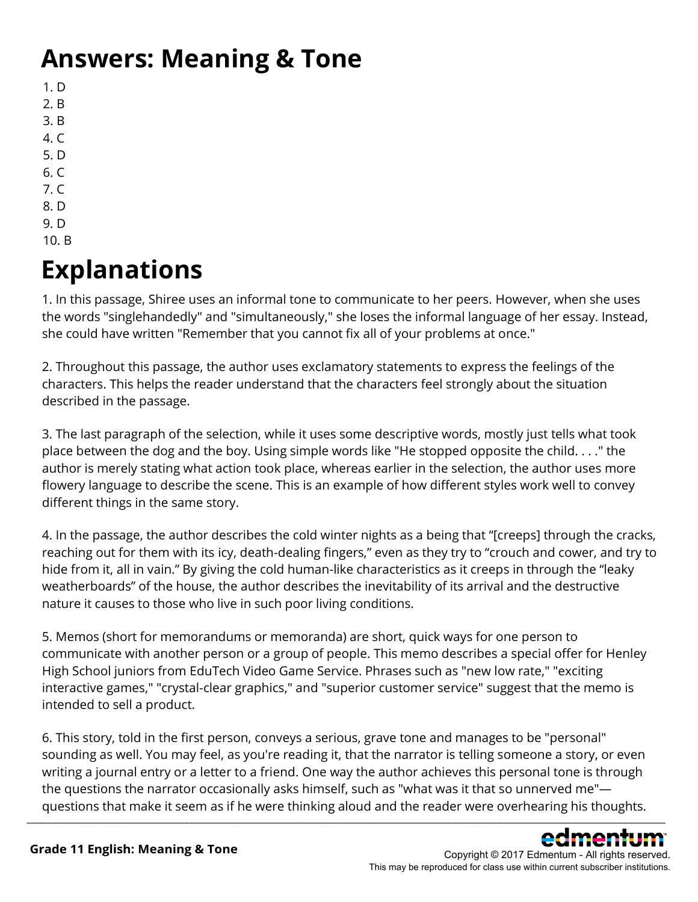# Answers: Meaning & Tone

1. D
2. B
3. B
4. C
5. D
6. C
7. C
8. D
9. D
10. B

# Explanations

1. In this passage, Shiree uses an informal tone to communicate to her peers. However, when she uses the words "singlehandedly" and "simultaneously," she loses the informal language of her essay. Instead, she could have written "Remember that you cannot fix all of your problems at once."

2. Throughout this passage, the author uses exclamatory statements to express the feelings of the characters. This helps the reader understand that the characters feel strongly about the situation described in the passage.

3. The last paragraph of the selection, while it uses some descriptive words, mostly just tells what took place between the dog and the boy. Using simple words like "He stopped opposite the child. . . ." the author is merely stating what action took place, whereas earlier in the selection, the author uses more flowery language to describe the scene. This is an example of how different styles work well to convey different things in the same story.

4. In the passage, the author describes the cold winter nights as a being that "[creeps] through the cracks, reaching out for them with its icy, death-dealing fingers," even as they try to "crouch and cower, and try to hide from it, all in vain." By giving the cold human-like characteristics as it creeps in through the "leaky weatherboards" of the house, the author describes the inevitability of its arrival and the destructive nature it causes to those who live in such poor living conditions.

5. Memos (short for memorandums or memoranda) are short, quick ways for one person to communicate with another person or a group of people. This memo describes a special offer for Henley High School juniors from EduTech Video Game Service. Phrases such as "new low rate," "exciting interactive games," "crystal-clear graphics," and "superior customer service" suggest that the memo is intended to sell a product.

6. This story, told in the first person, conveys a serious, grave tone and manages to be "personal" sounding as well. You may feel, as you're reading it, that the narrator is telling someone a story, or even writing a journal entry or a letter to a friend. One way the author achieves this personal tone is through the questions the narrator occasionally asks himself, such as "what was it that so unnerved me"—questions that make it seem as if he were thinking aloud and the reader were overhearing his thoughts.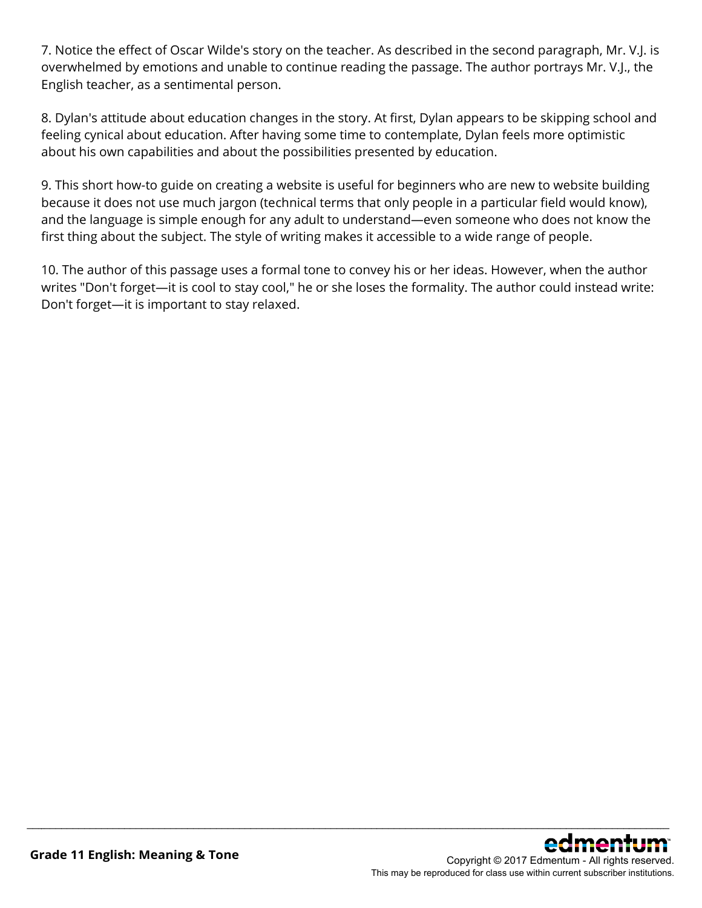7. Notice the effect of Oscar Wilde's story on the teacher. As described in the second paragraph, Mr. V.J. is overwhelmed by emotions and unable to continue reading the passage. The author portrays Mr. V.J., the English teacher, as a sentimental person.

8. Dylan's attitude about education changes in the story. At first, Dylan appears to be skipping school and feeling cynical about education. After having some time to contemplate, Dylan feels more optimistic about his own capabilities and about the possibilities presented by education.

9. This short how-to guide on creating a website is useful for beginners who are new to website building because it does not use much jargon (technical terms that only people in a particular field would know), and the language is simple enough for any adult to understand—even someone who does not know the first thing about the subject. The style of writing makes it accessible to a wide range of people.

10. The author of this passage uses a formal tone to convey his or her ideas. However, when the author writes "Don't forget—it is cool to stay cool," he or she loses the formality. The author could instead write: Don't forget—it is important to stay relaxed.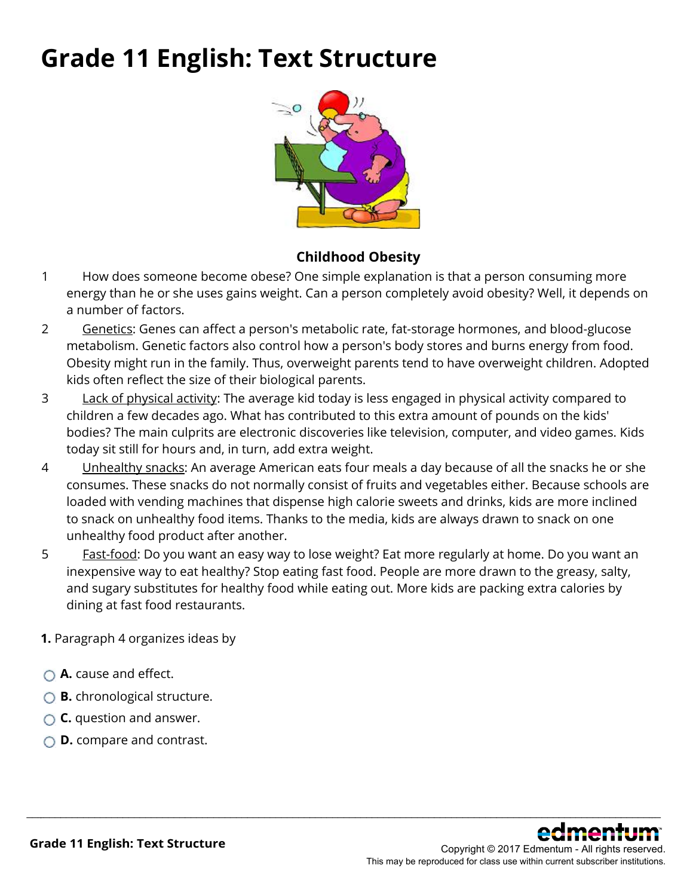# Grade 11 English: Text Structure

**Childhood Obesity**

1 How does someone become obese? One simple explanation is that a person consuming more energy than he or she uses gains weight. Can a person completely avoid obesity? Well, it depends on a number of factors.

2 Genetics: Genes can affect a person's metabolic rate, fat-storage hormones, and blood-glucose metabolism. Genetic factors also control how a person's body stores and burns energy from food. Obesity might run in the family. Thus, overweight parents tend to have overweight children. Adopted kids often reflect the size of their biological parents.

3 Lack of physical activity: The average kid today is less engaged in physical activity compared to children a few decades ago. What has contributed to this extra amount of pounds on the kids' bodies? The main culprits are electronic discoveries like television, computer, and video games. Kids today sit still for hours and, in turn, add extra weight.

4 Unhealthy snacks: An average American eats four meals a day because of all the snacks he or she consumes. These snacks do not normally consist of fruits and vegetables either. Because schools are loaded with vending machines that dispense high calorie sweets and drinks, kids are more inclined to snack on unhealthy food items. Thanks to the media, kids are always drawn to snack on one unhealthy food product after another.

5 Fast-food: Do you want an easy way to lose weight? Eat more regularly at home. Do you want an inexpensive way to eat healthy? Stop eating fast food. People are more drawn to the greasy, salty, and sugary substitutes for healthy food while eating out. More kids are packing extra calories by dining at fast food restaurants.

**1.** Paragraph 4 organizes ideas by

- **A.** cause and effect.
- **B.** chronological structure.
- **C.** question and answer.
- **D.** compare and contrast.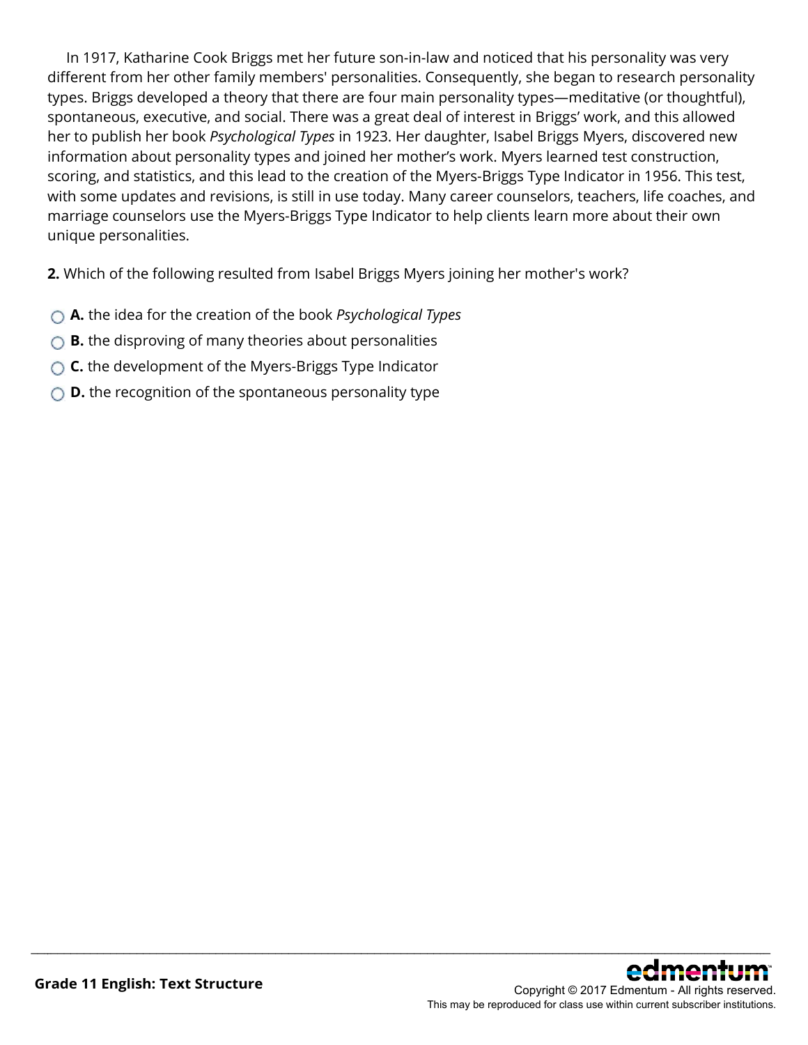In 1917, Katharine Cook Briggs met her future son-in-law and noticed that his personality was very different from her other family members' personalities. Consequently, she began to research personality types. Briggs developed a theory that there are four main personality types—meditative (or thoughtful), spontaneous, executive, and social. There was a great deal of interest in Briggs' work, and this allowed her to publish her book *Psychological Types* in 1923. Her daughter, Isabel Briggs Myers, discovered new information about personality types and joined her mother's work. Myers learned test construction, scoring, and statistics, and this lead to the creation of the Myers-Briggs Type Indicator in 1956. This test, with some updates and revisions, is still in use today. Many career counselors, teachers, life coaches, and marriage counselors use the Myers-Briggs Type Indicator to help clients learn more about their own unique personalities.

**2.** Which of the following resulted from Isabel Briggs Myers joining her mother's work?

- **A.** the idea for the creation of the book *Psychological Types*
- **B.** the disproving of many theories about personalities
- **C.** the development of the Myers-Briggs Type Indicator
- **D.** the recognition of the spontaneous personality type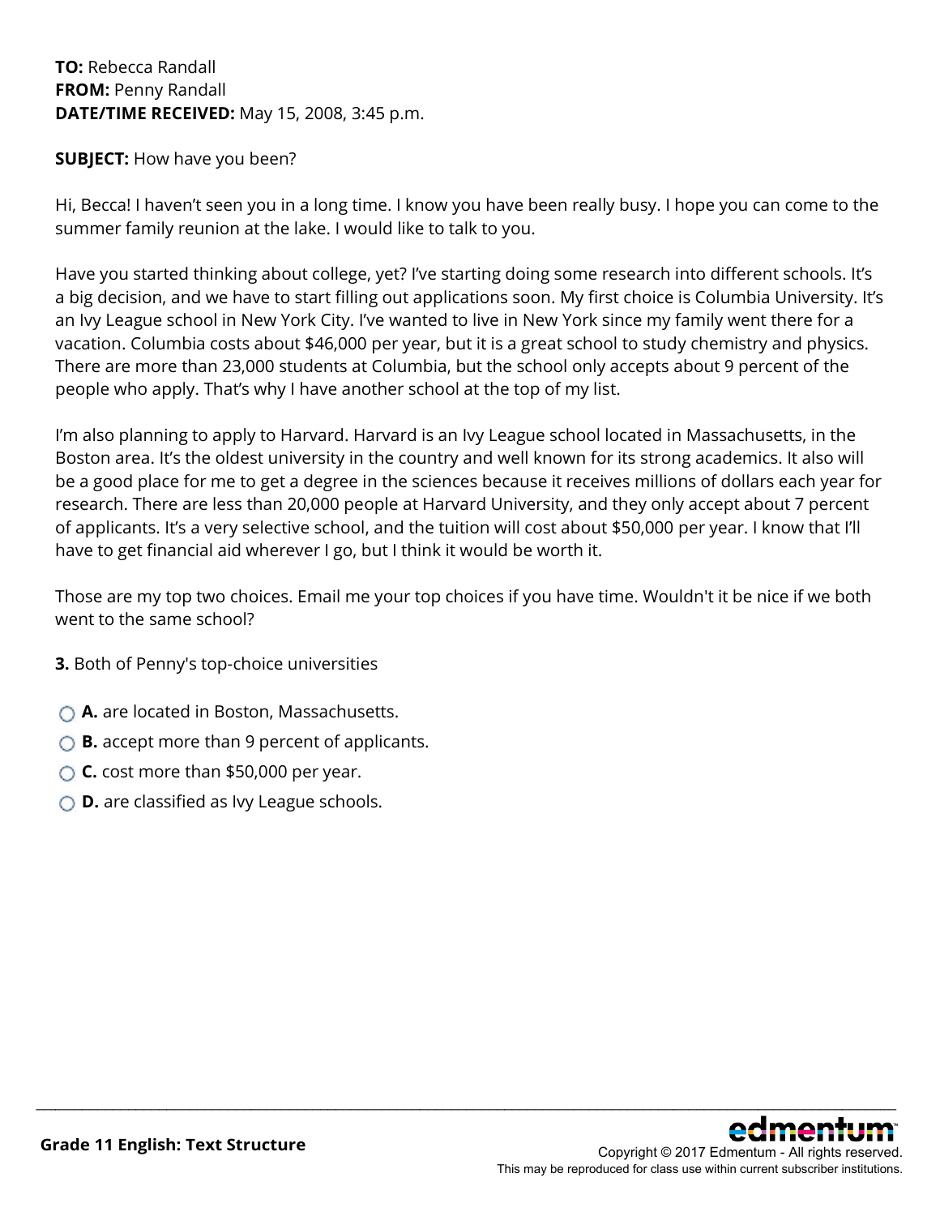**TO:** Rebecca Randall
**FROM:** Penny Randall
**DATE/TIME RECEIVED:** May 15, 2008, 3:45 p.m.

**SUBJECT:** How have you been?

Hi, Becca! I haven't seen you in a long time. I know you have been really busy. I hope you can come to the summer family reunion at the lake. I would like to talk to you.

Have you started thinking about college, yet? I've starting doing some research into different schools. It's a big decision, and we have to start filling out applications soon. My first choice is Columbia University. It's an Ivy League school in New York City. I've wanted to live in New York since my family went there for a vacation. Columbia costs about $46,000 per year, but it is a great school to study chemistry and physics. There are more than 23,000 students at Columbia, but the school only accepts about 9 percent of the people who apply. That's why I have another school at the top of my list.

I'm also planning to apply to Harvard. Harvard is an Ivy League school located in Massachusetts, in the Boston area. It's the oldest university in the country and well known for its strong academics. It also will be a good place for me to get a degree in the sciences because it receives millions of dollars each year for research. There are less than 20,000 people at Harvard University, and they only accept about 7 percent of applicants. It's a very selective school, and the tuition will cost about $50,000 per year. I know that I'll have to get financial aid wherever I go, but I think it would be worth it.

Those are my top two choices. Email me your top choices if you have time. Wouldn't it be nice if we both went to the same school?

**3.** Both of Penny's top-choice universities

- **A.** are located in Boston, Massachusetts.
- **B.** accept more than 9 percent of applicants.
- **C.** cost more than $50,000 per year.
- **D.** are classified as Ivy League schools.

**Grade 11 English: Text Structure**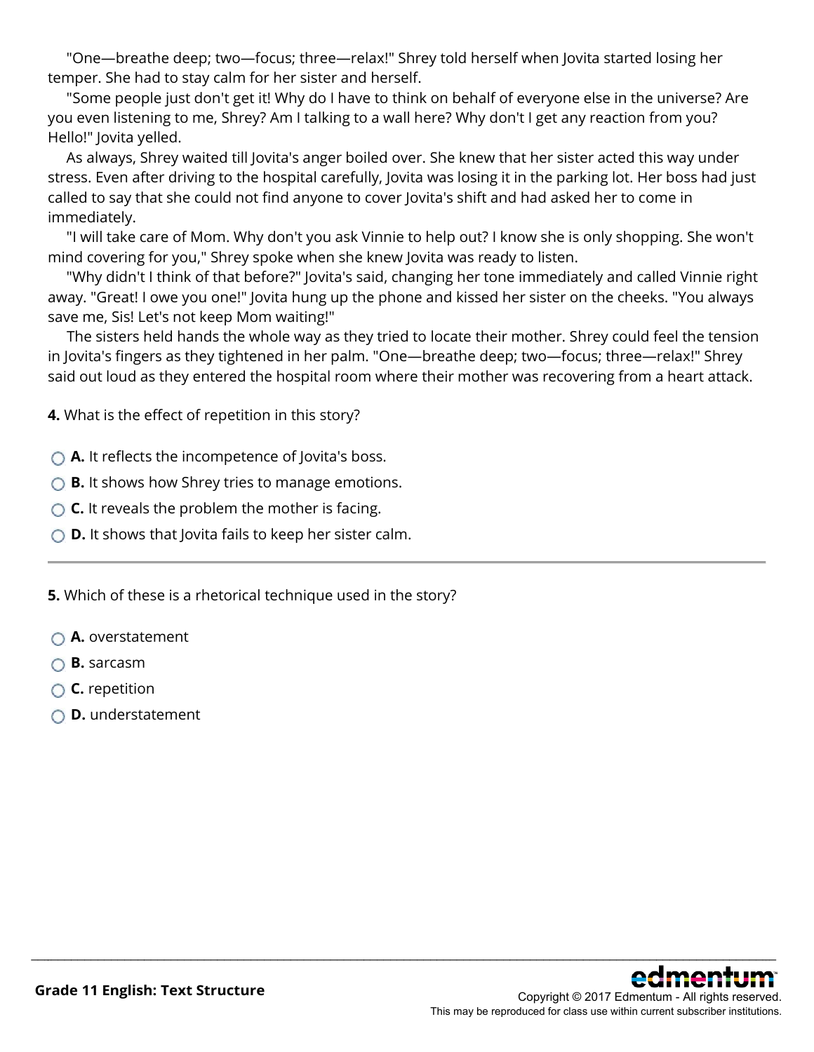"One—breathe deep; two—focus; three—relax!" Shrey told herself when Jovita started losing her temper. She had to stay calm for her sister and herself.

"Some people just don't get it! Why do I have to think on behalf of everyone else in the universe? Are you even listening to me, Shrey? Am I talking to a wall here? Why don't I get any reaction from you? Hello!" Jovita yelled.

As always, Shrey waited till Jovita's anger boiled over. She knew that her sister acted this way under stress. Even after driving to the hospital carefully, Jovita was losing it in the parking lot. Her boss had just called to say that she could not find anyone to cover Jovita's shift and had asked her to come in immediately.

"I will take care of Mom. Why don't you ask Vinnie to help out? I know she is only shopping. She won't mind covering for you," Shrey spoke when she knew Jovita was ready to listen.

"Why didn't I think of that before?" Jovita's said, changing her tone immediately and called Vinnie right away. "Great! I owe you one!" Jovita hung up the phone and kissed her sister on the cheeks. "You always save me, Sis! Let's not keep Mom waiting!"

The sisters held hands the whole way as they tried to locate their mother. Shrey could feel the tension in Jovita's fingers as they tightened in her palm. "One—breathe deep; two—focus; three—relax!" Shrey said out loud as they entered the hospital room where their mother was recovering from a heart attack.

**4.** What is the effect of repetition in this story?

- **A.** It reflects the incompetence of Jovita's boss.
- **B.** It shows how Shrey tries to manage emotions.
- **C.** It reveals the problem the mother is facing.
- **D.** It shows that Jovita fails to keep her sister calm.

---

**5.** Which of these is a rhetorical technique used in the story?

- **A.** overstatement
- **B.** sarcasm
- **C.** repetition
- **D.** understatement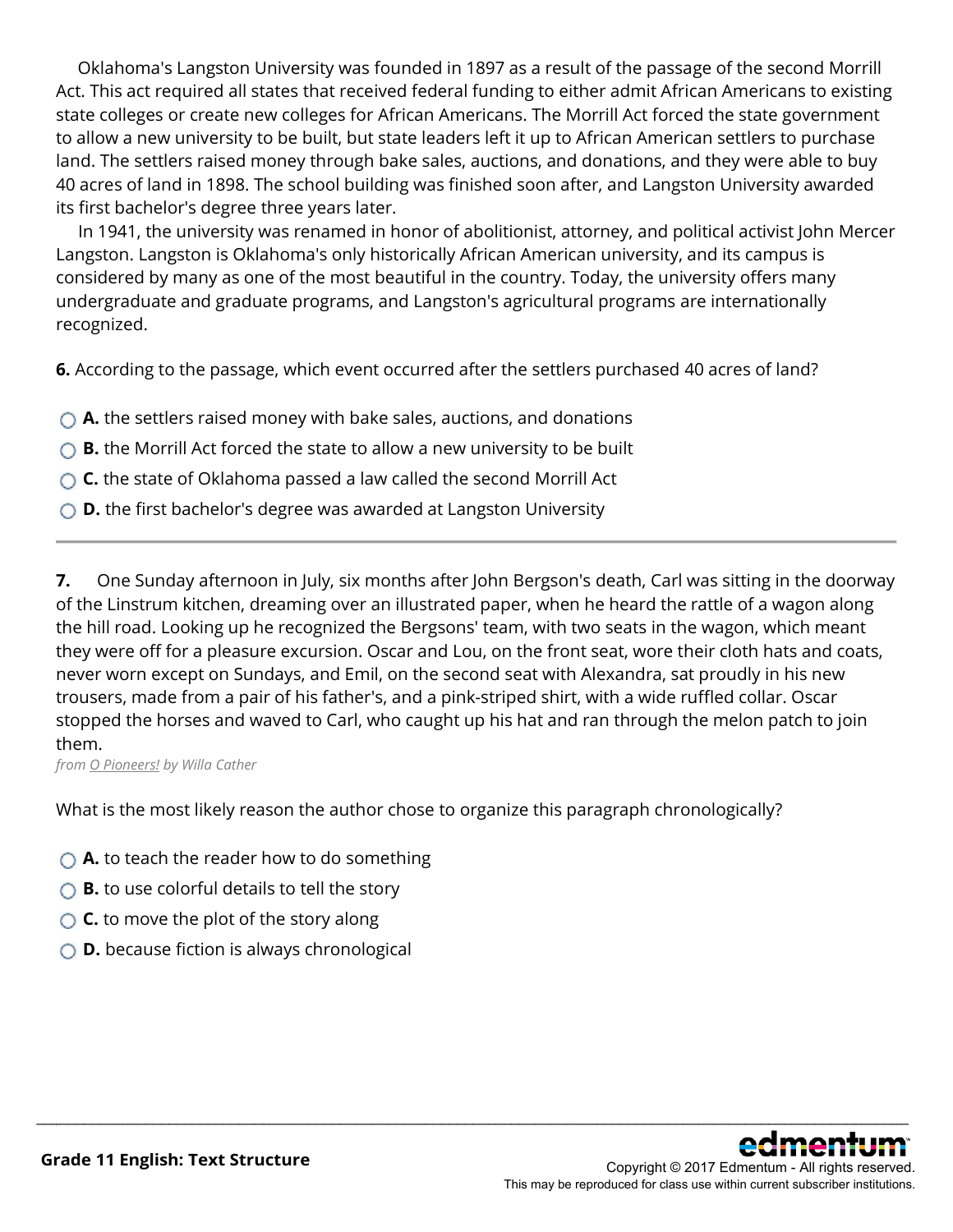Oklahoma's Langston University was founded in 1897 as a result of the passage of the second Morrill Act. This act required all states that received federal funding to either admit African Americans to existing state colleges or create new colleges for African Americans. The Morrill Act forced the state government to allow a new university to be built, but state leaders left it up to African American settlers to purchase land. The settlers raised money through bake sales, auctions, and donations, and they were able to buy 40 acres of land in 1898. The school building was finished soon after, and Langston University awarded its first bachelor's degree three years later.

In 1941, the university was renamed in honor of abolitionist, attorney, and political activist John Mercer Langston. Langston is Oklahoma's only historically African American university, and its campus is considered by many as one of the most beautiful in the country. Today, the university offers many undergraduate and graduate programs, and Langston's agricultural programs are internationally recognized.

**6.** According to the passage, which event occurred after the settlers purchased 40 acres of land?

- **A.** the settlers raised money with bake sales, auctions, and donations
- **B.** the Morrill Act forced the state to allow a new university to be built
- **C.** the state of Oklahoma passed a law called the second Morrill Act
- **D.** the first bachelor's degree was awarded at Langston University

---

**7.** One Sunday afternoon in July, six months after John Bergson's death, Carl was sitting in the doorway of the Linstrum kitchen, dreaming over an illustrated paper, when he heard the rattle of a wagon along the hill road. Looking up he recognized the Bergsons' team, with two seats in the wagon, which meant they were off for a pleasure excursion. Oscar and Lou, on the front seat, wore their cloth hats and coats, never worn except on Sundays, and Emil, on the second seat with Alexandra, sat proudly in his new trousers, made from a pair of his father's, and a pink-striped shirt, with a wide ruffled collar. Oscar stopped the horses and waved to Carl, who caught up his hat and ran through the melon patch to join them.

*from O Pioneers! by Willa Cather*

What is the most likely reason the author chose to organize this paragraph chronologically?

- **A.** to teach the reader how to do something
- **B.** to use colorful details to tell the story
- **C.** to move the plot of the story along
- **D.** because fiction is always chronological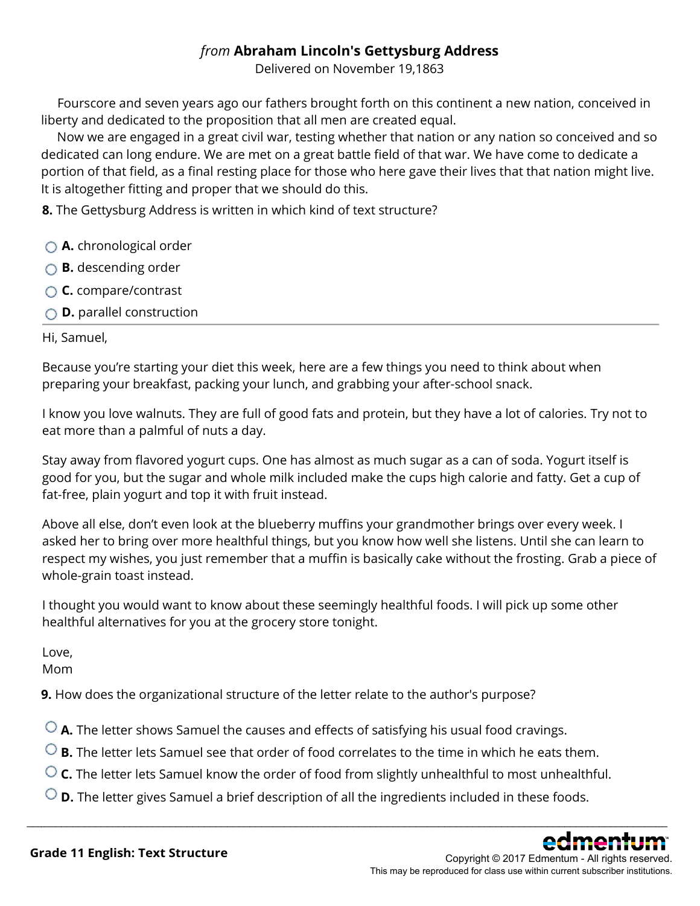*from* **Abraham Lincoln's Gettysburg Address**

Delivered on November 19,1863

Fourscore and seven years ago our fathers brought forth on this continent a new nation, conceived in liberty and dedicated to the proposition that all men are created equal.

Now we are engaged in a great civil war, testing whether that nation or any nation so conceived and so dedicated can long endure. We are met on a great battle field of that war. We have come to dedicate a portion of that field, as a final resting place for those who here gave their lives that that nation might live. It is altogether fitting and proper that we should do this.

**8.** The Gettysburg Address is written in which kind of text structure?

- **A.** chronological order
- **B.** descending order
- **C.** compare/contrast
- **D.** parallel construction

---

Hi, Samuel,

Because you're starting your diet this week, here are a few things you need to think about when preparing your breakfast, packing your lunch, and grabbing your after-school snack.

I know you love walnuts. They are full of good fats and protein, but they have a lot of calories. Try not to eat more than a palmful of nuts a day.

Stay away from flavored yogurt cups. One has almost as much sugar as a can of soda. Yogurt itself is good for you, but the sugar and whole milk included make the cups high calorie and fatty. Get a cup of fat-free, plain yogurt and top it with fruit instead.

Above all else, don't even look at the blueberry muffins your grandmother brings over every week. I asked her to bring over more healthful things, but you know how well she listens. Until she can learn to respect my wishes, you just remember that a muffin is basically cake without the frosting. Grab a piece of whole-grain toast instead.

I thought you would want to know about these seemingly healthful foods. I will pick up some other healthful alternatives for you at the grocery store tonight.

Love,
Mom

**9.** How does the organizational structure of the letter relate to the author's purpose?

- **A.** The letter shows Samuel the causes and effects of satisfying his usual food cravings.
- **B.** The letter lets Samuel see that order of food correlates to the time in which he eats them.
- **C.** The letter lets Samuel know the order of food from slightly unhealthful to most unhealthful.
- **D.** The letter gives Samuel a brief description of all the ingredients included in these foods.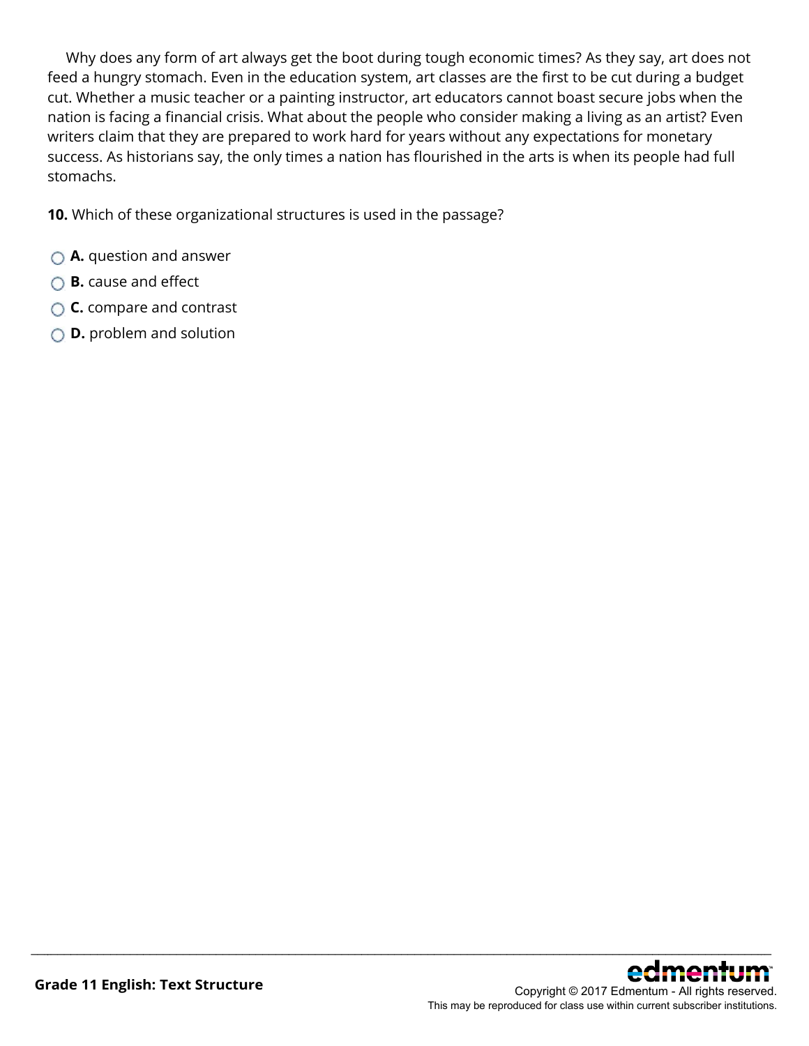Why does any form of art always get the boot during tough economic times? As they say, art does not feed a hungry stomach. Even in the education system, art classes are the first to be cut during a budget cut. Whether a music teacher or a painting instructor, art educators cannot boast secure jobs when the nation is facing a financial crisis. What about the people who consider making a living as an artist? Even writers claim that they are prepared to work hard for years without any expectations for monetary success. As historians say, the only times a nation has flourished in the arts is when its people had full stomachs.

**10.** Which of these organizational structures is used in the passage?

- **A.** question and answer
- **B.** cause and effect
- **C.** compare and contrast
- **D.** problem and solution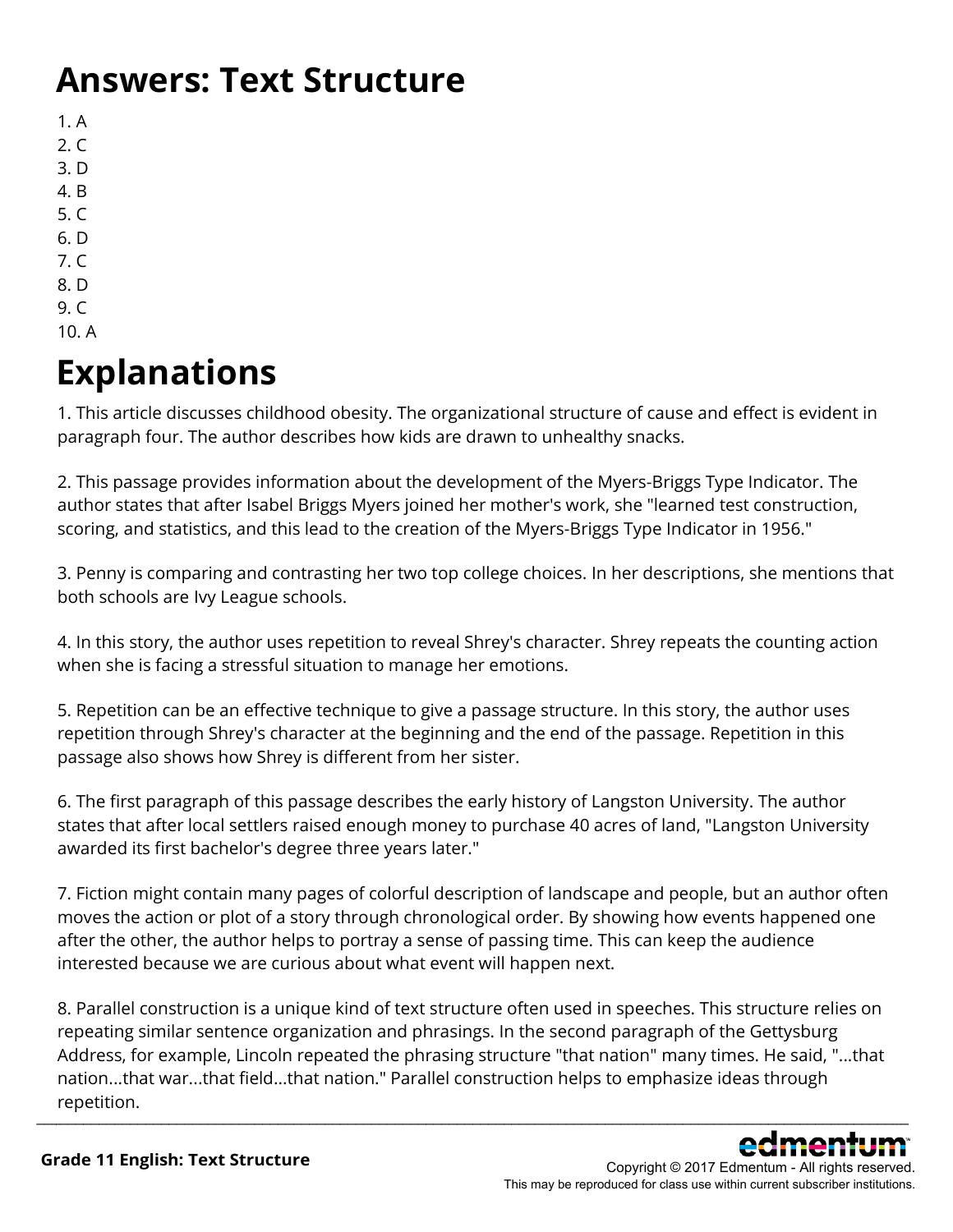# Answers: Text Structure

1. A
2. C
3. D
4. B
5. C
6. D
7. C
8. D
9. C
10. A

# Explanations

1. This article discusses childhood obesity. The organizational structure of cause and effect is evident in paragraph four. The author describes how kids are drawn to unhealthy snacks.

2. This passage provides information about the development of the Myers-Briggs Type Indicator. The author states that after Isabel Briggs Myers joined her mother's work, she "learned test construction, scoring, and statistics, and this lead to the creation of the Myers-Briggs Type Indicator in 1956."

3. Penny is comparing and contrasting her two top college choices. In her descriptions, she mentions that both schools are Ivy League schools.

4. In this story, the author uses repetition to reveal Shrey's character. Shrey repeats the counting action when she is facing a stressful situation to manage her emotions.

5. Repetition can be an effective technique to give a passage structure. In this story, the author uses repetition through Shrey's character at the beginning and the end of the passage. Repetition in this passage also shows how Shrey is different from her sister.

6. The first paragraph of this passage describes the early history of Langston University. The author states that after local settlers raised enough money to purchase 40 acres of land, "Langston University awarded its first bachelor's degree three years later."

7. Fiction might contain many pages of colorful description of landscape and people, but an author often moves the action or plot of a story through chronological order. By showing how events happened one after the other, the author helps to portray a sense of passing time. This can keep the audience interested because we are curious about what event will happen next.

8. Parallel construction is a unique kind of text structure often used in speeches. This structure relies on repeating similar sentence organization and phrasings. In the second paragraph of the Gettysburg Address, for example, Lincoln repeated the phrasing structure "that nation" many times. He said, "...that nation...that war...that field...that nation." Parallel construction helps to emphasize ideas through repetition.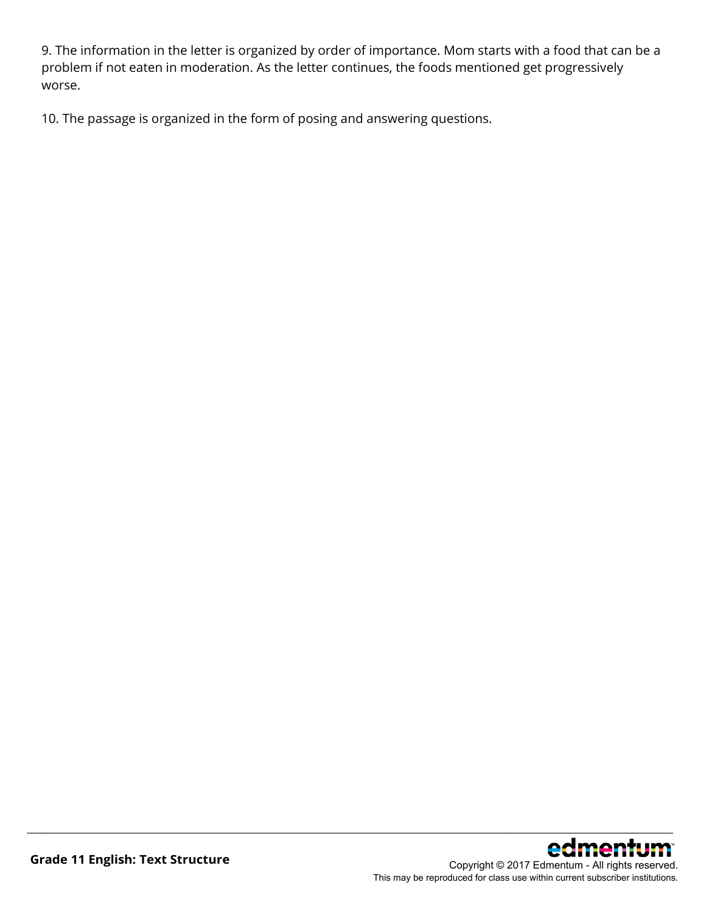9. The information in the letter is organized by order of importance. Mom starts with a food that can be a problem if not eaten in moderation. As the letter continues, the foods mentioned get progressively worse.

10. The passage is organized in the form of posing and answering questions.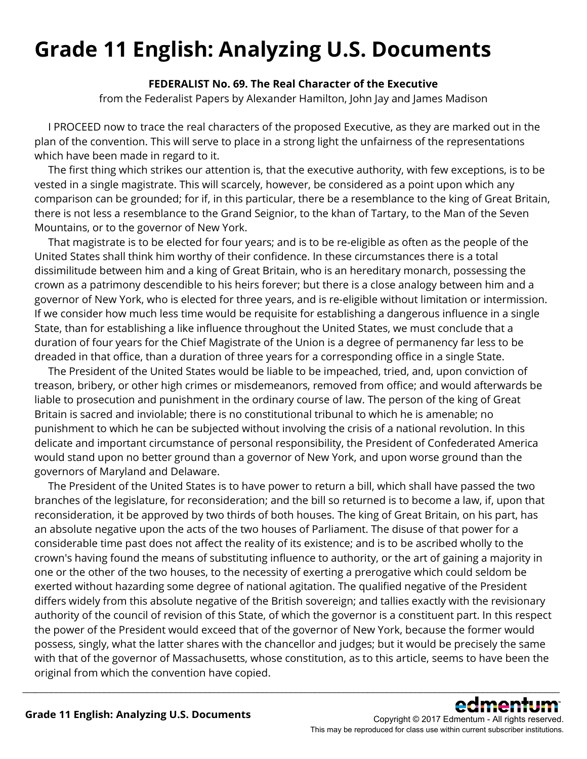# Grade 11 English: Analyzing U.S. Documents

**FEDERALIST No. 69. The Real Character of the Executive**

from the Federalist Papers by Alexander Hamilton, John Jay and James Madison

I PROCEED now to trace the real characters of the proposed Executive, as they are marked out in the plan of the convention. This will serve to place in a strong light the unfairness of the representations which have been made in regard to it.

The first thing which strikes our attention is, that the executive authority, with few exceptions, is to be vested in a single magistrate. This will scarcely, however, be considered as a point upon which any comparison can be grounded; for if, in this particular, there be a resemblance to the king of Great Britain, there is not less a resemblance to the Grand Seignior, to the khan of Tartary, to the Man of the Seven Mountains, or to the governor of New York.

That magistrate is to be elected for four years; and is to be re-eligible as often as the people of the United States shall think him worthy of their confidence. In these circumstances there is a total dissimilitude between him and a king of Great Britain, who is an hereditary monarch, possessing the crown as a patrimony descendible to his heirs forever; but there is a close analogy between him and a governor of New York, who is elected for three years, and is re-eligible without limitation or intermission. If we consider how much less time would be requisite for establishing a dangerous influence in a single State, than for establishing a like influence throughout the United States, we must conclude that a duration of four years for the Chief Magistrate of the Union is a degree of permanency far less to be dreaded in that office, than a duration of three years for a corresponding office in a single State.

The President of the United States would be liable to be impeached, tried, and, upon conviction of treason, bribery, or other high crimes or misdemeanors, removed from office; and would afterwards be liable to prosecution and punishment in the ordinary course of law. The person of the king of Great Britain is sacred and inviolable; there is no constitutional tribunal to which he is amenable; no punishment to which he can be subjected without involving the crisis of a national revolution. In this delicate and important circumstance of personal responsibility, the President of Confederated America would stand upon no better ground than a governor of New York, and upon worse ground than the governors of Maryland and Delaware.

The President of the United States is to have power to return a bill, which shall have passed the two branches of the legislature, for reconsideration; and the bill so returned is to become a law, if, upon that reconsideration, it be approved by two thirds of both houses. The king of Great Britain, on his part, has an absolute negative upon the acts of the two houses of Parliament. The disuse of that power for a considerable time past does not affect the reality of its existence; and is to be ascribed wholly to the crown's having found the means of substituting influence to authority, or the art of gaining a majority in one or the other of the two houses, to the necessity of exerting a prerogative which could seldom be exerted without hazarding some degree of national agitation. The qualified negative of the President differs widely from this absolute negative of the British sovereign; and tallies exactly with the revisionary authority of the council of revision of this State, of which the governor is a constituent part. In this respect the power of the President would exceed that of the governor of New York, because the former would possess, singly, what the latter shares with the chancellor and judges; but it would be precisely the same with that of the governor of Massachusetts, whose constitution, as to this article, seems to have been the original from which the convention have copied.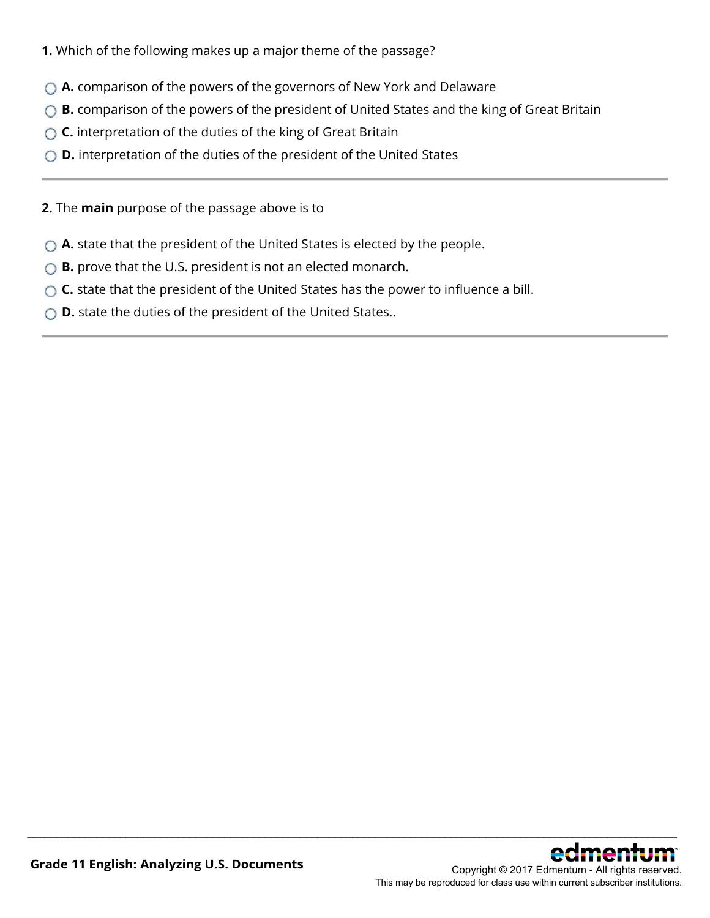**1.** Which of the following makes up a major theme of the passage?

- **A.** comparison of the powers of the governors of New York and Delaware
- **B.** comparison of the powers of the president of United States and the king of Great Britain
- **C.** interpretation of the duties of the king of Great Britain
- **D.** interpretation of the duties of the president of the United States

---

**2.** The **main** purpose of the passage above is to

- **A.** state that the president of the United States is elected by the people.
- **B.** prove that the U.S. president is not an elected monarch.
- **C.** state that the president of the United States has the power to influence a bill.
- **D.** state the duties of the president of the United States..

---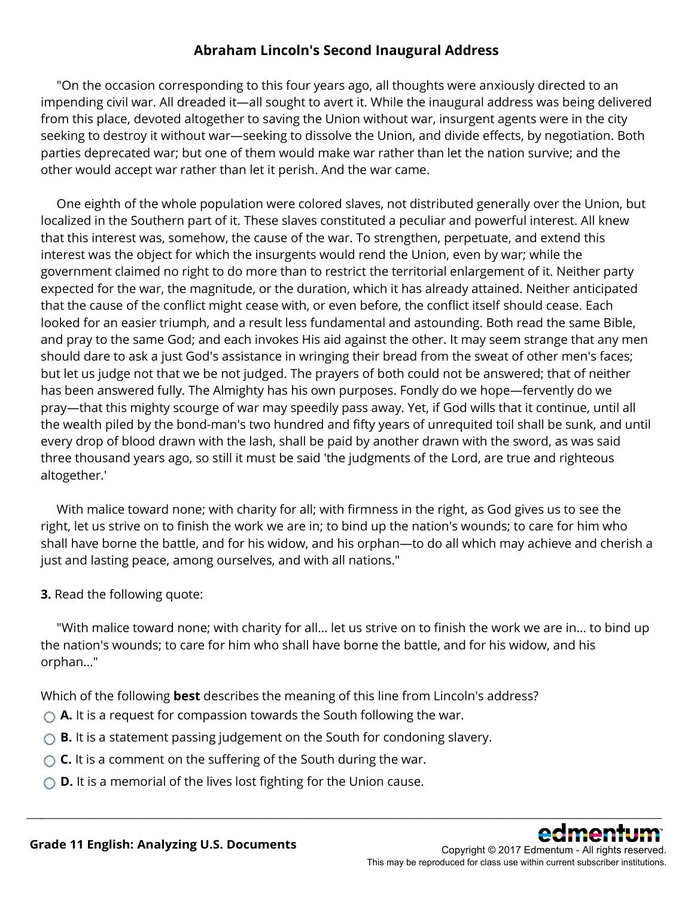## Abraham Lincoln's Second Inaugural Address

"On the occasion corresponding to this four years ago, all thoughts were anxiously directed to an impending civil war. All dreaded it—all sought to avert it. While the inaugural address was being delivered from this place, devoted altogether to saving the Union without war, insurgent agents were in the city seeking to destroy it without war—seeking to dissolve the Union, and divide effects, by negotiation. Both parties deprecated war; but one of them would make war rather than let the nation survive; and the other would accept war rather than let it perish. And the war came.

One eighth of the whole population were colored slaves, not distributed generally over the Union, but localized in the Southern part of it. These slaves constituted a peculiar and powerful interest. All knew that this interest was, somehow, the cause of the war. To strengthen, perpetuate, and extend this interest was the object for which the insurgents would rend the Union, even by war; while the government claimed no right to do more than to restrict the territorial enlargement of it. Neither party expected for the war, the magnitude, or the duration, which it has already attained. Neither anticipated that the cause of the conflict might cease with, or even before, the conflict itself should cease. Each looked for an easier triumph, and a result less fundamental and astounding. Both read the same Bible, and pray to the same God; and each invokes His aid against the other. It may seem strange that any men should dare to ask a just God's assistance in wringing their bread from the sweat of other men's faces; but let us judge not that we be not judged. The prayers of both could not be answered; that of neither has been answered fully. The Almighty has his own purposes. Fondly do we hope—fervently do we pray—that this mighty scourge of war may speedily pass away. Yet, if God wills that it continue, until all the wealth piled by the bond-man's two hundred and fifty years of unrequited toil shall be sunk, and until every drop of blood drawn with the lash, shall be paid by another drawn with the sword, as was said three thousand years ago, so still it must be said 'the judgments of the Lord, are true and righteous altogether.'

With malice toward none; with charity for all; with firmness in the right, as God gives us to see the right, let us strive on to finish the work we are in; to bind up the nation's wounds; to care for him who shall have borne the battle, and for his widow, and his orphan—to do all which may achieve and cherish a just and lasting peace, among ourselves, and with all nations."

**3.** Read the following quote:

"With malice toward none; with charity for all... let us strive on to finish the work we are in... to bind up the nation's wounds; to care for him who shall have borne the battle, and for his widow, and his orphan..."

Which of the following **best** describes the meaning of this line from Lincoln's address?

- **A.** It is a request for compassion towards the South following the war.
- **B.** It is a statement passing judgement on the South for condoning slavery.
- **C.** It is a comment on the suffering of the South during the war.
- **D.** It is a memorial of the lives lost fighting for the Union cause.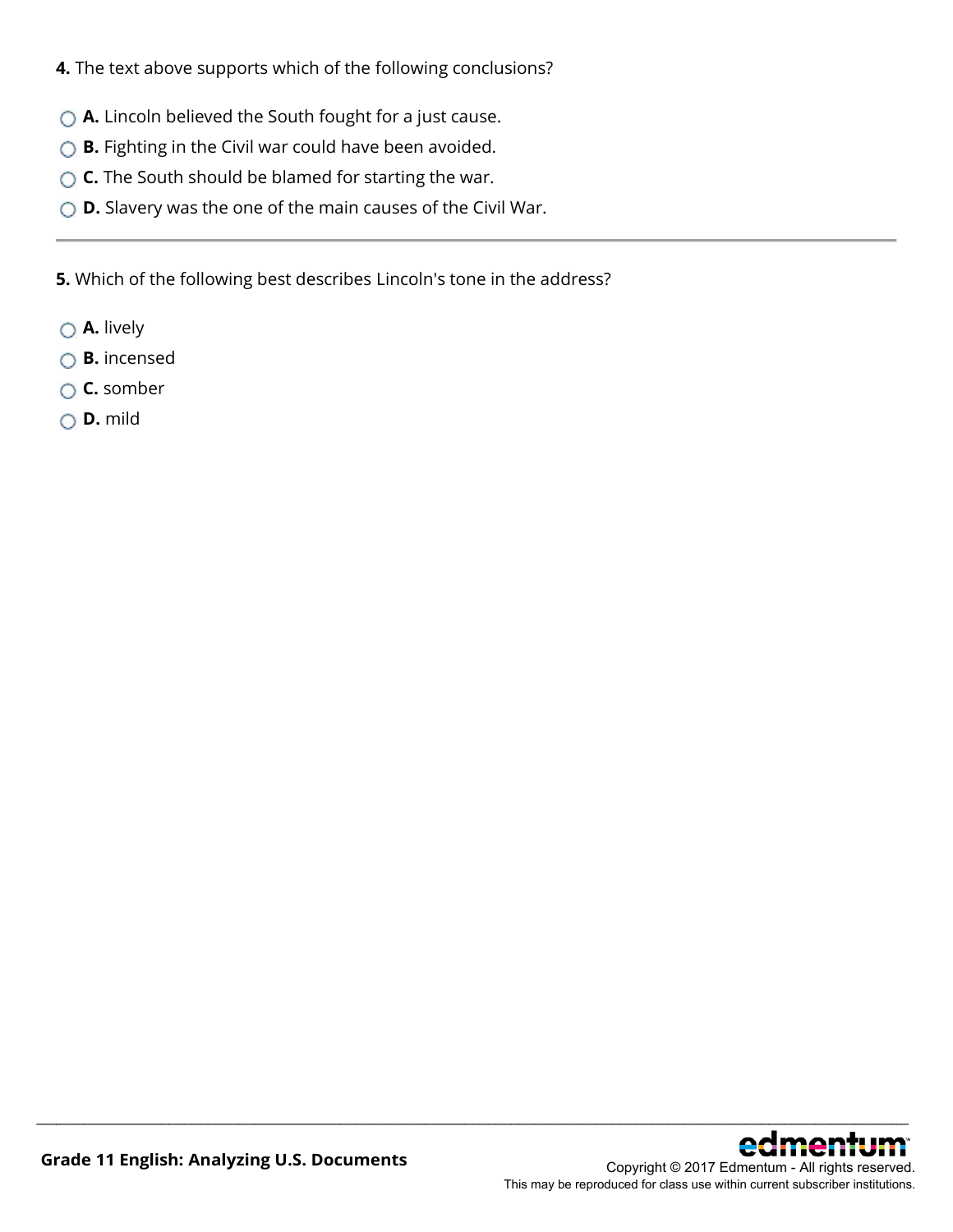**4.** The text above supports which of the following conclusions?

- **A.** Lincoln believed the South fought for a just cause.
- **B.** Fighting in the Civil war could have been avoided.
- **C.** The South should be blamed for starting the war.
- **D.** Slavery was the one of the main causes of the Civil War.

---

**5.** Which of the following best describes Lincoln's tone in the address?

- **A.** lively
- **B.** incensed
- **C.** somber
- **D.** mild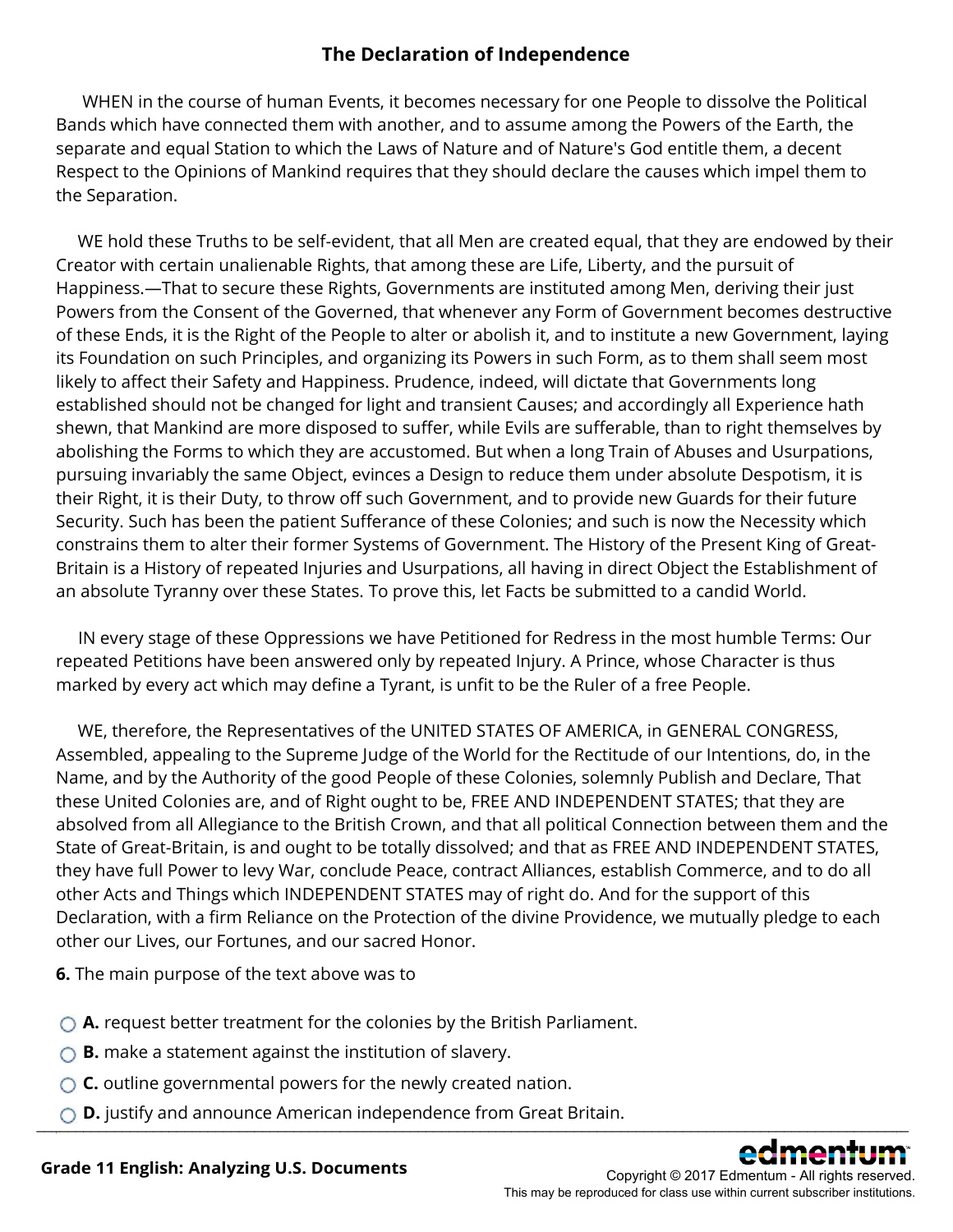## The Declaration of Independence

WHEN in the course of human Events, it becomes necessary for one People to dissolve the Political Bands which have connected them with another, and to assume among the Powers of the Earth, the separate and equal Station to which the Laws of Nature and of Nature's God entitle them, a decent Respect to the Opinions of Mankind requires that they should declare the causes which impel them to the Separation.

WE hold these Truths to be self-evident, that all Men are created equal, that they are endowed by their Creator with certain unalienable Rights, that among these are Life, Liberty, and the pursuit of Happiness.—That to secure these Rights, Governments are instituted among Men, deriving their just Powers from the Consent of the Governed, that whenever any Form of Government becomes destructive of these Ends, it is the Right of the People to alter or abolish it, and to institute a new Government, laying its Foundation on such Principles, and organizing its Powers in such Form, as to them shall seem most likely to affect their Safety and Happiness. Prudence, indeed, will dictate that Governments long established should not be changed for light and transient Causes; and accordingly all Experience hath shewn, that Mankind are more disposed to suffer, while Evils are sufferable, than to right themselves by abolishing the Forms to which they are accustomed. But when a long Train of Abuses and Usurpations, pursuing invariably the same Object, evinces a Design to reduce them under absolute Despotism, it is their Right, it is their Duty, to throw off such Government, and to provide new Guards for their future Security. Such has been the patient Sufferance of these Colonies; and such is now the Necessity which constrains them to alter their former Systems of Government. The History of the Present King of Great-Britain is a History of repeated Injuries and Usurpations, all having in direct Object the Establishment of an absolute Tyranny over these States. To prove this, let Facts be submitted to a candid World.

IN every stage of these Oppressions we have Petitioned for Redress in the most humble Terms: Our repeated Petitions have been answered only by repeated Injury. A Prince, whose Character is thus marked by every act which may define a Tyrant, is unfit to be the Ruler of a free People.

WE, therefore, the Representatives of the UNITED STATES OF AMERICA, in GENERAL CONGRESS, Assembled, appealing to the Supreme Judge of the World for the Rectitude of our Intentions, do, in the Name, and by the Authority of the good People of these Colonies, solemnly Publish and Declare, That these United Colonies are, and of Right ought to be, FREE AND INDEPENDENT STATES; that they are absolved from all Allegiance to the British Crown, and that all political Connection between them and the State of Great-Britain, is and ought to be totally dissolved; and that as FREE AND INDEPENDENT STATES, they have full Power to levy War, conclude Peace, contract Alliances, establish Commerce, and to do all other Acts and Things which INDEPENDENT STATES may of right do. And for the support of this Declaration, with a firm Reliance on the Protection of the divine Providence, we mutually pledge to each other our Lives, our Fortunes, and our sacred Honor.

**6.** The main purpose of the text above was to

- **A.** request better treatment for the colonies by the British Parliament.
- **B.** make a statement against the institution of slavery.
- **C.** outline governmental powers for the newly created nation.
- **D.** justify and announce American independence from Great Britain.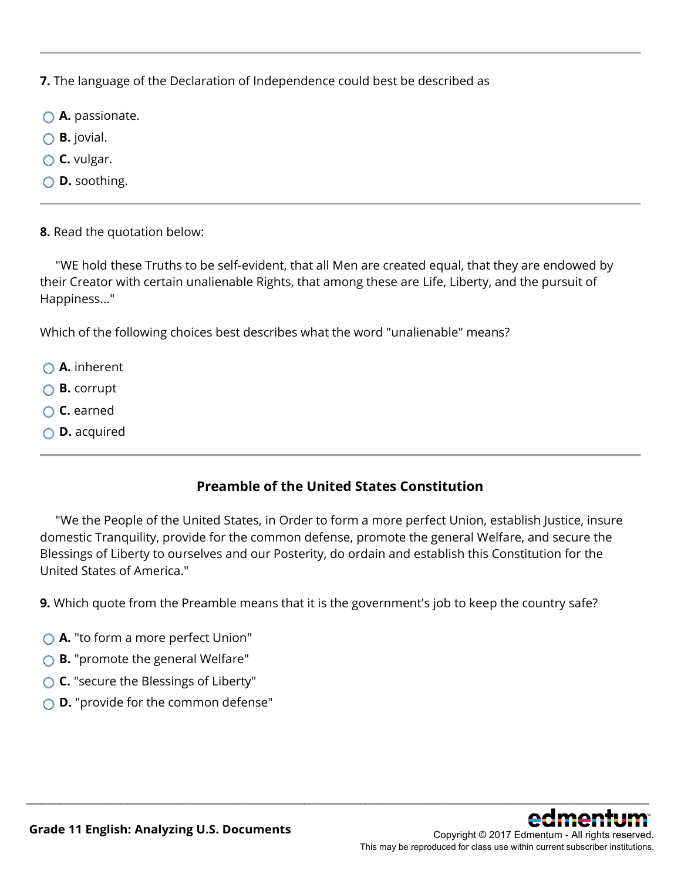**7.** The language of the Declaration of Independence could best be described as

- **A.** passionate.
- **B.** jovial.
- **C.** vulgar.
- **D.** soothing.

---

**8.** Read the quotation below:

"WE hold these Truths to be self-evident, that all Men are created equal, that they are endowed by their Creator with certain unalienable Rights, that among these are Life, Liberty, and the pursuit of Happiness..."

Which of the following choices best describes what the word "unalienable" means?

- **A.** inherent
- **B.** corrupt
- **C.** earned
- **D.** acquired

---

## Preamble of the United States Constitution

"We the People of the United States, in Order to form a more perfect Union, establish Justice, insure domestic Tranquility, provide for the common defense, promote the general Welfare, and secure the Blessings of Liberty to ourselves and our Posterity, do ordain and establish this Constitution for the United States of America."

**9.** Which quote from the Preamble means that it is the government's job to keep the country safe?

- **A.** "to form a more perfect Union"
- **B.** "promote the general Welfare"
- **C.** "secure the Blessings of Liberty"
- **D.** "provide for the common defense"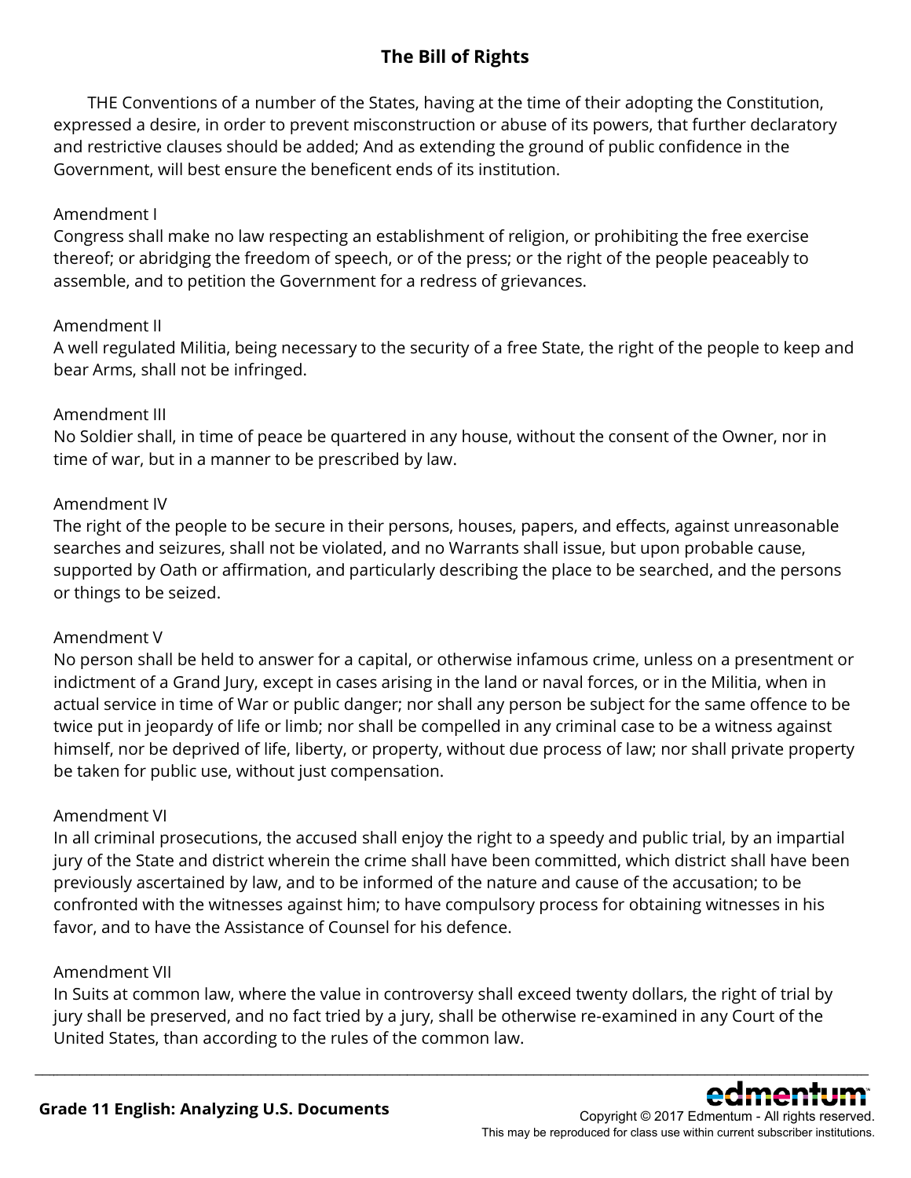# The Bill of Rights

THE Conventions of a number of the States, having at the time of their adopting the Constitution, expressed a desire, in order to prevent misconstruction or abuse of its powers, that further declaratory and restrictive clauses should be added; And as extending the ground of public confidence in the Government, will best ensure the beneficent ends of its institution.

Amendment I
Congress shall make no law respecting an establishment of religion, or prohibiting the free exercise thereof; or abridging the freedom of speech, or of the press; or the right of the people peaceably to assemble, and to petition the Government for a redress of grievances.

Amendment II
A well regulated Militia, being necessary to the security of a free State, the right of the people to keep and bear Arms, shall not be infringed.

Amendment III
No Soldier shall, in time of peace be quartered in any house, without the consent of the Owner, nor in time of war, but in a manner to be prescribed by law.

Amendment IV
The right of the people to be secure in their persons, houses, papers, and effects, against unreasonable searches and seizures, shall not be violated, and no Warrants shall issue, but upon probable cause, supported by Oath or affirmation, and particularly describing the place to be searched, and the persons or things to be seized.

Amendment V
No person shall be held to answer for a capital, or otherwise infamous crime, unless on a presentment or indictment of a Grand Jury, except in cases arising in the land or naval forces, or in the Militia, when in actual service in time of War or public danger; nor shall any person be subject for the same offence to be twice put in jeopardy of life or limb; nor shall be compelled in any criminal case to be a witness against himself, nor be deprived of life, liberty, or property, without due process of law; nor shall private property be taken for public use, without just compensation.

Amendment VI
In all criminal prosecutions, the accused shall enjoy the right to a speedy and public trial, by an impartial jury of the State and district wherein the crime shall have been committed, which district shall have been previously ascertained by law, and to be informed of the nature and cause of the accusation; to be confronted with the witnesses against him; to have compulsory process for obtaining witnesses in his favor, and to have the Assistance of Counsel for his defence.

Amendment VII
In Suits at common law, where the value in controversy shall exceed twenty dollars, the right of trial by jury shall be preserved, and no fact tried by a jury, shall be otherwise re-examined in any Court of the United States, than according to the rules of the common law.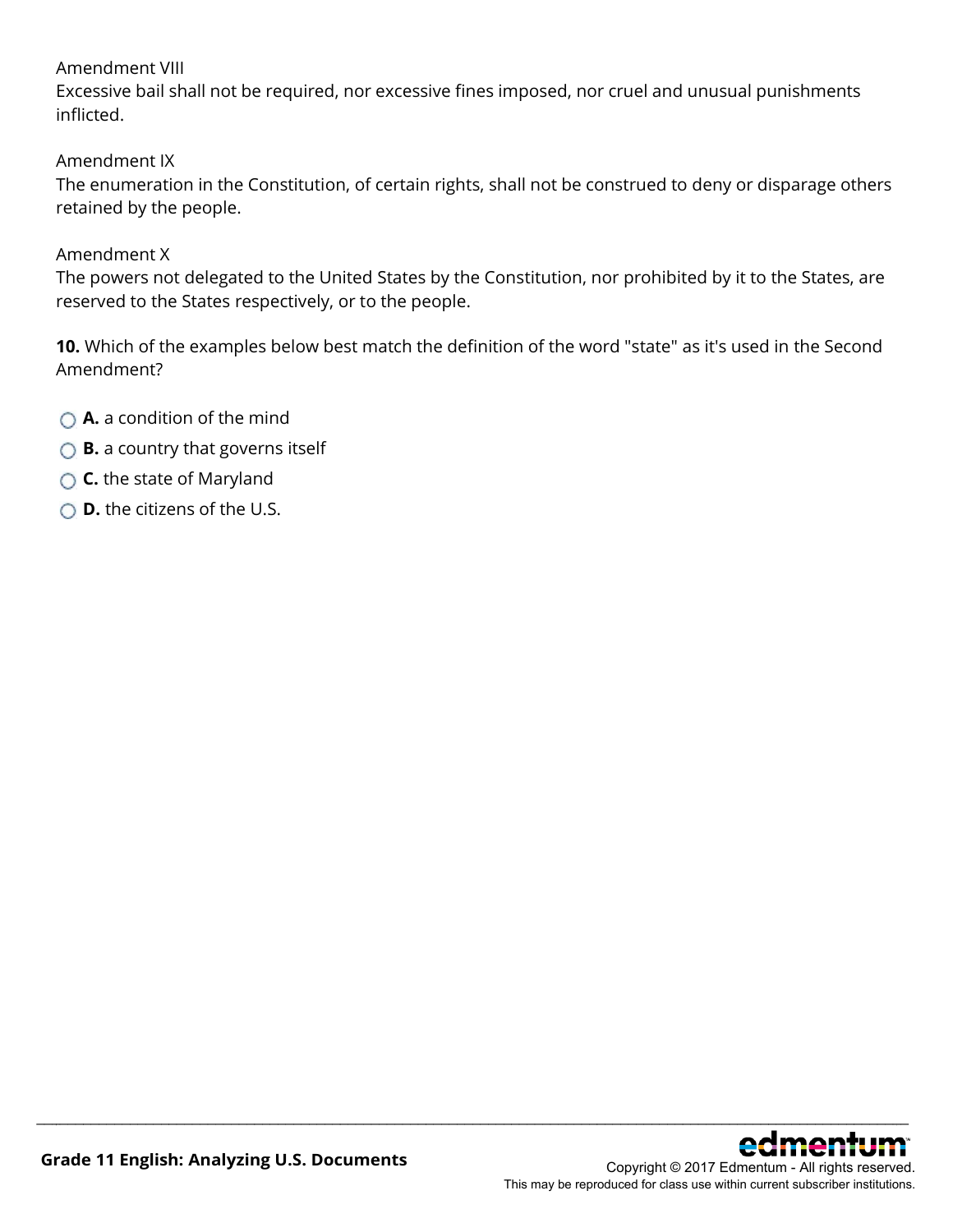Amendment VIII
Excessive bail shall not be required, nor excessive fines imposed, nor cruel and unusual punishments inflicted.

Amendment IX
The enumeration in the Constitution, of certain rights, shall not be construed to deny or disparage others retained by the people.

Amendment X
The powers not delegated to the United States by the Constitution, nor prohibited by it to the States, are reserved to the States respectively, or to the people.

**10.** Which of the examples below best match the definition of the word "state" as it's used in the Second Amendment?

- **A.** a condition of the mind
- **B.** a country that governs itself
- **C.** the state of Maryland
- **D.** the citizens of the U.S.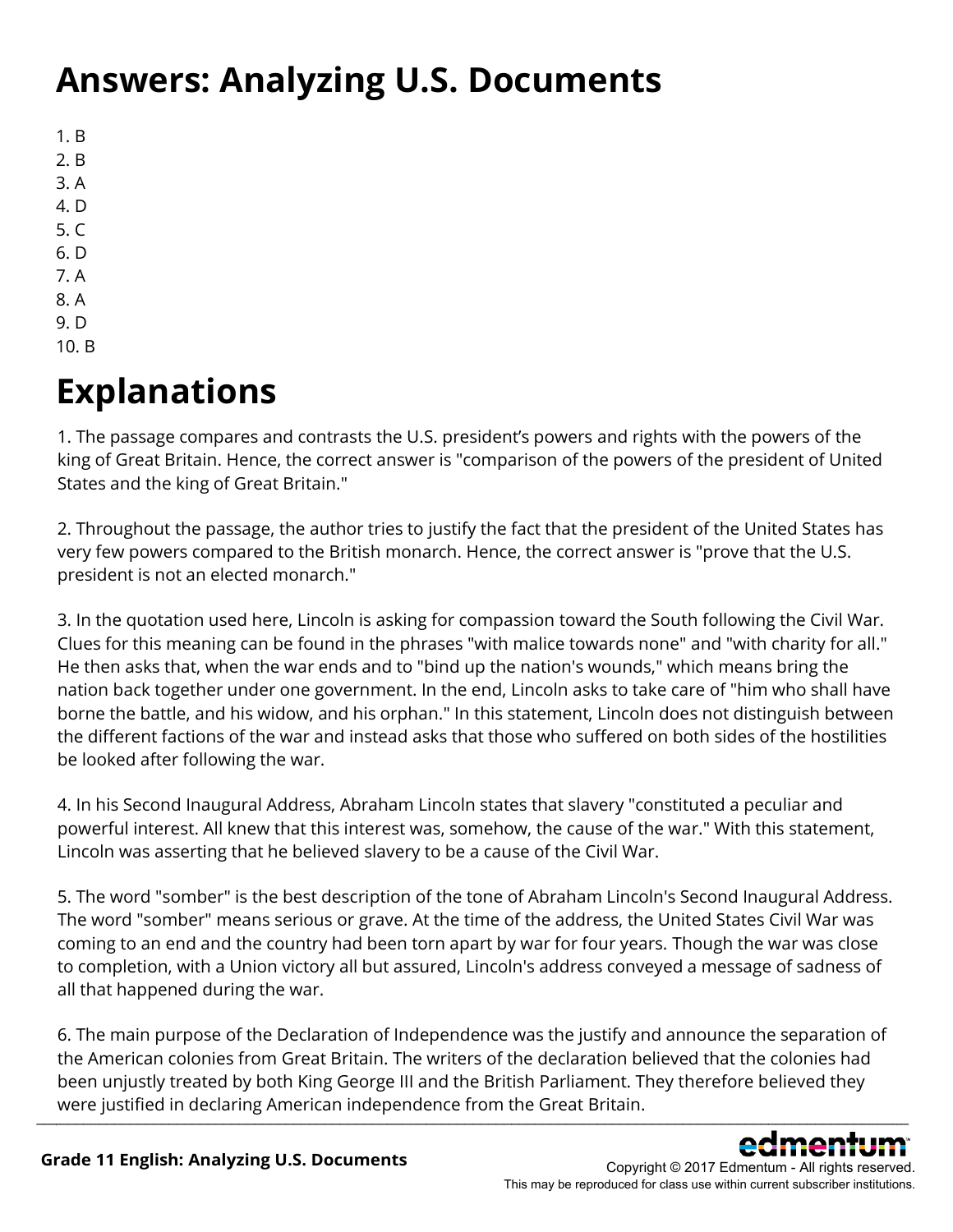# Answers: Analyzing U.S. Documents

1. B
2. B
3. A
4. D
5. C
6. D
7. A
8. A
9. D
10. B

# Explanations

1. The passage compares and contrasts the U.S. president's powers and rights with the powers of the king of Great Britain. Hence, the correct answer is "comparison of the powers of the president of United States and the king of Great Britain."

2. Throughout the passage, the author tries to justify the fact that the president of the United States has very few powers compared to the British monarch. Hence, the correct answer is "prove that the U.S. president is not an elected monarch."

3. In the quotation used here, Lincoln is asking for compassion toward the South following the Civil War. Clues for this meaning can be found in the phrases "with malice towards none" and "with charity for all." He then asks that, when the war ends and to "bind up the nation's wounds," which means bring the nation back together under one government. In the end, Lincoln asks to take care of "him who shall have borne the battle, and his widow, and his orphan." In this statement, Lincoln does not distinguish between the different factions of the war and instead asks that those who suffered on both sides of the hostilities be looked after following the war.

4. In his Second Inaugural Address, Abraham Lincoln states that slavery "constituted a peculiar and powerful interest. All knew that this interest was, somehow, the cause of the war." With this statement, Lincoln was asserting that he believed slavery to be a cause of the Civil War.

5. The word "somber" is the best description of the tone of Abraham Lincoln's Second Inaugural Address. The word "somber" means serious or grave. At the time of the address, the United States Civil War was coming to an end and the country had been torn apart by war for four years. Though the war was close to completion, with a Union victory all but assured, Lincoln's address conveyed a message of sadness of all that happened during the war.

6. The main purpose of the Declaration of Independence was the justify and announce the separation of the American colonies from Great Britain. The writers of the declaration believed that the colonies had been unjustly treated by both King George III and the British Parliament. They therefore believed they were justified in declaring American independence from the Great Britain.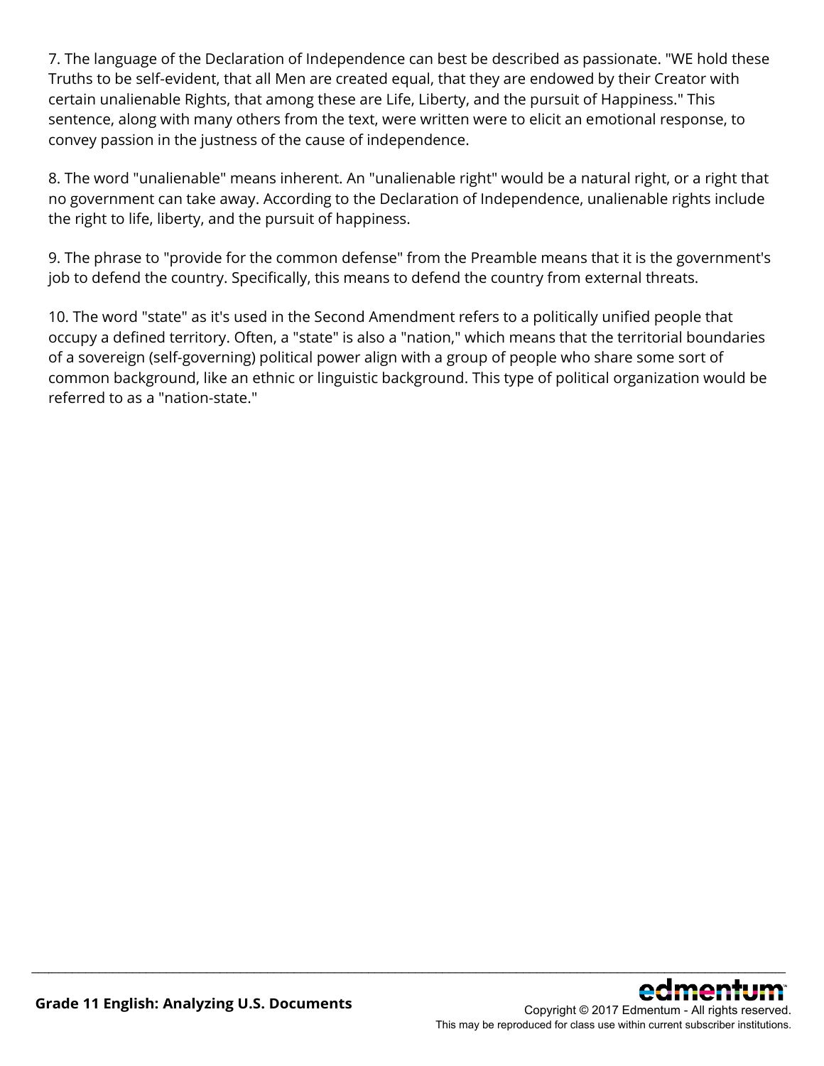7. The language of the Declaration of Independence can best be described as passionate. "WE hold these Truths to be self-evident, that all Men are created equal, that they are endowed by their Creator with certain unalienable Rights, that among these are Life, Liberty, and the pursuit of Happiness." This sentence, along with many others from the text, were written were to elicit an emotional response, to convey passion in the justness of the cause of independence.

8. The word "unalienable" means inherent. An "unalienable right" would be a natural right, or a right that no government can take away. According to the Declaration of Independence, unalienable rights include the right to life, liberty, and the pursuit of happiness.

9. The phrase to "provide for the common defense" from the Preamble means that it is the government's job to defend the country. Specifically, this means to defend the country from external threats.

10. The word "state" as it's used in the Second Amendment refers to a politically unified people that occupy a defined territory. Often, a "state" is also a "nation," which means that the territorial boundaries of a sovereign (self-governing) political power align with a group of people who share some sort of common background, like an ethnic or linguistic background. This type of political organization would be referred to as a "nation-state."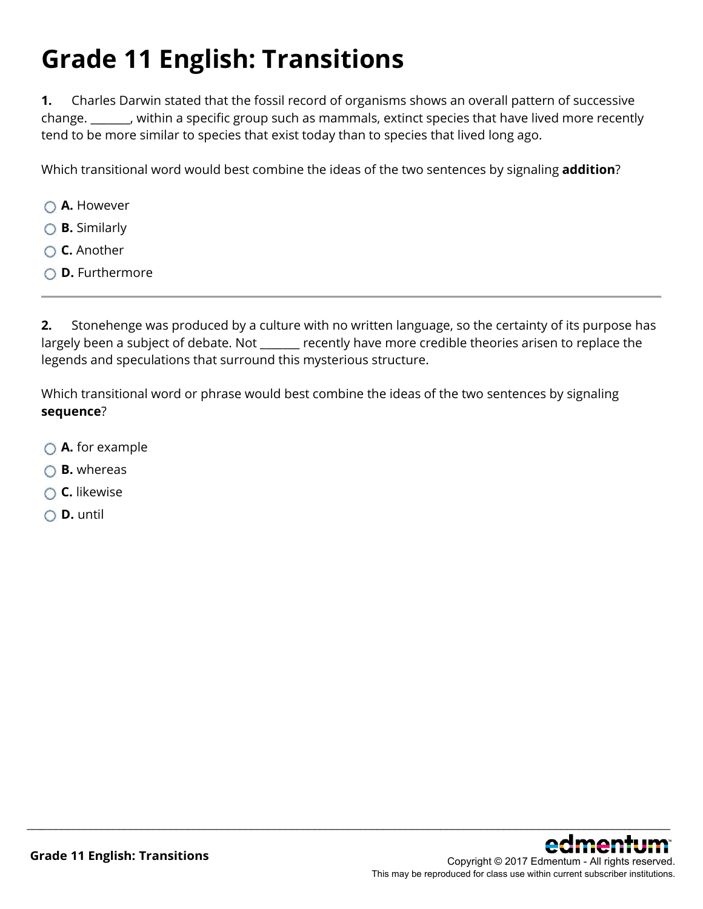# Grade 11 English: Transitions

**1.** Charles Darwin stated that the fossil record of organisms shows an overall pattern of successive change. _______, within a specific group such as mammals, extinct species that have lived more recently tend to be more similar to species that exist today than to species that lived long ago.

Which transitional word would best combine the ideas of the two sentences by signaling **addition**?

- **A.** However
- **B.** Similarly
- **C.** Another
- **D.** Furthermore

---

**2.** Stonehenge was produced by a culture with no written language, so the certainty of its purpose has largely been a subject of debate. Not _______ recently have more credible theories arisen to replace the legends and speculations that surround this mysterious structure.

Which transitional word or phrase would best combine the ideas of the two sentences by signaling **sequence**?

- **A.** for example
- **B.** whereas
- **C.** likewise
- **D.** until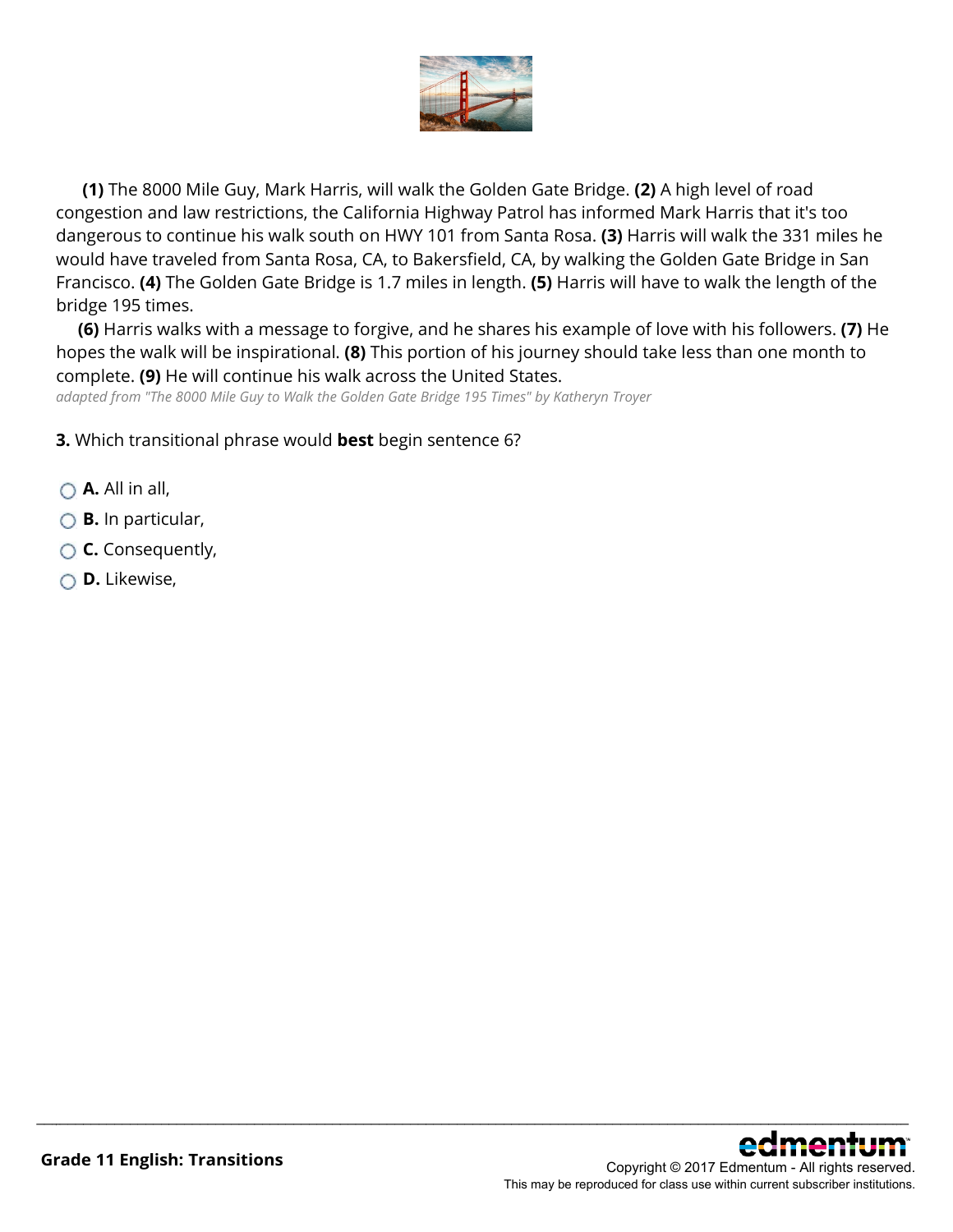**(1)** The 8000 Mile Guy, Mark Harris, will walk the Golden Gate Bridge. **(2)** A high level of road congestion and law restrictions, the California Highway Patrol has informed Mark Harris that it's too dangerous to continue his walk south on HWY 101 from Santa Rosa. **(3)** Harris will walk the 331 miles he would have traveled from Santa Rosa, CA, to Bakersfield, CA, by walking the Golden Gate Bridge in San Francisco. **(4)** The Golden Gate Bridge is 1.7 miles in length. **(5)** Harris will have to walk the length of the bridge 195 times.

**(6)** Harris walks with a message to forgive, and he shares his example of love with his followers. **(7)** He hopes the walk will be inspirational. **(8)** This portion of his journey should take less than one month to complete. **(9)** He will continue his walk across the United States.

*adapted from "The 8000 Mile Guy to Walk the Golden Gate Bridge 195 Times" by Katheryn Troyer*

**3.** Which transitional phrase would **best** begin sentence 6?

- **A.** All in all,
- **B.** In particular,
- **C.** Consequently,
- **D.** Likewise,

**Grade 11 English: Transitions**

Copyright © 2017 Edmentum - All rights reserved.
This may be reproduced for class use within current subscriber institutions.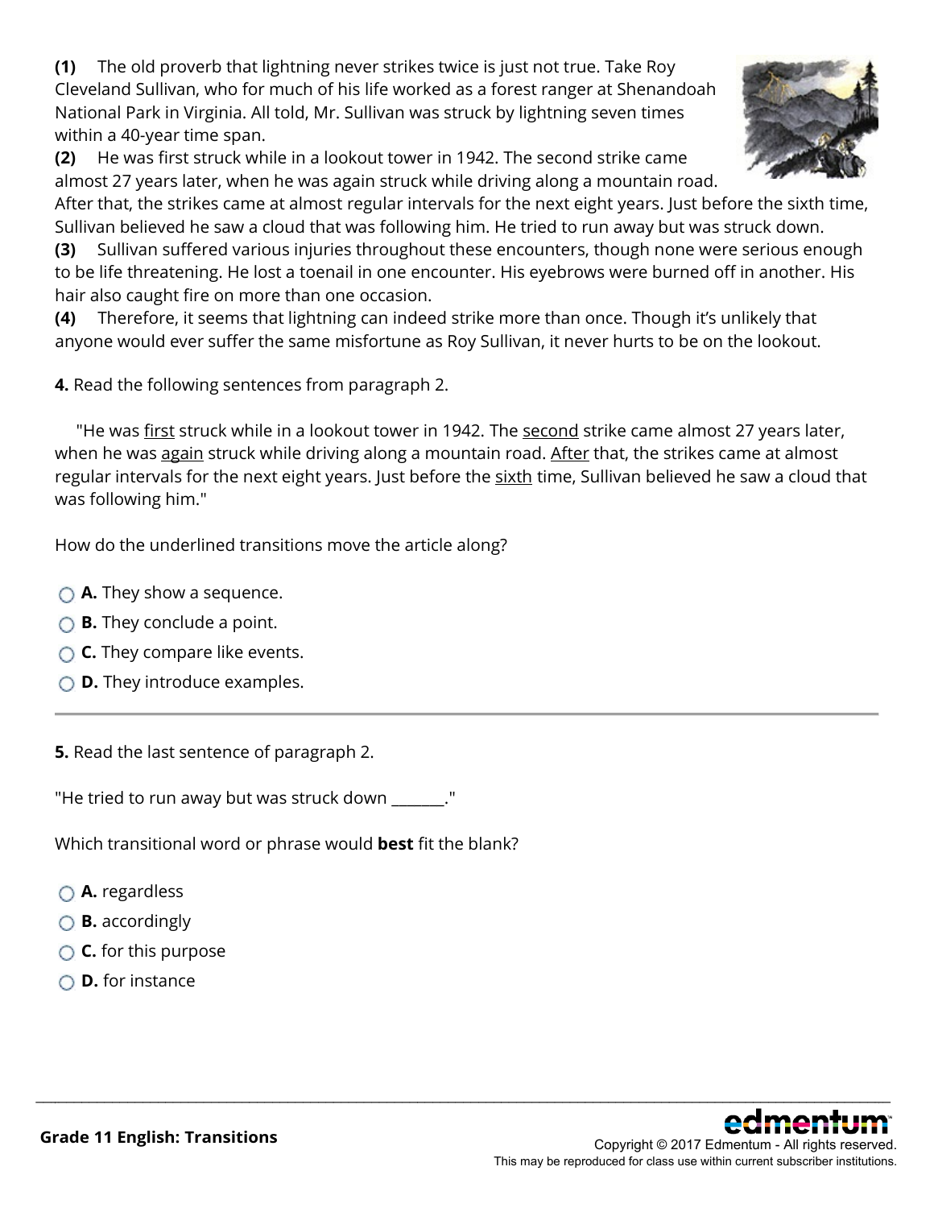**(1)** The old proverb that lightning never strikes twice is just not true. Take Roy Cleveland Sullivan, who for much of his life worked as a forest ranger at Shenandoah National Park in Virginia. All told, Mr. Sullivan was struck by lightning seven times within a 40-year time span.

**(2)** He was first struck while in a lookout tower in 1942. The second strike came almost 27 years later, when he was again struck while driving along a mountain road. After that, the strikes came at almost regular intervals for the next eight years. Just before the sixth time, Sullivan believed he saw a cloud that was following him. He tried to run away but was struck down.

**(3)** Sullivan suffered various injuries throughout these encounters, though none were serious enough to be life threatening. He lost a toenail in one encounter. His eyebrows were burned off in another. His hair also caught fire on more than one occasion.

**(4)** Therefore, it seems that lightning can indeed strike more than once. Though it's unlikely that anyone would ever suffer the same misfortune as Roy Sullivan, it never hurts to be on the lookout.

**4.** Read the following sentences from paragraph 2.

"He was <u>first</u> struck while in a lookout tower in 1942. The <u>second</u> strike came almost 27 years later, when he was <u>again</u> struck while driving along a mountain road. <u>After</u> that, the strikes came at almost regular intervals for the next eight years. Just before the <u>sixth</u> time, Sullivan believed he saw a cloud that was following him."

How do the underlined transitions move the article along?

- **A.** They show a sequence.
- **B.** They conclude a point.
- **C.** They compare like events.
- **D.** They introduce examples.

---

**5.** Read the last sentence of paragraph 2.

"He tried to run away but was struck down _______."

Which transitional word or phrase would **best** fit the blank?

- **A.** regardless
- **B.** accordingly
- **C.** for this purpose
- **D.** for instance

Grade 11 English: Transitions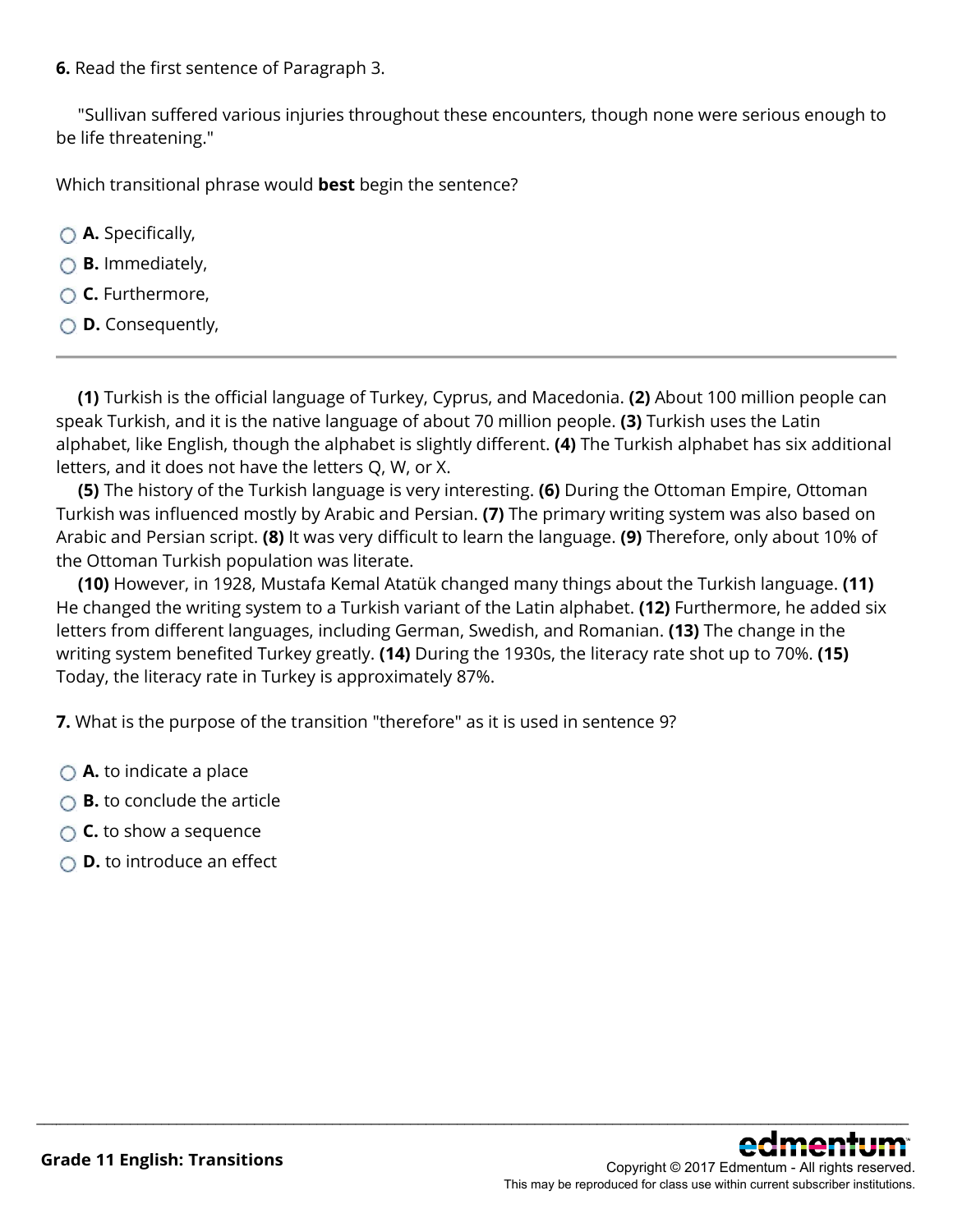**6.** Read the first sentence of Paragraph 3.

"Sullivan suffered various injuries throughout these encounters, though none were serious enough to be life threatening."

Which transitional phrase would **best** begin the sentence?

- **A.** Specifically,
- **B.** Immediately,
- **C.** Furthermore,
- **D.** Consequently,

---

**(1)** Turkish is the official language of Turkey, Cyprus, and Macedonia. **(2)** About 100 million people can speak Turkish, and it is the native language of about 70 million people. **(3)** Turkish uses the Latin alphabet, like English, though the alphabet is slightly different. **(4)** The Turkish alphabet has six additional letters, and it does not have the letters Q, W, or X.

**(5)** The history of the Turkish language is very interesting. **(6)** During the Ottoman Empire, Ottoman Turkish was influenced mostly by Arabic and Persian. **(7)** The primary writing system was also based on Arabic and Persian script. **(8)** It was very difficult to learn the language. **(9)** Therefore, only about 10% of the Ottoman Turkish population was literate.

**(10)** However, in 1928, Mustafa Kemal Atatük changed many things about the Turkish language. **(11)** He changed the writing system to a Turkish variant of the Latin alphabet. **(12)** Furthermore, he added six letters from different languages, including German, Swedish, and Romanian. **(13)** The change in the writing system benefited Turkey greatly. **(14)** During the 1930s, the literacy rate shot up to 70%. **(15)** Today, the literacy rate in Turkey is approximately 87%.

**7.** What is the purpose of the transition "therefore" as it is used in sentence 9?

- **A.** to indicate a place
- **B.** to conclude the article
- **C.** to show a sequence
- **D.** to introduce an effect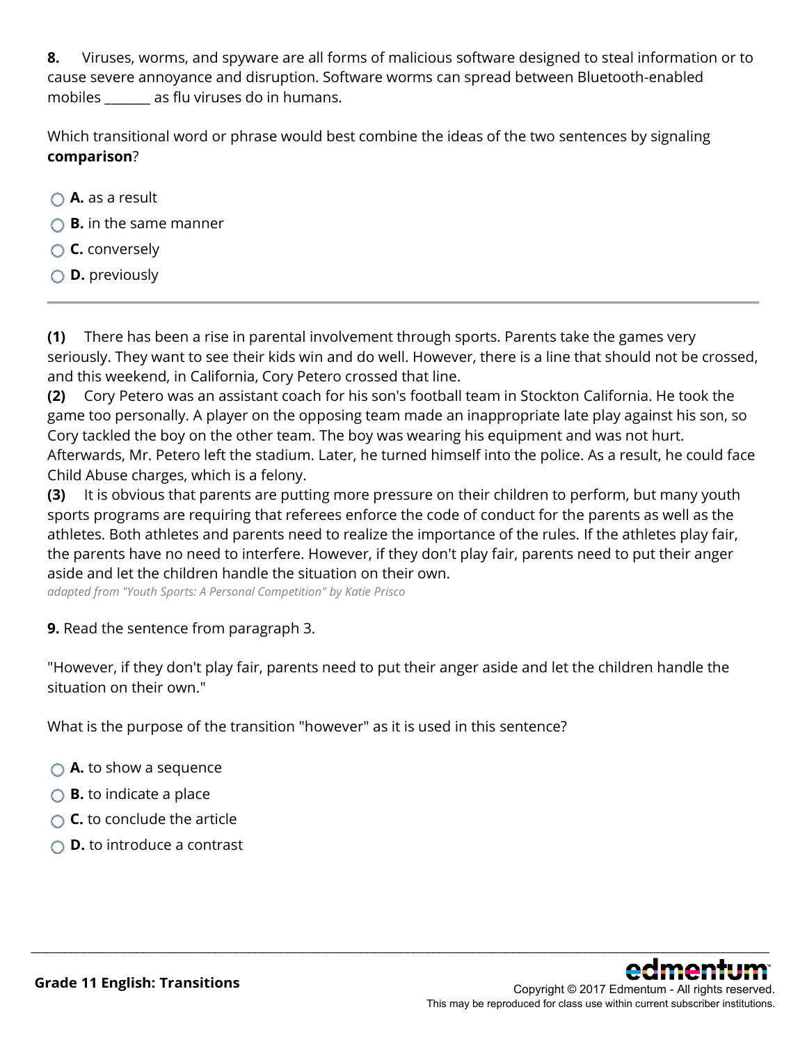**8.** Viruses, worms, and spyware are all forms of malicious software designed to steal information or to cause severe annoyance and disruption. Software worms can spread between Bluetooth-enabled mobiles _______ as flu viruses do in humans.

Which transitional word or phrase would best combine the ideas of the two sentences by signaling **comparison**?

- **A.** as a result
- **B.** in the same manner
- **C.** conversely
- **D.** previously

---

**(1)** There has been a rise in parental involvement through sports. Parents take the games very seriously. They want to see their kids win and do well. However, there is a line that should not be crossed, and this weekend, in California, Cory Petero crossed that line.

**(2)** Cory Petero was an assistant coach for his son's football team in Stockton California. He took the game too personally. A player on the opposing team made an inappropriate late play against his son, so Cory tackled the boy on the other team. The boy was wearing his equipment and was not hurt. Afterwards, Mr. Petero left the stadium. Later, he turned himself into the police. As a result, he could face Child Abuse charges, which is a felony.

**(3)** It is obvious that parents are putting more pressure on their children to perform, but many youth sports programs are requiring that referees enforce the code of conduct for the parents as well as the athletes. Both athletes and parents need to realize the importance of the rules. If the athletes play fair, the parents have no need to interfere. However, if they don't play fair, parents need to put their anger aside and let the children handle the situation on their own.

*adapted from "Youth Sports: A Personal Competition" by Katie Prisco*

**9.** Read the sentence from paragraph 3.

"However, if they don't play fair, parents need to put their anger aside and let the children handle the situation on their own."

What is the purpose of the transition "however" as it is used in this sentence?

- **A.** to show a sequence
- **B.** to indicate a place
- **C.** to conclude the article
- **D.** to introduce a contrast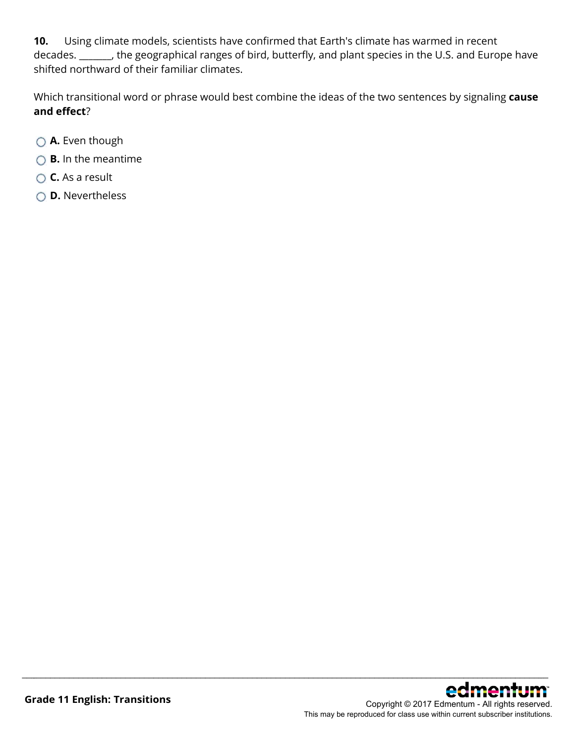**10.** Using climate models, scientists have confirmed that Earth's climate has warmed in recent decades. _______, the geographical ranges of bird, butterfly, and plant species in the U.S. and Europe have shifted northward of their familiar climates.

Which transitional word or phrase would best combine the ideas of the two sentences by signaling **cause and effect**?

- **A.** Even though
- **B.** In the meantime
- **C.** As a result
- **D.** Nevertheless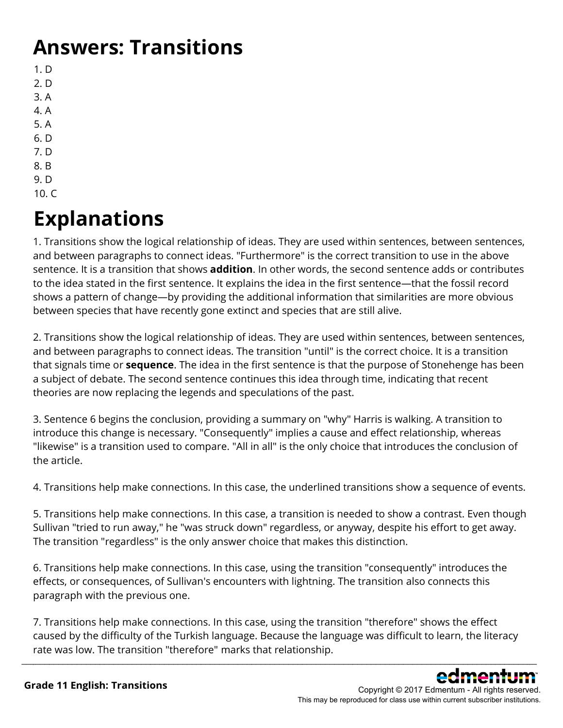# Answers: Transitions

1. D
2. D
3. A
4. A
5. A
6. D
7. D
8. B
9. D
10. C

# Explanations

1. Transitions show the logical relationship of ideas. They are used within sentences, between sentences, and between paragraphs to connect ideas. "Furthermore" is the correct transition to use in the above sentence. It is a transition that shows **addition**. In other words, the second sentence adds or contributes to the idea stated in the first sentence. It explains the idea in the first sentence—that the fossil record shows a pattern of change—by providing the additional information that similarities are more obvious between species that have recently gone extinct and species that are still alive.

2. Transitions show the logical relationship of ideas. They are used within sentences, between sentences, and between paragraphs to connect ideas. The transition "until" is the correct choice. It is a transition that signals time or **sequence**. The idea in the first sentence is that the purpose of Stonehenge has been a subject of debate. The second sentence continues this idea through time, indicating that recent theories are now replacing the legends and speculations of the past.

3. Sentence 6 begins the conclusion, providing a summary on "why" Harris is walking. A transition to introduce this change is necessary. "Consequently" implies a cause and effect relationship, whereas "likewise" is a transition used to compare. "All in all" is the only choice that introduces the conclusion of the article.

4. Transitions help make connections. In this case, the underlined transitions show a sequence of events.

5. Transitions help make connections. In this case, a transition is needed to show a contrast. Even though Sullivan "tried to run away," he "was struck down" regardless, or anyway, despite his effort to get away. The transition "regardless" is the only answer choice that makes this distinction.

6. Transitions help make connections. In this case, using the transition "consequently" introduces the effects, or consequences, of Sullivan's encounters with lightning. The transition also connects this paragraph with the previous one.

7. Transitions help make connections. In this case, using the transition "therefore" shows the effect caused by the difficulty of the Turkish language. Because the language was difficult to learn, the literacy rate was low. The transition "therefore" marks that relationship.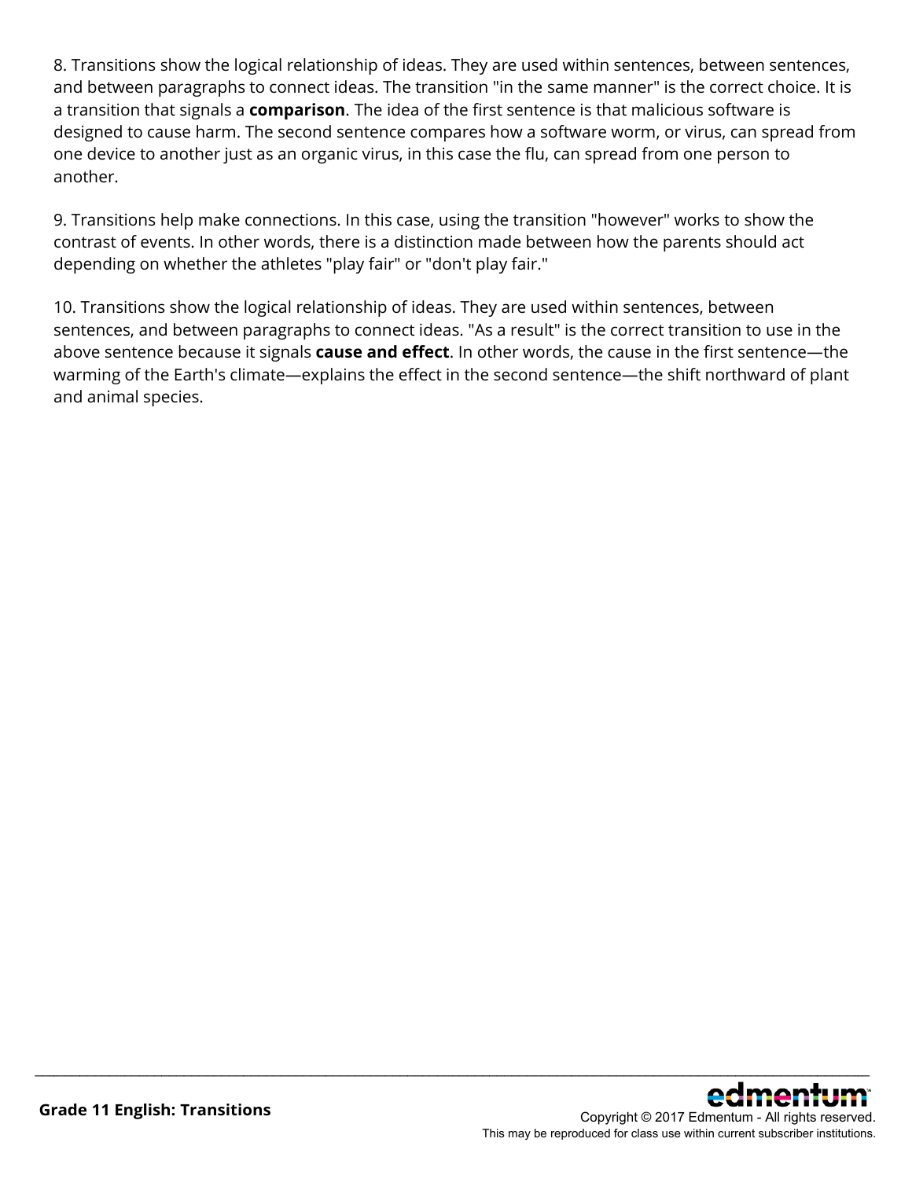8. Transitions show the logical relationship of ideas. They are used within sentences, between sentences, and between paragraphs to connect ideas. The transition "in the same manner" is the correct choice. It is a transition that signals a **comparison**. The idea of the first sentence is that malicious software is designed to cause harm. The second sentence compares how a software worm, or virus, can spread from one device to another just as an organic virus, in this case the flu, can spread from one person to another.

9. Transitions help make connections. In this case, using the transition "however" works to show the contrast of events. In other words, there is a distinction made between how the parents should act depending on whether the athletes "play fair" or "don't play fair."

10. Transitions show the logical relationship of ideas. They are used within sentences, between sentences, and between paragraphs to connect ideas. "As a result" is the correct transition to use in the above sentence because it signals **cause and effect**. In other words, the cause in the first sentence—the warming of the Earth's climate—explains the effect in the second sentence—the shift northward of plant and animal species.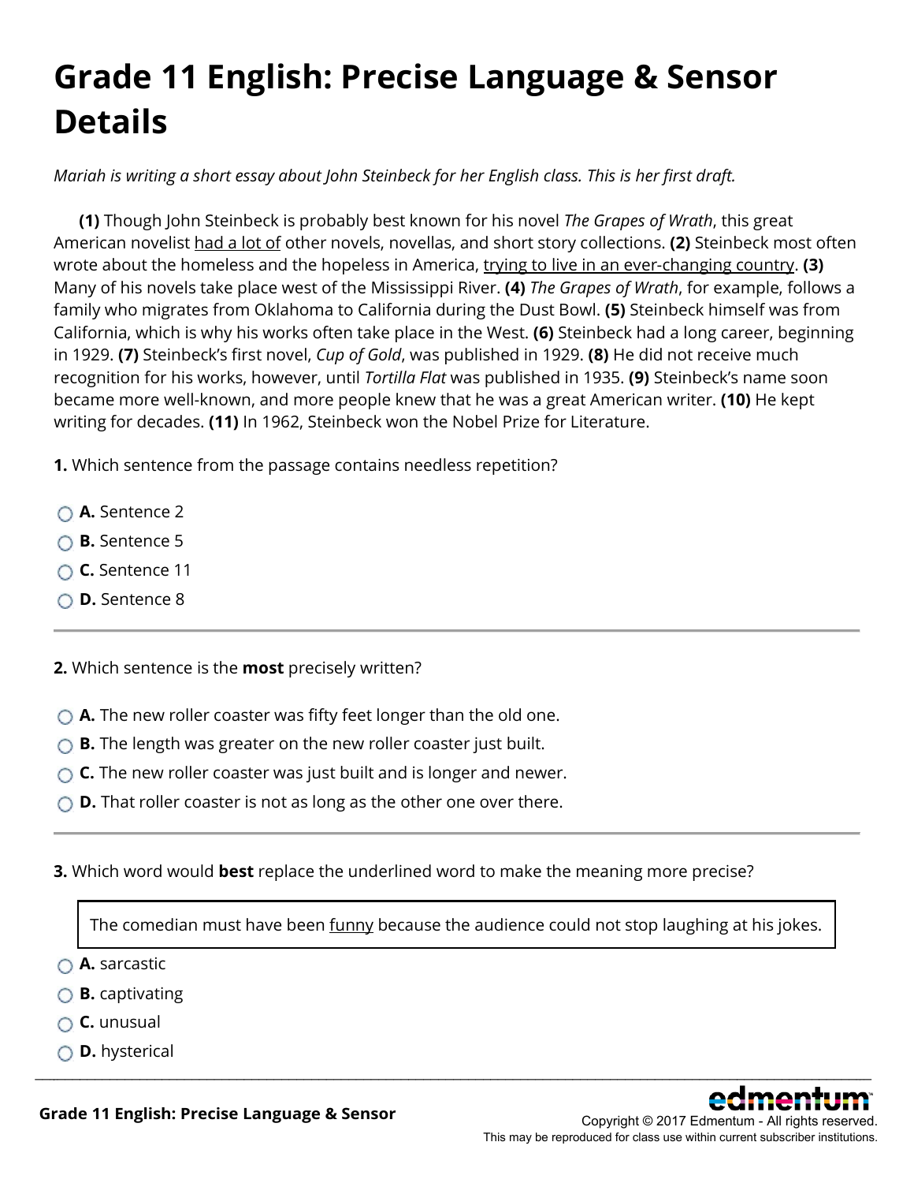# Grade 11 English: Precise Language & Sensor Details

*Mariah is writing a short essay about John Steinbeck for her English class. This is her first draft.*

**(1)** Though John Steinbeck is probably best known for his novel *The Grapes of Wrath*, this great American novelist <u>had a lot of</u> other novels, novellas, and short story collections. **(2)** Steinbeck most often wrote about the homeless and the hopeless in America, <u>trying to live in an ever-changing country</u>. **(3)** Many of his novels take place west of the Mississippi River. **(4)** *The Grapes of Wrath*, for example, follows a family who migrates from Oklahoma to California during the Dust Bowl. **(5)** Steinbeck himself was from California, which is why his works often take place in the West. **(6)** Steinbeck had a long career, beginning in 1929. **(7)** Steinbeck's first novel, *Cup of Gold*, was published in 1929. **(8)** He did not receive much recognition for his works, however, until *Tortilla Flat* was published in 1935. **(9)** Steinbeck's name soon became more well-known, and more people knew that he was a great American writer. **(10)** He kept writing for decades. **(11)** In 1962, Steinbeck won the Nobel Prize for Literature.

**1.** Which sentence from the passage contains needless repetition?

- **A.** Sentence 2
- **B.** Sentence 5
- **C.** Sentence 11
- **D.** Sentence 8

---

**2.** Which sentence is the **most** precisely written?

- **A.** The new roller coaster was fifty feet longer than the old one.
- **B.** The length was greater on the new roller coaster just built.
- **C.** The new roller coaster was just built and is longer and newer.
- **D.** That roller coaster is not as long as the other one over there.

---

**3.** Which word would **best** replace the underlined word to make the meaning more precise?

> The comedian must have been <u>funny</u> because the audience could not stop laughing at his jokes.

- **A.** sarcastic
- **B.** captivating
- **C.** unusual
- **D.** hysterical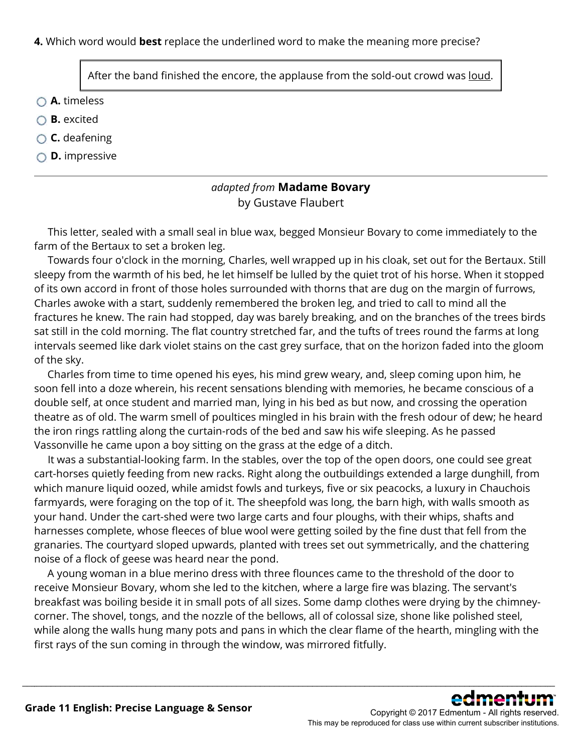**4.** Which word would **best** replace the underlined word to make the meaning more precise?

> After the band finished the encore, the applause from the sold-out crowd was <u>loud</u>.

- **A.** timeless
- **B.** excited
- **C.** deafening
- **D.** impressive

---

*adapted from* **Madame Bovary**
by Gustave Flaubert

This letter, sealed with a small seal in blue wax, begged Monsieur Bovary to come immediately to the farm of the Bertaux to set a broken leg.

Towards four o'clock in the morning, Charles, well wrapped up in his cloak, set out for the Bertaux. Still sleepy from the warmth of his bed, he let himself be lulled by the quiet trot of his horse. When it stopped of its own accord in front of those holes surrounded with thorns that are dug on the margin of furrows, Charles awoke with a start, suddenly remembered the broken leg, and tried to call to mind all the fractures he knew. The rain had stopped, day was barely breaking, and on the branches of the trees birds sat still in the cold morning. The flat country stretched far, and the tufts of trees round the farms at long intervals seemed like dark violet stains on the cast grey surface, that on the horizon faded into the gloom of the sky.

Charles from time to time opened his eyes, his mind grew weary, and, sleep coming upon him, he soon fell into a doze wherein, his recent sensations blending with memories, he became conscious of a double self, at once student and married man, lying in his bed as but now, and crossing the operation theatre as of old. The warm smell of poultices mingled in his brain with the fresh odour of dew; he heard the iron rings rattling along the curtain-rods of the bed and saw his wife sleeping. As he passed Vassonville he came upon a boy sitting on the grass at the edge of a ditch.

It was a substantial-looking farm. In the stables, over the top of the open doors, one could see great cart-horses quietly feeding from new racks. Right along the outbuildings extended a large dunghill, from which manure liquid oozed, while amidst fowls and turkeys, five or six peacocks, a luxury in Chauchois farmyards, were foraging on the top of it. The sheepfold was long, the barn high, with walls smooth as your hand. Under the cart-shed were two large carts and four ploughs, with their whips, shafts and harnesses complete, whose fleeces of blue wool were getting soiled by the fine dust that fell from the granaries. The courtyard sloped upwards, planted with trees set out symmetrically, and the chattering noise of a flock of geese was heard near the pond.

A young woman in a blue merino dress with three flounces came to the threshold of the door to receive Monsieur Bovary, whom she led to the kitchen, where a large fire was blazing. The servant's breakfast was boiling beside it in small pots of all sizes. Some damp clothes were drying by the chimney-corner. The shovel, tongs, and the nozzle of the bellows, all of colossal size, shone like polished steel, while along the walls hung many pots and pans in which the clear flame of the hearth, mingling with the first rays of the sun coming in through the window, was mirrored fitfully.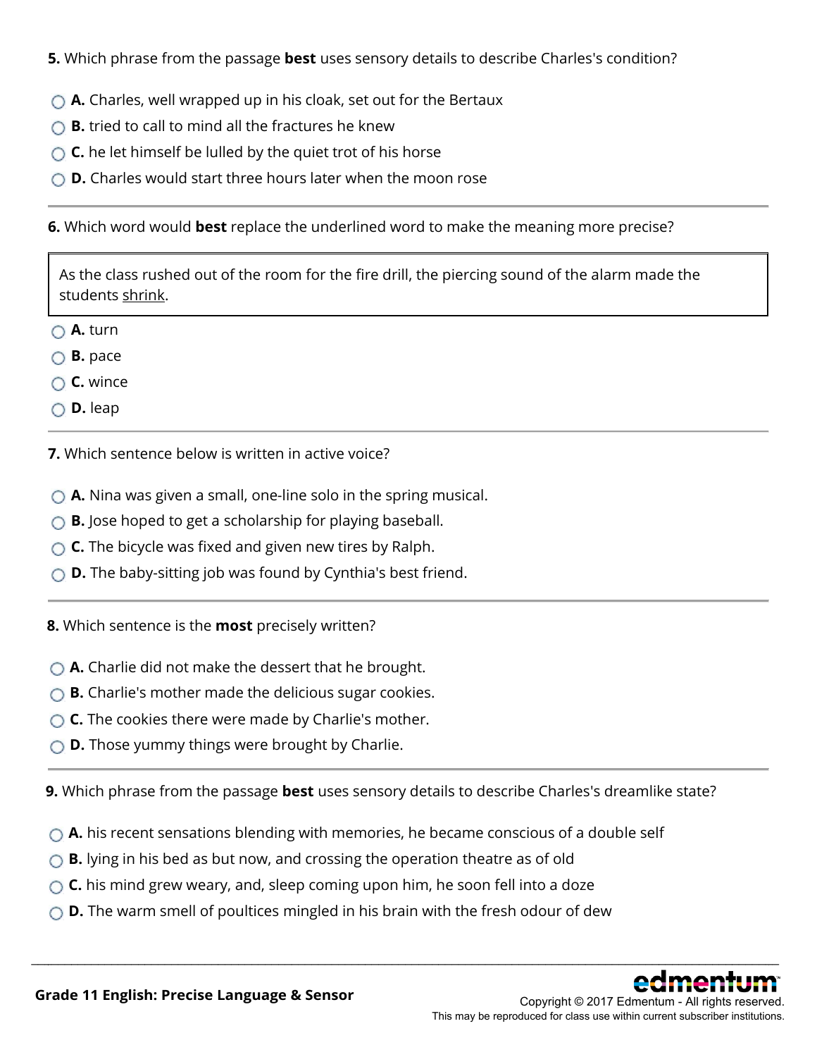**5.** Which phrase from the passage **best** uses sensory details to describe Charles's condition?

- **A.** Charles, well wrapped up in his cloak, set out for the Bertaux
- **B.** tried to call to mind all the fractures he knew
- **C.** he let himself be lulled by the quiet trot of his horse
- **D.** Charles would start three hours later when the moon rose

---

**6.** Which word would **best** replace the underlined word to make the meaning more precise?

> As the class rushed out of the room for the fire drill, the piercing sound of the alarm made the students <u>shrink</u>.

- **A.** turn
- **B.** pace
- **C.** wince
- **D.** leap

---

**7.** Which sentence below is written in active voice?

- **A.** Nina was given a small, one-line solo in the spring musical.
- **B.** Jose hoped to get a scholarship for playing baseball.
- **C.** The bicycle was fixed and given new tires by Ralph.
- **D.** The baby-sitting job was found by Cynthia's best friend.

---

**8.** Which sentence is the **most** precisely written?

- **A.** Charlie did not make the dessert that he brought.
- **B.** Charlie's mother made the delicious sugar cookies.
- **C.** The cookies there were made by Charlie's mother.
- **D.** Those yummy things were brought by Charlie.

---

**9.** Which phrase from the passage **best** uses sensory details to describe Charles's dreamlike state?

- **A.** his recent sensations blending with memories, he became conscious of a double self
- **B.** lying in his bed as but now, and crossing the operation theatre as of old
- **C.** his mind grew weary, and, sleep coming upon him, he soon fell into a doze
- **D.** The warm smell of poultices mingled in his brain with the fresh odour of dew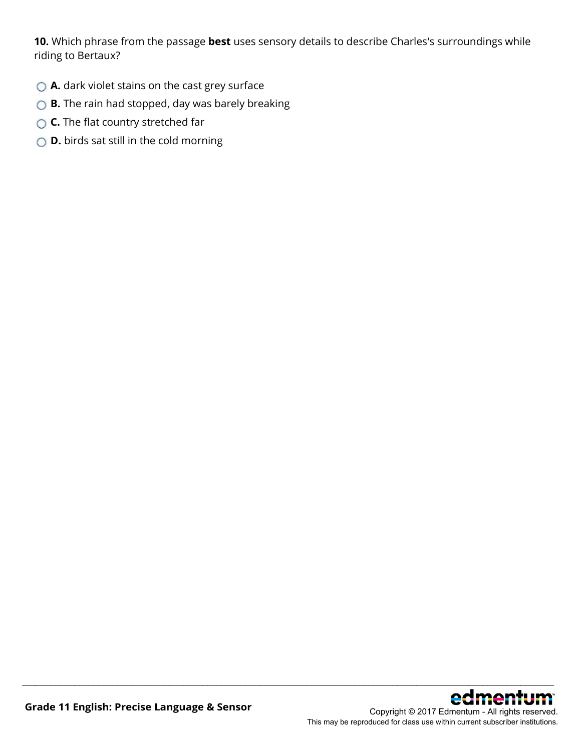**10.** Which phrase from the passage **best** uses sensory details to describe Charles's surroundings while riding to Bertaux?

- **A.** dark violet stains on the cast grey surface
- **B.** The rain had stopped, day was barely breaking
- **C.** The flat country stretched far
- **D.** birds sat still in the cold morning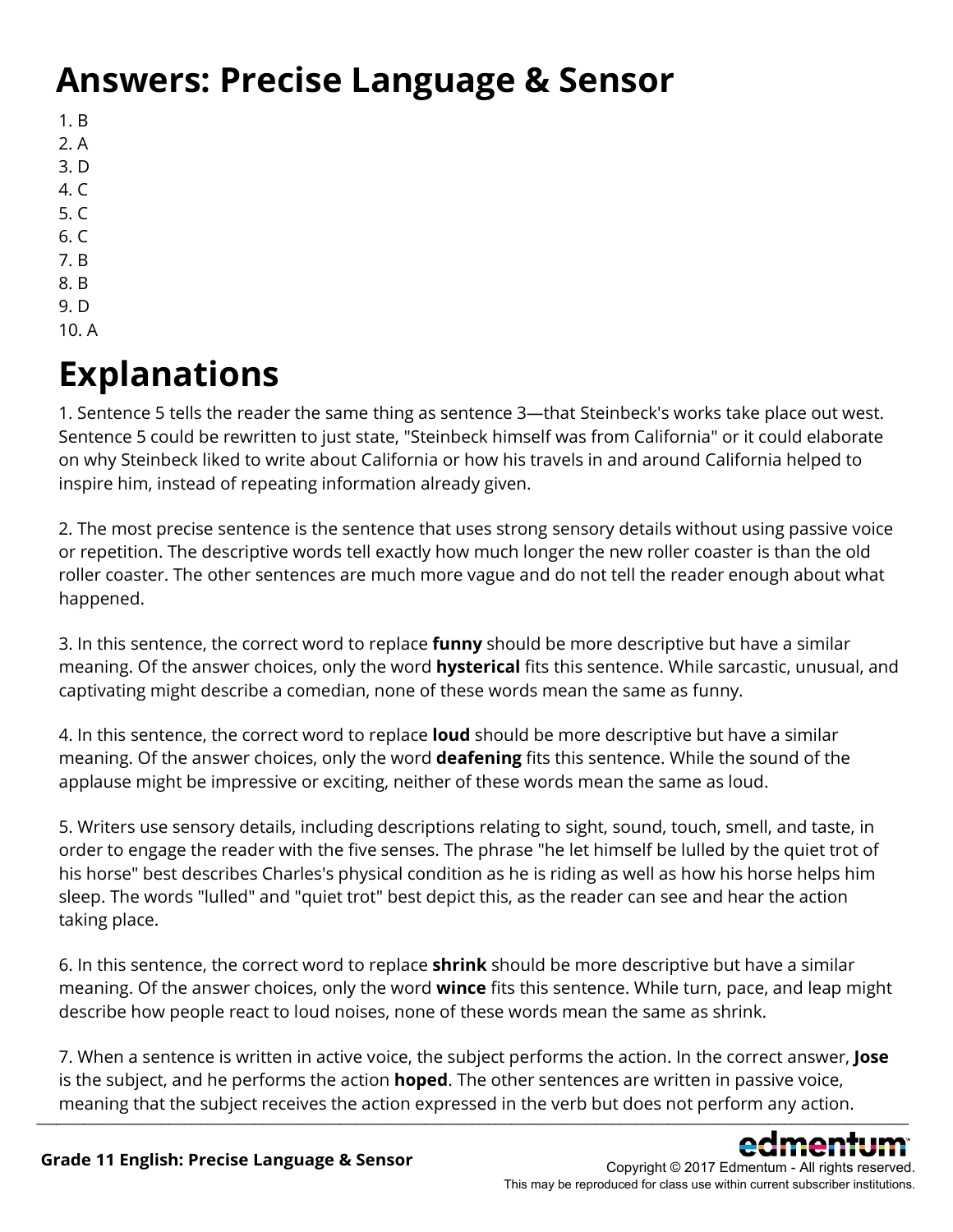# Answers: Precise Language & Sensor

1. B
2. A
3. D
4. C
5. C
6. C
7. B
8. B
9. D
10. A

# Explanations

1. Sentence 5 tells the reader the same thing as sentence 3—that Steinbeck's works take place out west. Sentence 5 could be rewritten to just state, "Steinbeck himself was from California" or it could elaborate on why Steinbeck liked to write about California or how his travels in and around California helped to inspire him, instead of repeating information already given.

2. The most precise sentence is the sentence that uses strong sensory details without using passive voice or repetition. The descriptive words tell exactly how much longer the new roller coaster is than the old roller coaster. The other sentences are much more vague and do not tell the reader enough about what happened.

3. In this sentence, the correct word to replace **funny** should be more descriptive but have a similar meaning. Of the answer choices, only the word **hysterical** fits this sentence. While sarcastic, unusual, and captivating might describe a comedian, none of these words mean the same as funny.

4. In this sentence, the correct word to replace **loud** should be more descriptive but have a similar meaning. Of the answer choices, only the word **deafening** fits this sentence. While the sound of the applause might be impressive or exciting, neither of these words mean the same as loud.

5. Writers use sensory details, including descriptions relating to sight, sound, touch, smell, and taste, in order to engage the reader with the five senses. The phrase "he let himself be lulled by the quiet trot of his horse" best describes Charles's physical condition as he is riding as well as how his horse helps him sleep. The words "lulled" and "quiet trot" best depict this, as the reader can see and hear the action taking place.

6. In this sentence, the correct word to replace **shrink** should be more descriptive but have a similar meaning. Of the answer choices, only the word **wince** fits this sentence. While turn, pace, and leap might describe how people react to loud noises, none of these words mean the same as shrink.

7. When a sentence is written in active voice, the subject performs the action. In the correct answer, **Jose** is the subject, and he performs the action **hoped**. The other sentences are written in passive voice, meaning that the subject receives the action expressed in the verb but does not perform any action.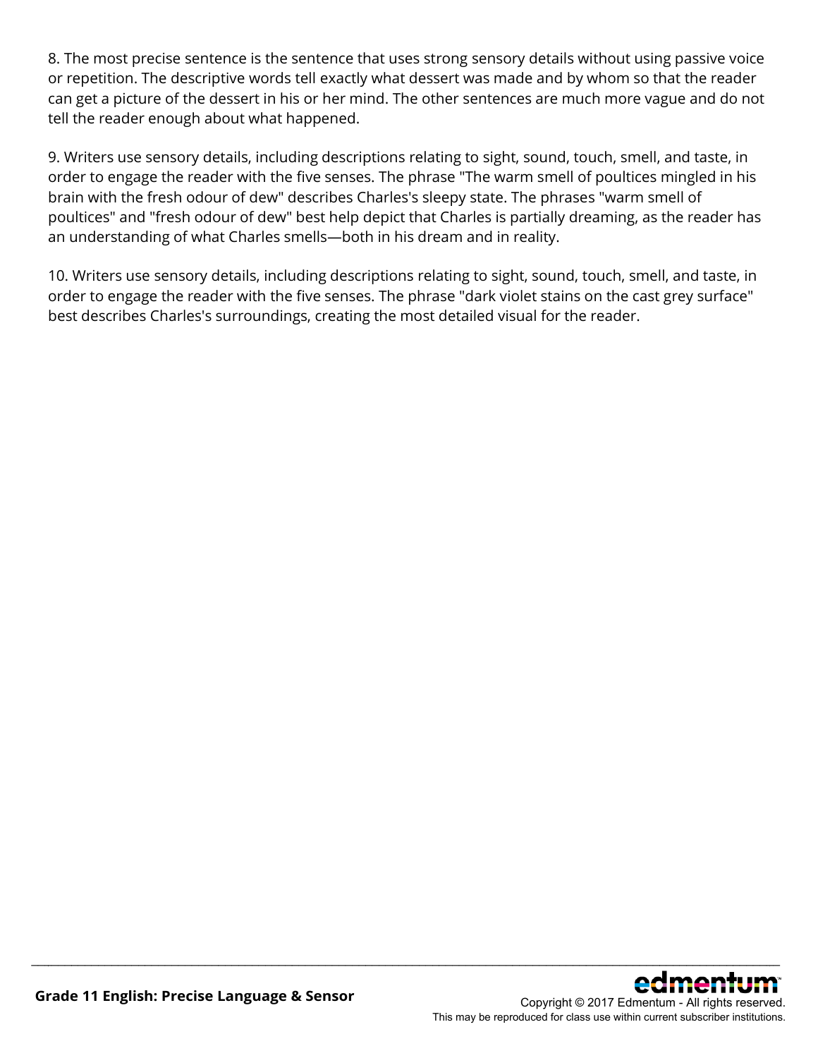8. The most precise sentence is the sentence that uses strong sensory details without using passive voice or repetition. The descriptive words tell exactly what dessert was made and by whom so that the reader can get a picture of the dessert in his or her mind. The other sentences are much more vague and do not tell the reader enough about what happened.

9. Writers use sensory details, including descriptions relating to sight, sound, touch, smell, and taste, in order to engage the reader with the five senses. The phrase "The warm smell of poultices mingled in his brain with the fresh odour of dew" describes Charles's sleepy state. The phrases "warm smell of poultices" and "fresh odour of dew" best help depict that Charles is partially dreaming, as the reader has an understanding of what Charles smells—both in his dream and in reality.

10. Writers use sensory details, including descriptions relating to sight, sound, touch, smell, and taste, in order to engage the reader with the five senses. The phrase "dark violet stains on the cast grey surface" best describes Charles's surroundings, creating the most detailed visual for the reader.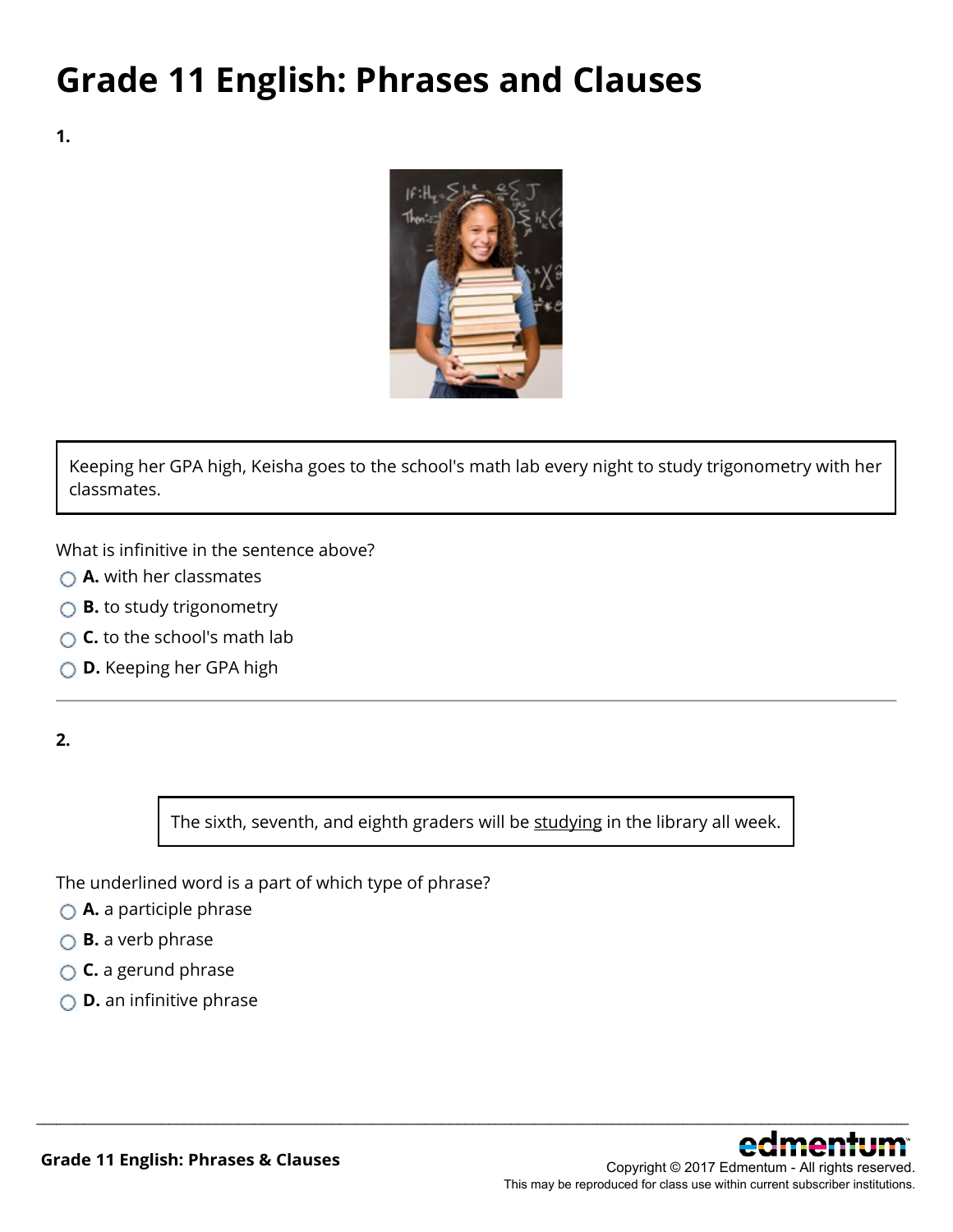# Grade 11 English: Phrases and Clauses

**1.**

> Keeping her GPA high, Keisha goes to the school's math lab every night to study trigonometry with her classmates.

What is infinitive in the sentence above?

- **A.** with her classmates
- **B.** to study trigonometry
- **C.** to the school's math lab
- **D.** Keeping her GPA high

---

**2.**

> The sixth, seventh, and eighth graders will be <u>studying</u> in the library all week.

The underlined word is a part of which type of phrase?

- **A.** a participle phrase
- **B.** a verb phrase
- **C.** a gerund phrase
- **D.** an infinitive phrase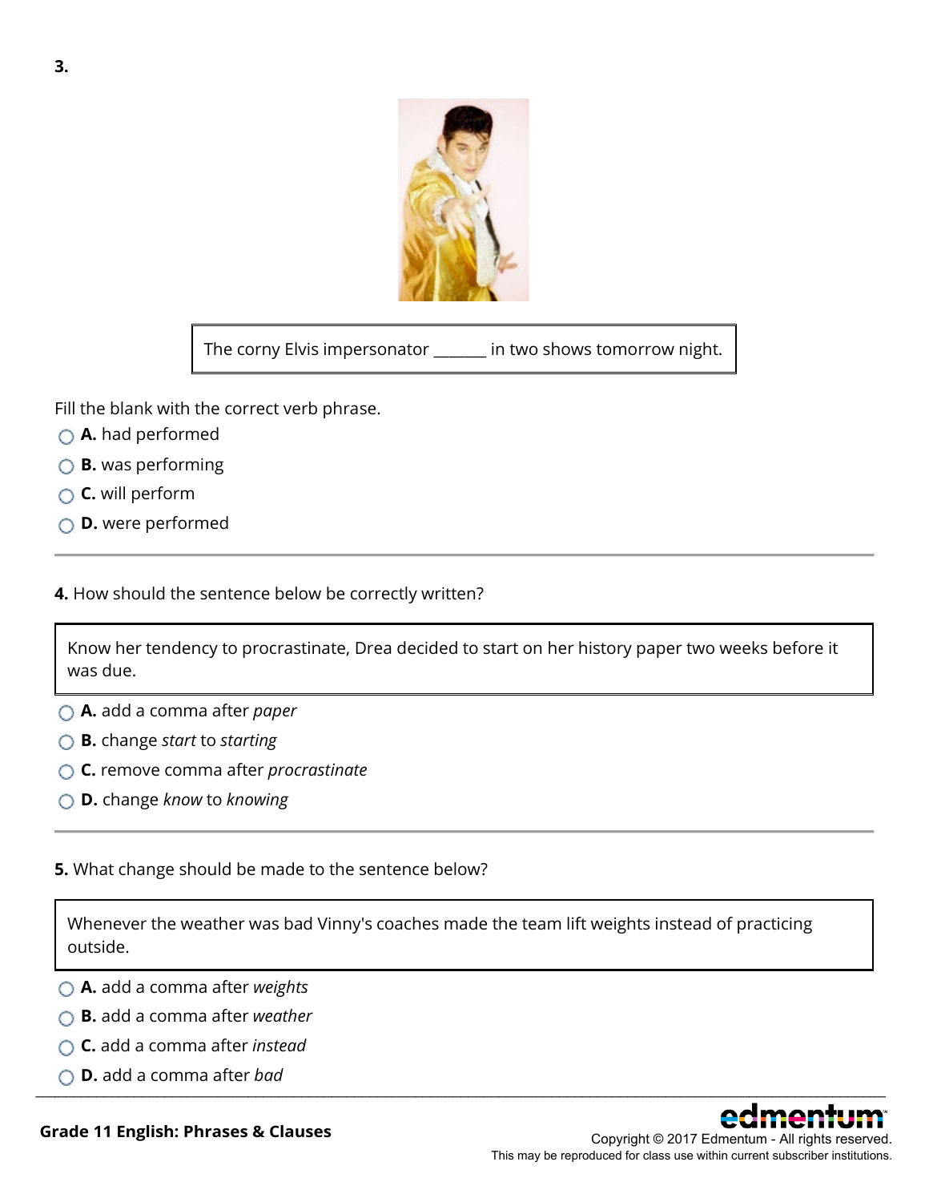3.

The corny Elvis impersonator _______ in two shows tomorrow night.

Fill the blank with the correct verb phrase.

- **A.** had performed
- **B.** was performing
- **C.** will perform
- **D.** were performed

---

**4.** How should the sentence below be correctly written?

Know her tendency to procrastinate, Drea decided to start on her history paper two weeks before it was due.

- **A.** add a comma after *paper*
- **B.** change *start* to *starting*
- **C.** remove comma after *procrastinate*
- **D.** change *know* to *knowing*

---

**5.** What change should be made to the sentence below?

Whenever the weather was bad Vinny's coaches made the team lift weights instead of practicing outside.

- **A.** add a comma after *weights*
- **B.** add a comma after *weather*
- **C.** add a comma after *instead*
- **D.** add a comma after *bad*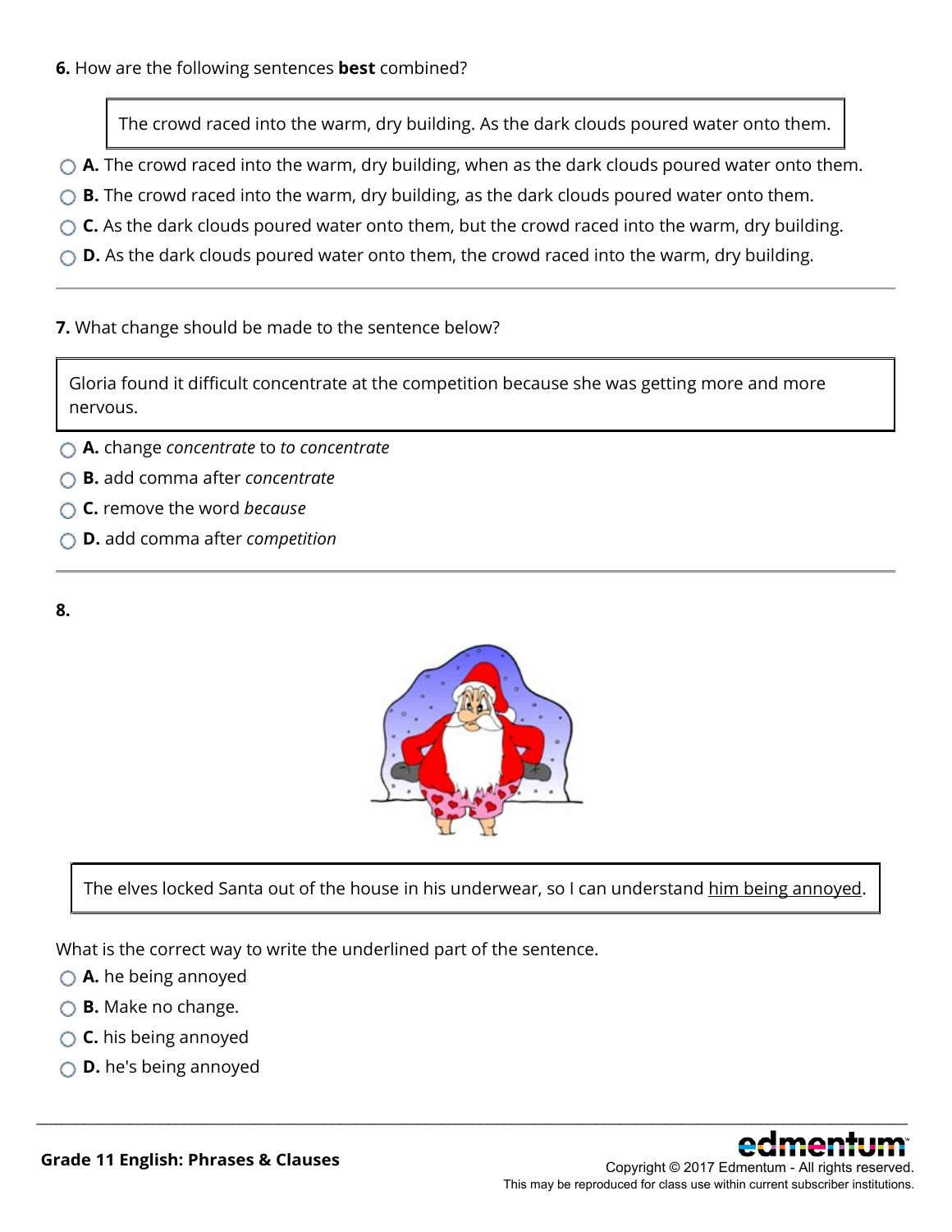**6.** How are the following sentences **best** combined?

> The crowd raced into the warm, dry building. As the dark clouds poured water onto them.

- **A.** The crowd raced into the warm, dry building, when as the dark clouds poured water onto them.
- **B.** The crowd raced into the warm, dry building, as the dark clouds poured water onto them.
- **C.** As the dark clouds poured water onto them, but the crowd raced into the warm, dry building.
- **D.** As the dark clouds poured water onto them, the crowd raced into the warm, dry building.

---

**7.** What change should be made to the sentence below?

> Gloria found it difficult concentrate at the competition because she was getting more and more nervous.

- **A.** change *concentrate* to *to concentrate*
- **B.** add comma after *concentrate*
- **C.** remove the word *because*
- **D.** add comma after *competition*

---

**8.**

> The elves locked Santa out of the house in his underwear, so I can understand <u>him being annoyed</u>.

What is the correct way to write the underlined part of the sentence.

- **A.** he being annoyed
- **B.** Make no change.
- **C.** his being annoyed
- **D.** he's being annoyed

**Grade 11 English: Phrases & Clauses**

Copyright © 2017 Edmentum - All rights reserved.
This may be reproduced for class use within current subscriber institutions.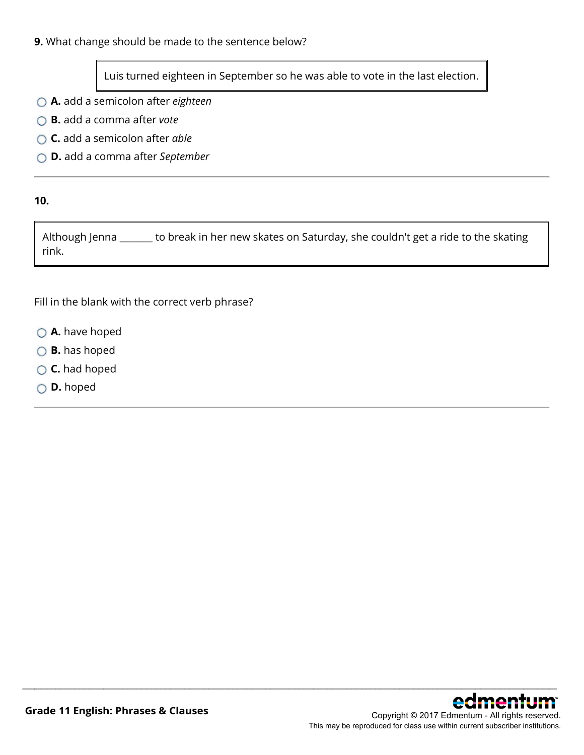**9.** What change should be made to the sentence below?

> Luis turned eighteen in September so he was able to vote in the last election.

- **A.** add a semicolon after *eighteen*
- **B.** add a comma after *vote*
- **C.** add a semicolon after *able*
- **D.** add a comma after *September*

---

**10.**

> Although Jenna _______ to break in her new skates on Saturday, she couldn't get a ride to the skating rink.

Fill in the blank with the correct verb phrase?

- **A.** have hoped
- **B.** has hoped
- **C.** had hoped
- **D.** hoped

---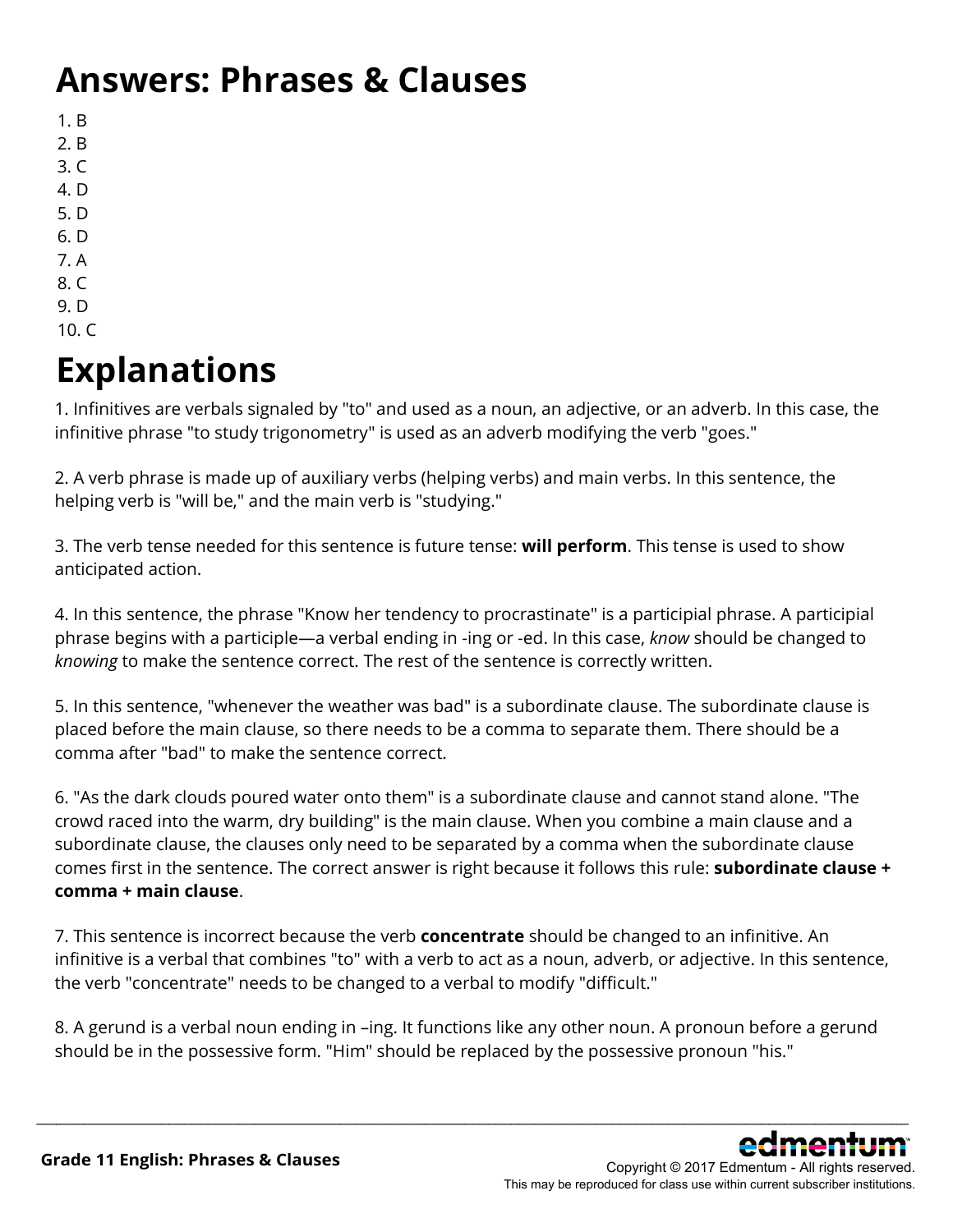# Answers: Phrases & Clauses

1. B
2. B
3. C
4. D
5. D
6. D
7. A
8. C
9. D
10. C

# Explanations

1. Infinitives are verbals signaled by "to" and used as a noun, an adjective, or an adverb. In this case, the infinitive phrase "to study trigonometry" is used as an adverb modifying the verb "goes."

2. A verb phrase is made up of auxiliary verbs (helping verbs) and main verbs. In this sentence, the helping verb is "will be," and the main verb is "studying."

3. The verb tense needed for this sentence is future tense: **will perform**. This tense is used to show anticipated action.

4. In this sentence, the phrase "Know her tendency to procrastinate" is a participial phrase. A participial phrase begins with a participle—a verbal ending in -ing or -ed. In this case, *know* should be changed to *knowing* to make the sentence correct. The rest of the sentence is correctly written.

5. In this sentence, "whenever the weather was bad" is a subordinate clause. The subordinate clause is placed before the main clause, so there needs to be a comma to separate them. There should be a comma after "bad" to make the sentence correct.

6. "As the dark clouds poured water onto them" is a subordinate clause and cannot stand alone. "The crowd raced into the warm, dry building" is the main clause. When you combine a main clause and a subordinate clause, the clauses only need to be separated by a comma when the subordinate clause comes first in the sentence. The correct answer is right because it follows this rule: **subordinate clause + comma + main clause**.

7. This sentence is incorrect because the verb **concentrate** should be changed to an infinitive. An infinitive is a verbal that combines "to" with a verb to act as a noun, adverb, or adjective. In this sentence, the verb "concentrate" needs to be changed to a verbal to modify "difficult."

8. A gerund is a verbal noun ending in –ing. It functions like any other noun. A pronoun before a gerund should be in the possessive form. "Him" should be replaced by the possessive pronoun "his."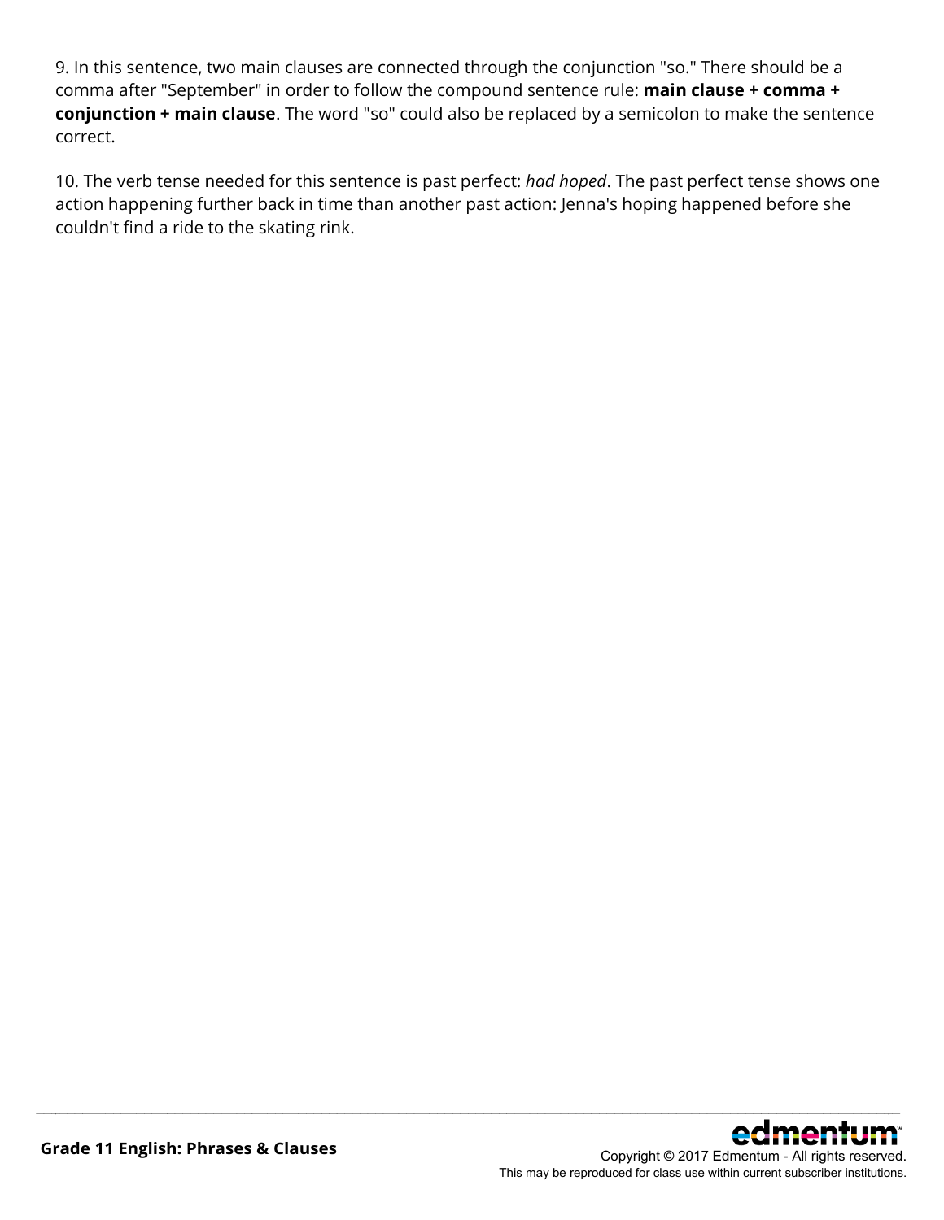9. In this sentence, two main clauses are connected through the conjunction "so." There should be a comma after "September" in order to follow the compound sentence rule: **main clause + comma + conjunction + main clause**. The word "so" could also be replaced by a semicolon to make the sentence correct.

10. The verb tense needed for this sentence is past perfect: *had hoped*. The past perfect tense shows one action happening further back in time than another past action: Jenna's hoping happened before she couldn't find a ride to the skating rink.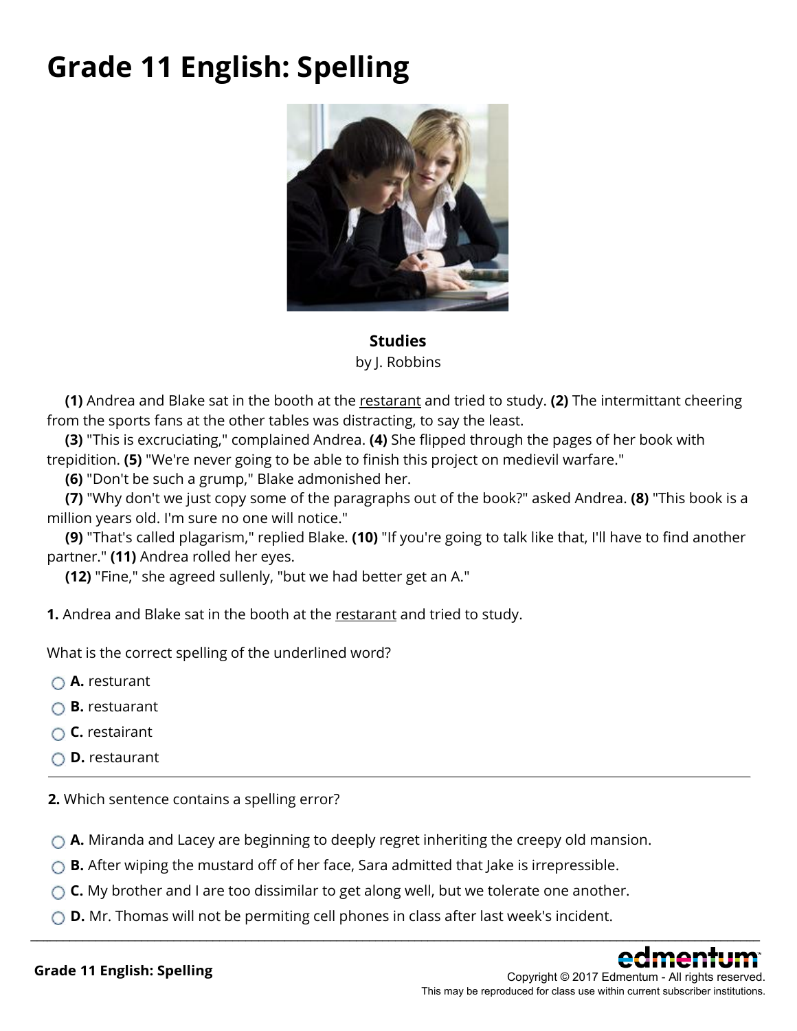# Grade 11 English: Spelling

**Studies**
by J. Robbins

**(1)** Andrea and Blake sat in the booth at the <u>restarant</u> and tried to study. **(2)** The intermittant cheering from the sports fans at the other tables was distracting, to say the least.

**(3)** "This is excruciating," complained Andrea. **(4)** She flipped through the pages of her book with trepidition. **(5)** "We're never going to be able to finish this project on medievil warfare."

**(6)** "Don't be such a grump," Blake admonished her.

**(7)** "Why don't we just copy some of the paragraphs out of the book?" asked Andrea. **(8)** "This book is a million years old. I'm sure no one will notice."

**(9)** "That's called plagarism," replied Blake. **(10)** "If you're going to talk like that, I'll have to find another partner." **(11)** Andrea rolled her eyes.

**(12)** "Fine," she agreed sullenly, "but we had better get an A."

**1.** Andrea and Blake sat in the booth at the <u>restarant</u> and tried to study.

What is the correct spelling of the underlined word?

- **A.** resturant
- **B.** restuarant
- **C.** restairant
- **D.** restaurant

---

**2.** Which sentence contains a spelling error?

- **A.** Miranda and Lacey are beginning to deeply regret inheriting the creepy old mansion.
- **B.** After wiping the mustard off of her face, Sara admitted that Jake is irrepressible.
- **C.** My brother and I are too dissimilar to get along well, but we tolerate one another.
- **D.** Mr. Thomas will not be permiting cell phones in class after last week's incident.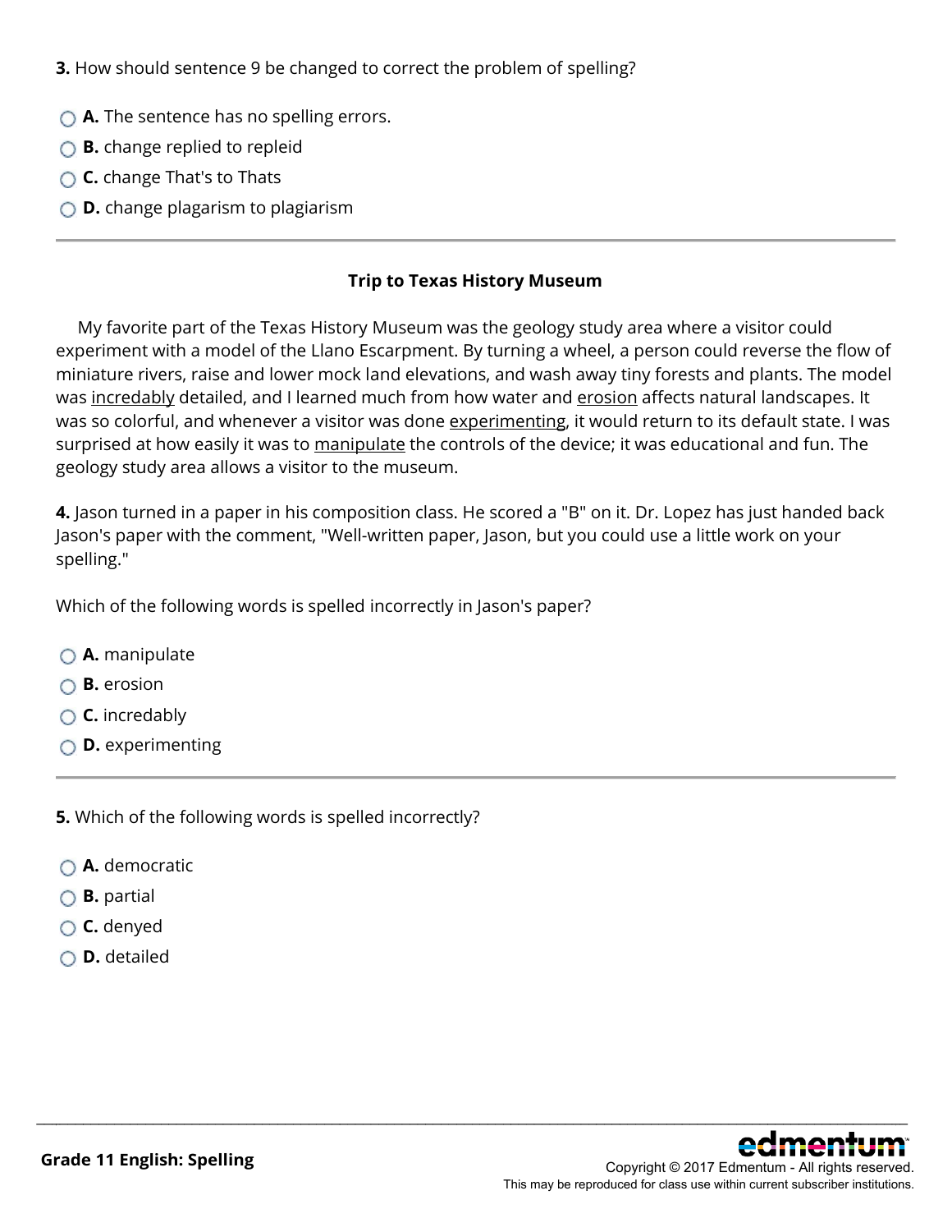**3.** How should sentence 9 be changed to correct the problem of spelling?

- **A.** The sentence has no spelling errors.
- **B.** change replied to repleid
- **C.** change That's to Thats
- **D.** change plagarism to plagiarism

---

**Trip to Texas History Museum**

My favorite part of the Texas History Museum was the geology study area where a visitor could experiment with a model of the Llano Escarpment. By turning a wheel, a person could reverse the flow of miniature rivers, raise and lower mock land elevations, and wash away tiny forests and plants. The model was <u>incredably</u> detailed, and I learned much from how water and <u>erosion</u> affects natural landscapes. It was so colorful, and whenever a visitor was done <u>experimenting</u>, it would return to its default state. I was surprised at how easily it was to <u>manipulate</u> the controls of the device; it was educational and fun. The geology study area allows a visitor to the museum.

**4.** Jason turned in a paper in his composition class. He scored a "B" on it. Dr. Lopez has just handed back Jason's paper with the comment, "Well-written paper, Jason, but you could use a little work on your spelling."

Which of the following words is spelled incorrectly in Jason's paper?

- **A.** manipulate
- **B.** erosion
- **C.** incredably
- **D.** experimenting

---

**5.** Which of the following words is spelled incorrectly?

- **A.** democratic
- **B.** partial
- **C.** denyed
- **D.** detailed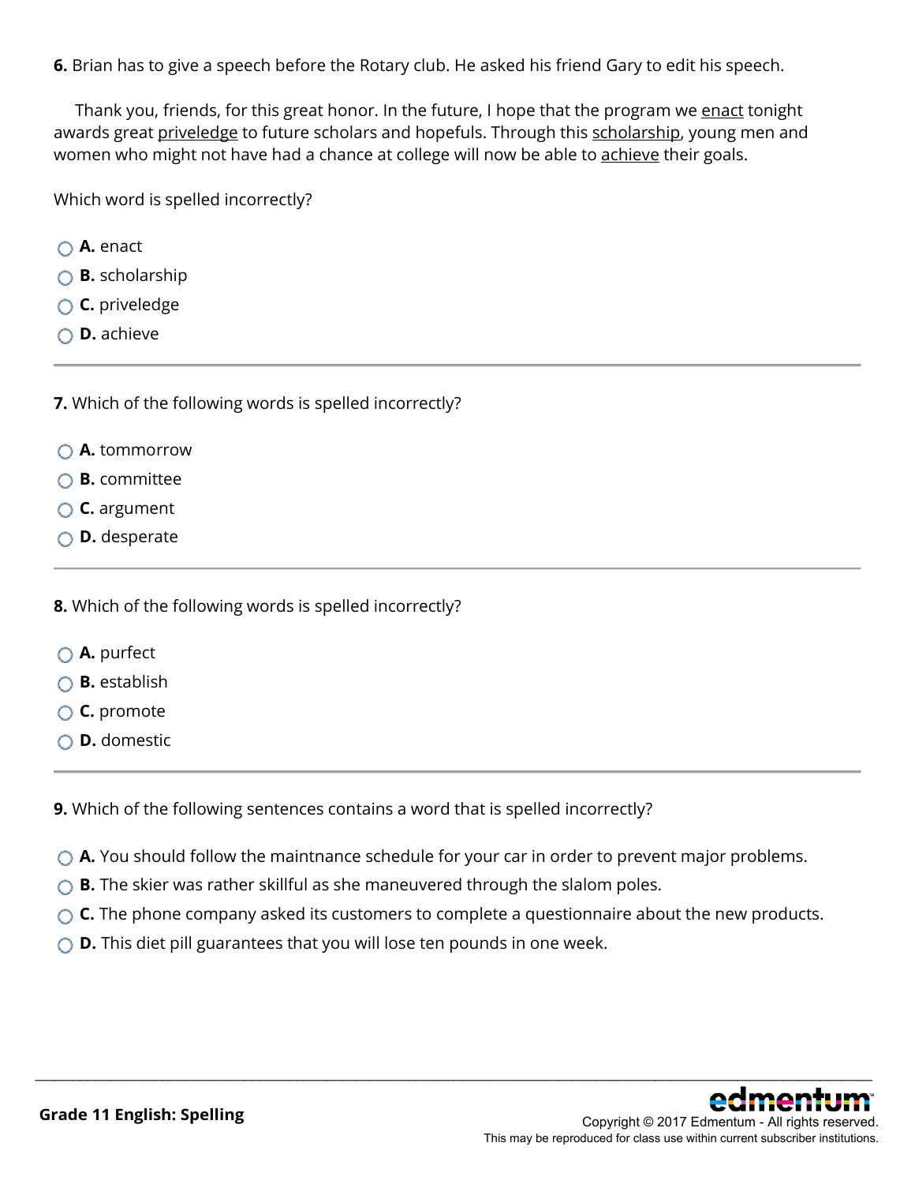**6.** Brian has to give a speech before the Rotary club. He asked his friend Gary to edit his speech.

Thank you, friends, for this great honor. In the future, I hope that the program we <u>enact</u> tonight awards great <u>priveledge</u> to future scholars and hopefuls. Through this <u>scholarship</u>, young men and women who might not have had a chance at college will now be able to <u>achieve</u> their goals.

Which word is spelled incorrectly?

- **A.** enact
- **B.** scholarship
- **C.** priveledge
- **D.** achieve

---

**7.** Which of the following words is spelled incorrectly?

- **A.** tommorrow
- **B.** committee
- **C.** argument
- **D.** desperate

---

**8.** Which of the following words is spelled incorrectly?

- **A.** purfect
- **B.** establish
- **C.** promote
- **D.** domestic

---

**9.** Which of the following sentences contains a word that is spelled incorrectly?

- **A.** You should follow the maintnance schedule for your car in order to prevent major problems.
- **B.** The skier was rather skillful as she maneuvered through the slalom poles.
- **C.** The phone company asked its customers to complete a questionnaire about the new products.
- **D.** This diet pill guarantees that you will lose ten pounds in one week.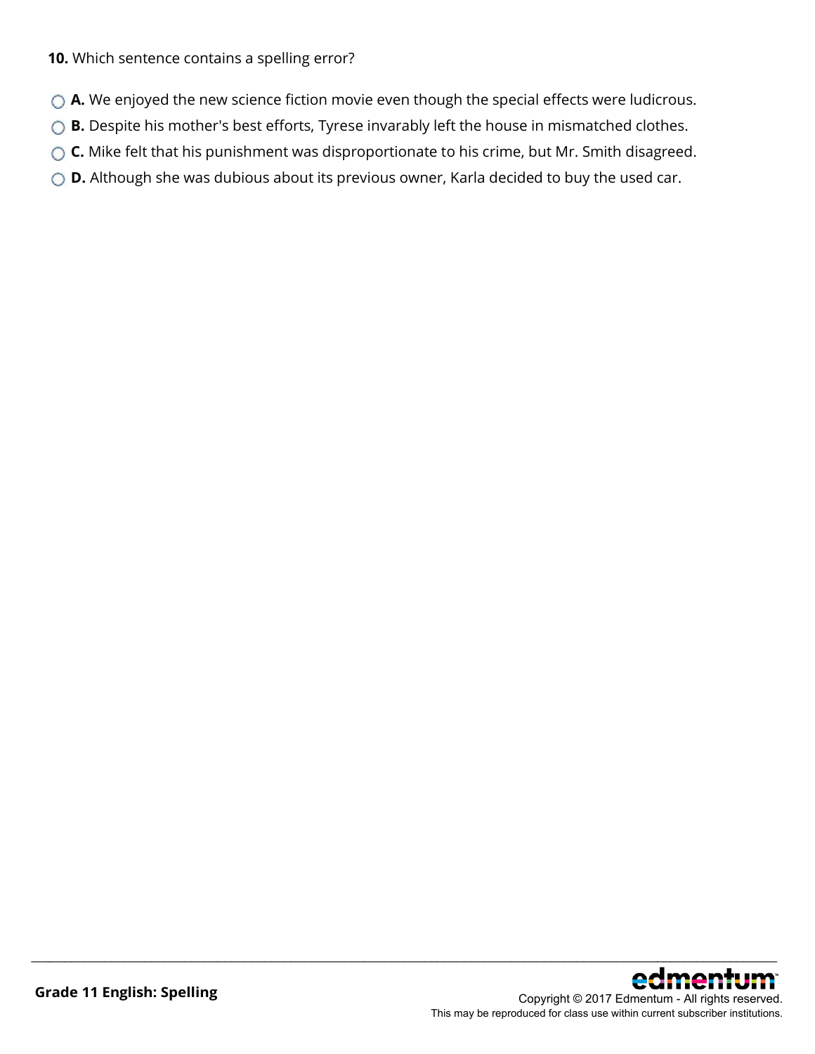**10.** Which sentence contains a spelling error?

- **A.** We enjoyed the new science fiction movie even though the special effects were ludicrous.
- **B.** Despite his mother's best efforts, Tyrese invarably left the house in mismatched clothes.
- **C.** Mike felt that his punishment was disproportionate to his crime, but Mr. Smith disagreed.
- **D.** Although she was dubious about its previous owner, Karla decided to buy the used car.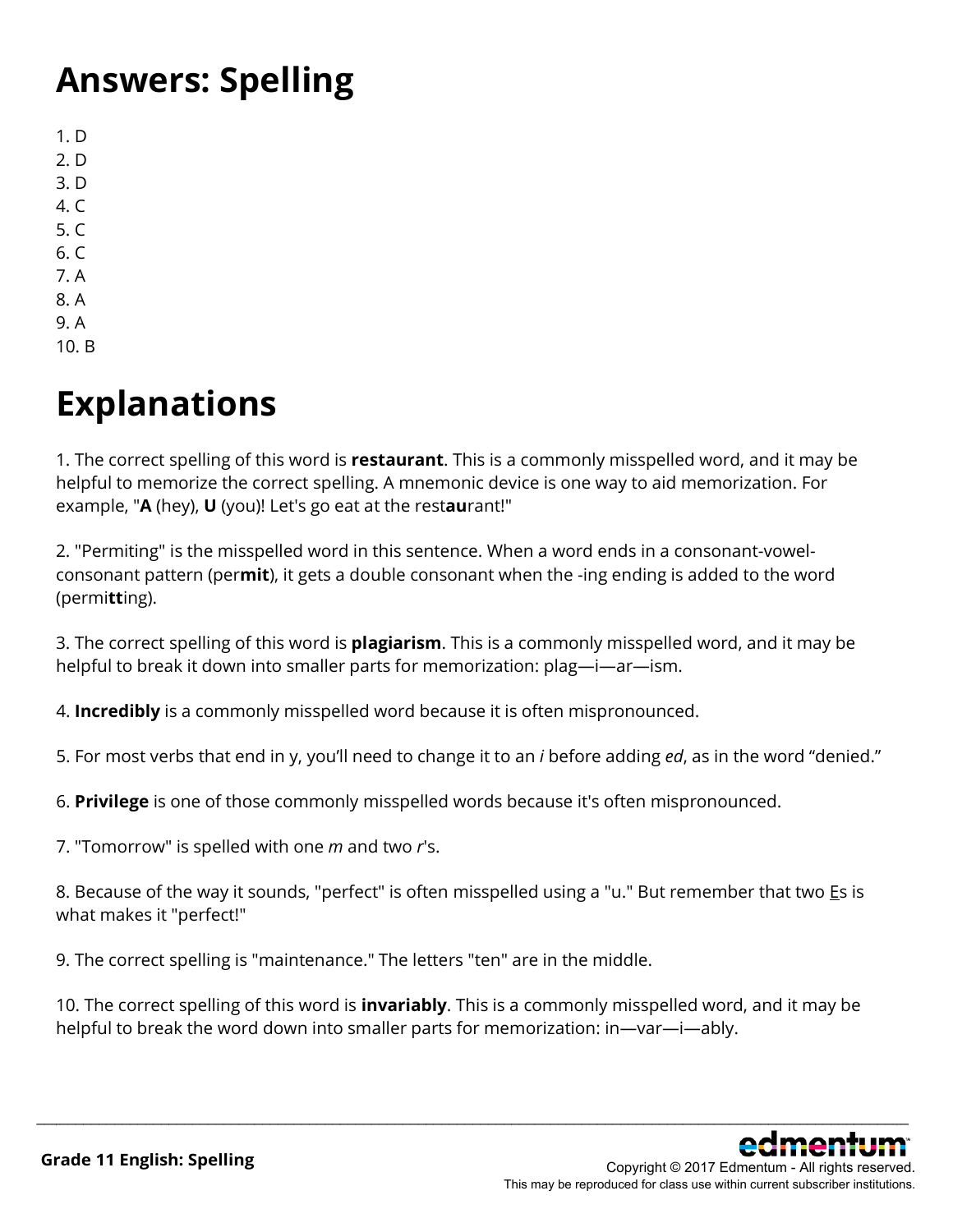# Answers: Spelling

1. D
2. D
3. D
4. C
5. C
6. C
7. A
8. A
9. A
10. B

# Explanations

1. The correct spelling of this word is **restaurant**. This is a commonly misspelled word, and it may be helpful to memorize the correct spelling. A mnemonic device is one way to aid memorization. For example, "**A** (hey), **U** (you)! Let's go eat at the rest**au**rant!"

2. "Permiting" is the misspelled word in this sentence. When a word ends in a consonant-vowel-consonant pattern (per**mit**), it gets a double consonant when the -ing ending is added to the word (permi**tt**ing).

3. The correct spelling of this word is **plagiarism**. This is a commonly misspelled word, and it may be helpful to break it down into smaller parts for memorization: plag—i—ar—ism.

4. **Incredibly** is a commonly misspelled word because it is often mispronounced.

5. For most verbs that end in y, you'll need to change it to an *i* before adding *ed*, as in the word "denied."

6. **Privilege** is one of those commonly misspelled words because it's often mispronounced.

7. "Tomorrow" is spelled with one *m* and two *r*'s.

8. Because of the way it sounds, "perfect" is often misspelled using a "u." But remember that two Es is what makes it "perfect!"

9. The correct spelling is "maintenance." The letters "ten" are in the middle.

10. The correct spelling of this word is **invariably**. This is a commonly misspelled word, and it may be helpful to break the word down into smaller parts for memorization: in—var—i—ably.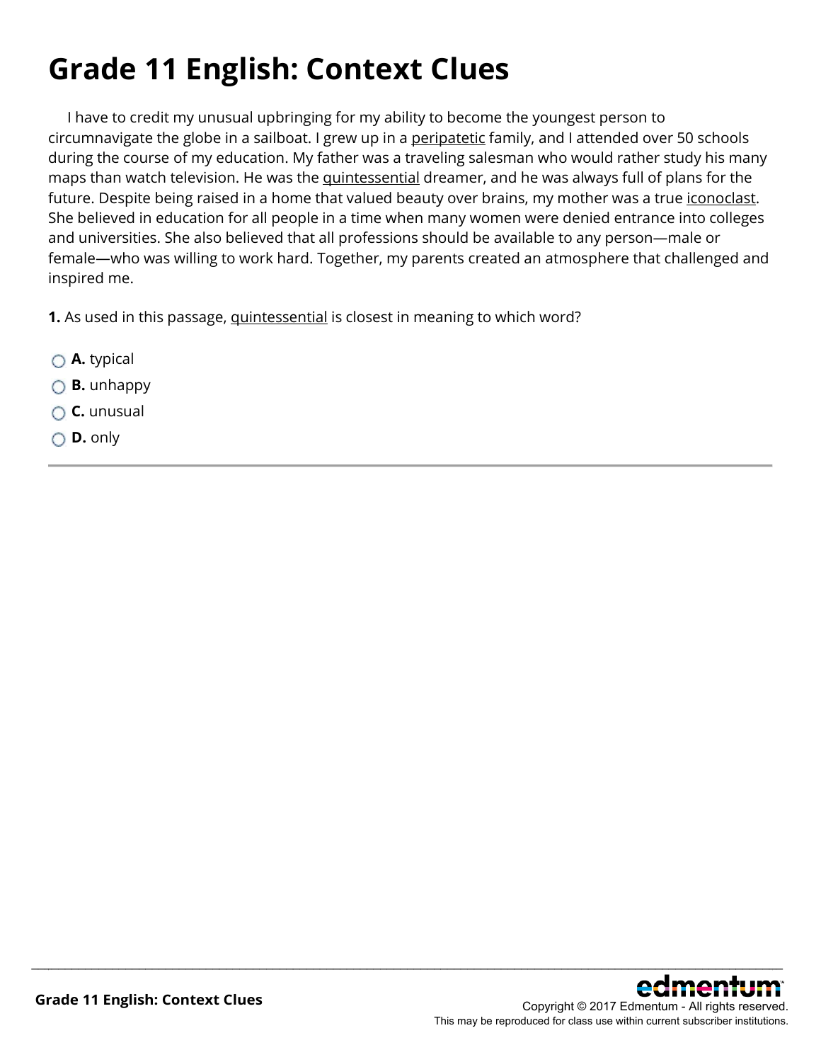# Grade 11 English: Context Clues

I have to credit my unusual upbringing for my ability to become the youngest person to circumnavigate the globe in a sailboat. I grew up in a <u>peripatetic</u> family, and I attended over 50 schools during the course of my education. My father was a traveling salesman who would rather study his many maps than watch television. He was the <u>quintessential</u> dreamer, and he was always full of plans for the future. Despite being raised in a home that valued beauty over brains, my mother was a true <u>iconoclast</u>. She believed in education for all people in a time when many women were denied entrance into colleges and universities. She also believed that all professions should be available to any person—male or female—who was willing to work hard. Together, my parents created an atmosphere that challenged and inspired me.

**1.** As used in this passage, <u>quintessential</u> is closest in meaning to which word?

- **A.** typical
- **B.** unhappy
- **C.** unusual
- **D.** only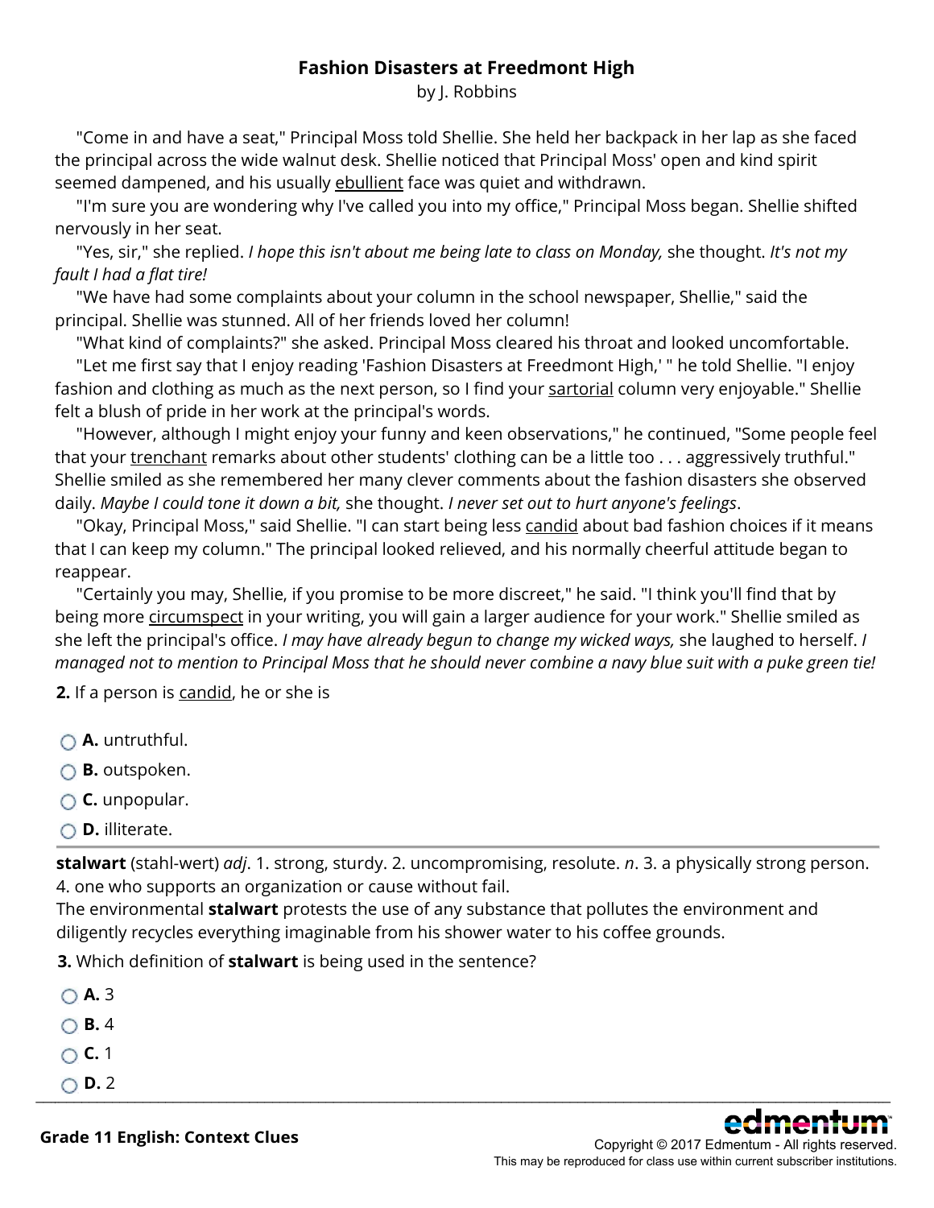## Fashion Disasters at Freedmont High

by J. Robbins

"Come in and have a seat," Principal Moss told Shellie. She held her backpack in her lap as she faced the principal across the wide walnut desk. Shellie noticed that Principal Moss' open and kind spirit seemed dampened, and his usually <u>ebullient</u> face was quiet and withdrawn.

"I'm sure you are wondering why I've called you into my office," Principal Moss began. Shellie shifted nervously in her seat.

"Yes, sir," she replied. *I hope this isn't about me being late to class on Monday,* she thought. *It's not my fault I had a flat tire!*

"We have had some complaints about your column in the school newspaper, Shellie," said the principal. Shellie was stunned. All of her friends loved her column!

"What kind of complaints?" she asked. Principal Moss cleared his throat and looked uncomfortable.

"Let me first say that I enjoy reading 'Fashion Disasters at Freedmont High,' " he told Shellie. "I enjoy fashion and clothing as much as the next person, so I find your <u>sartorial</u> column very enjoyable." Shellie felt a blush of pride in her work at the principal's words.

"However, although I might enjoy your funny and keen observations," he continued, "Some people feel that your <u>trenchant</u> remarks about other students' clothing can be a little too . . . aggressively truthful." Shellie smiled as she remembered her many clever comments about the fashion disasters she observed daily. *Maybe I could tone it down a bit,* she thought. *I never set out to hurt anyone's feelings*.

"Okay, Principal Moss," said Shellie. "I can start being less <u>candid</u> about bad fashion choices if it means that I can keep my column." The principal looked relieved, and his normally cheerful attitude began to reappear.

"Certainly you may, Shellie, if you promise to be more discreet," he said. "I think you'll find that by being more <u>circumspect</u> in your writing, you will gain a larger audience for your work." Shellie smiled as she left the principal's office. *I may have already begun to change my wicked ways,* she laughed to herself. *I managed not to mention to Principal Moss that he should never combine a navy blue suit with a puke green tie!*

**2.** If a person is <u>candid</u>, he or she is

- **A.** untruthful.
- **B.** outspoken.
- **C.** unpopular.
- **D.** illiterate.

---

**stalwart** (stahl-wert) *adj*. 1. strong, sturdy. 2. uncompromising, resolute. *n*. 3. a physically strong person. 4. one who supports an organization or cause without fail.
The environmental **stalwart** protests the use of any substance that pollutes the environment and diligently recycles everything imaginable from his shower water to his coffee grounds.

**3.** Which definition of **stalwart** is being used in the sentence?

- **A.** 3
- **B.** 4
- **C.** 1
- **D.** 2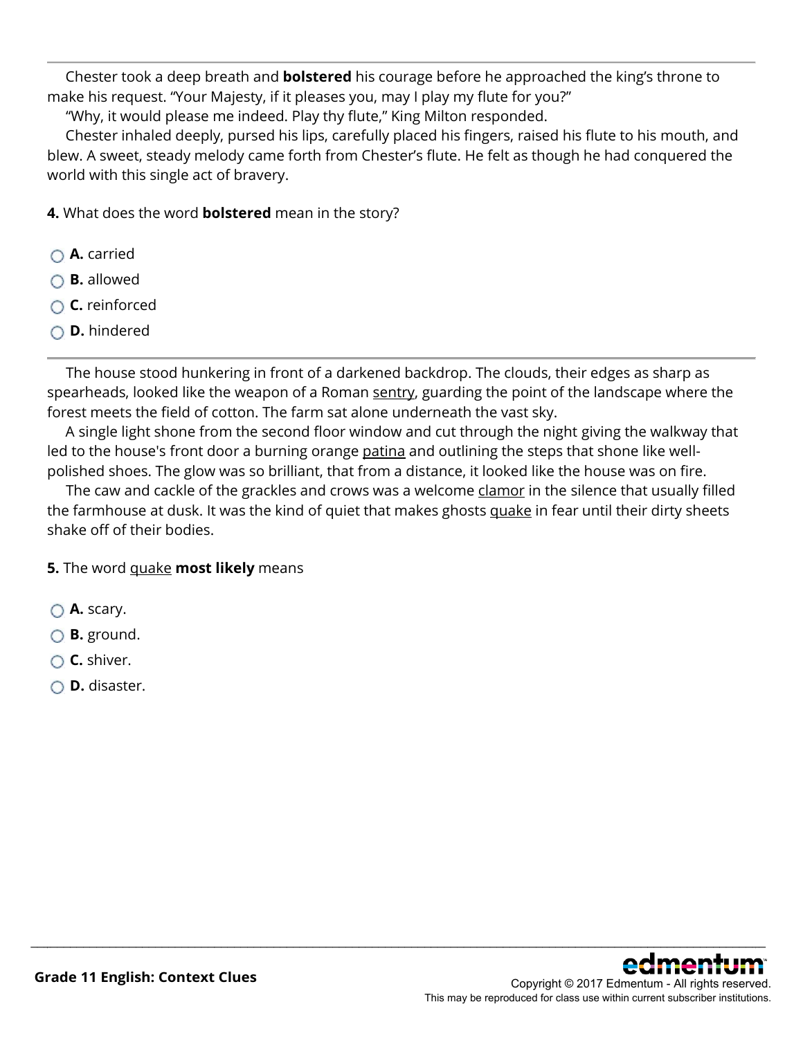---

Chester took a deep breath and **bolstered** his courage before he approached the king's throne to make his request. "Your Majesty, if it pleases you, may I play my flute for you?"

"Why, it would please me indeed. Play thy flute," King Milton responded.

Chester inhaled deeply, pursed his lips, carefully placed his fingers, raised his flute to his mouth, and blew. A sweet, steady melody came forth from Chester's flute. He felt as though he had conquered the world with this single act of bravery.

**4.** What does the word **bolstered** mean in the story?

- **A.** carried
- **B.** allowed
- **C.** reinforced
- **D.** hindered

---

The house stood hunkering in front of a darkened backdrop. The clouds, their edges as sharp as spearheads, looked like the weapon of a Roman <u>sentry</u>, guarding the point of the landscape where the forest meets the field of cotton. The farm sat alone underneath the vast sky.

A single light shone from the second floor window and cut through the night giving the walkway that led to the house's front door a burning orange <u>patina</u> and outlining the steps that shone like well-polished shoes. The glow was so brilliant, that from a distance, it looked like the house was on fire.

The caw and cackle of the grackles and crows was a welcome <u>clamor</u> in the silence that usually filled the farmhouse at dusk. It was the kind of quiet that makes ghosts <u>quake</u> in fear until their dirty sheets shake off of their bodies.

**5.** The word <u>quake</u> **most likely** means

- **A.** scary.
- **B.** ground.
- **C.** shiver.
- **D.** disaster.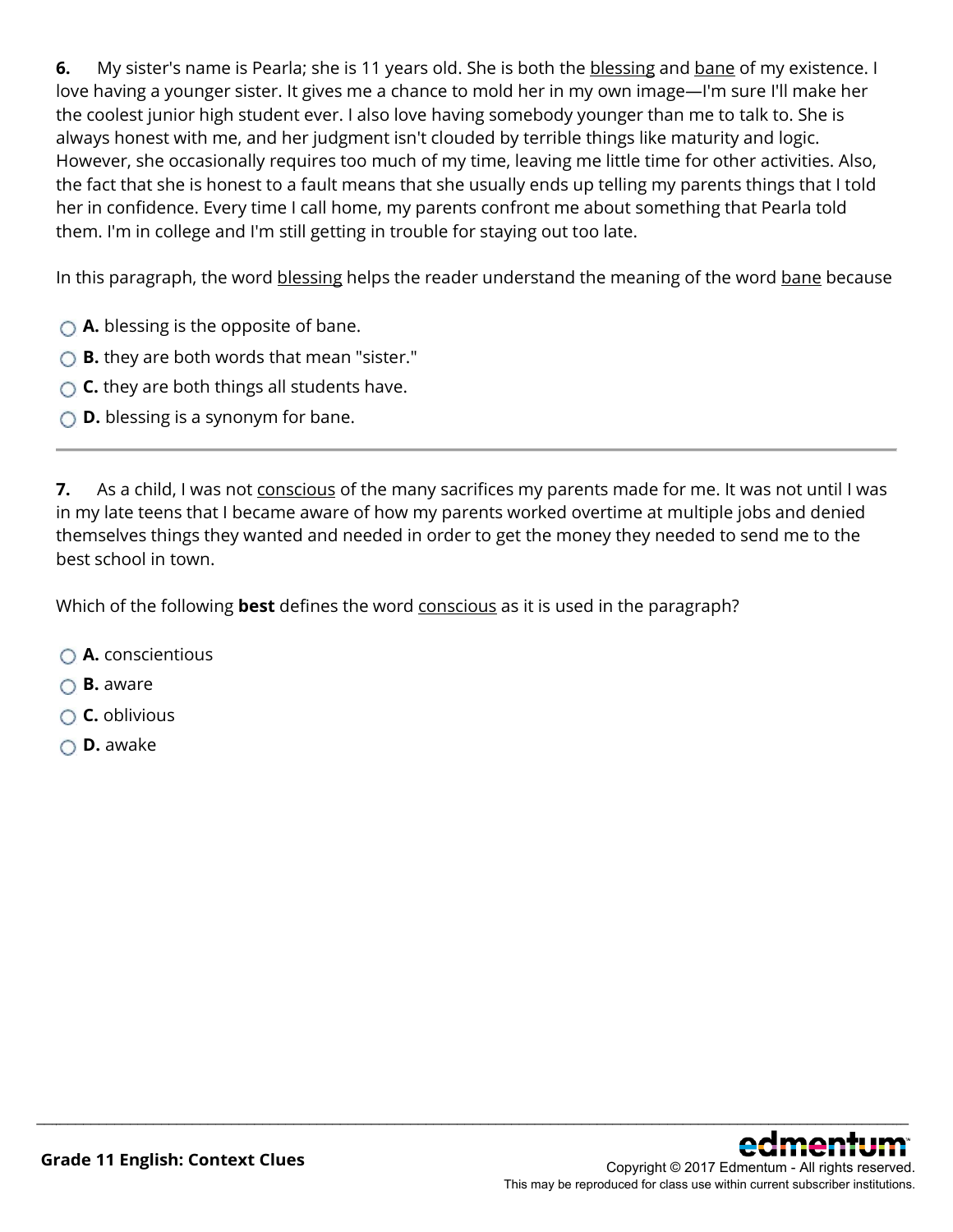**6.** My sister's name is Pearla; she is 11 years old. She is both the <u>blessing</u> and <u>bane</u> of my existence. I love having a younger sister. It gives me a chance to mold her in my own image—I'm sure I'll make her the coolest junior high student ever. I also love having somebody younger than me to talk to. She is always honest with me, and her judgment isn't clouded by terrible things like maturity and logic. However, she occasionally requires too much of my time, leaving me little time for other activities. Also, the fact that she is honest to a fault means that she usually ends up telling my parents things that I told her in confidence. Every time I call home, my parents confront me about something that Pearla told them. I'm in college and I'm still getting in trouble for staying out too late.

In this paragraph, the word <u>blessing</u> helps the reader understand the meaning of the word <u>bane</u> because

- **A.** blessing is the opposite of bane.
- **B.** they are both words that mean "sister."
- **C.** they are both things all students have.
- **D.** blessing is a synonym for bane.

---

**7.** As a child, I was not <u>conscious</u> of the many sacrifices my parents made for me. It was not until I was in my late teens that I became aware of how my parents worked overtime at multiple jobs and denied themselves things they wanted and needed in order to get the money they needed to send me to the best school in town.

Which of the following **best** defines the word <u>conscious</u> as it is used in the paragraph?

- **A.** conscientious
- **B.** aware
- **C.** oblivious
- **D.** awake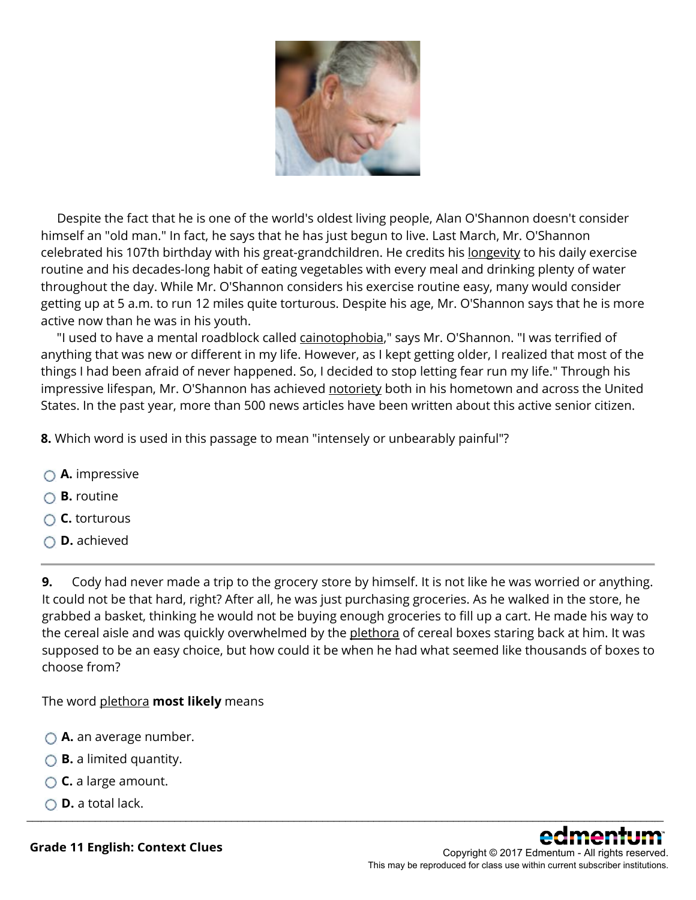Despite the fact that he is one of the world's oldest living people, Alan O'Shannon doesn't consider himself an "old man." In fact, he says that he has just begun to live. Last March, Mr. O'Shannon celebrated his 107th birthday with his great-grandchildren. He credits his <u>longevity</u> to his daily exercise routine and his decades-long habit of eating vegetables with every meal and drinking plenty of water throughout the day. While Mr. O'Shannon considers his exercise routine easy, many would consider getting up at 5 a.m. to run 12 miles quite torturous. Despite his age, Mr. O'Shannon says that he is more active now than he was in his youth.

"I used to have a mental roadblock called <u>cainotophobia</u>," says Mr. O'Shannon. "I was terrified of anything that was new or different in my life. However, as I kept getting older, I realized that most of the things I had been afraid of never happened. So, I decided to stop letting fear run my life." Through his impressive lifespan, Mr. O'Shannon has achieved <u>notoriety</u> both in his hometown and across the United States. In the past year, more than 500 news articles have been written about this active senior citizen.

**8.** Which word is used in this passage to mean "intensely or unbearably painful"?

- **A.** impressive
- **B.** routine
- **C.** torturous
- **D.** achieved

---

**9.** Cody had never made a trip to the grocery store by himself. It is not like he was worried or anything. It could not be that hard, right? After all, he was just purchasing groceries. As he walked in the store, he grabbed a basket, thinking he would not be buying enough groceries to fill up a cart. He made his way to the cereal aisle and was quickly overwhelmed by the <u>plethora</u> of cereal boxes staring back at him. It was supposed to be an easy choice, but how could it be when he had what seemed like thousands of boxes to choose from?

The word <u>plethora</u> **most likely** means

- **A.** an average number.
- **B.** a limited quantity.
- **C.** a large amount.
- **D.** a total lack.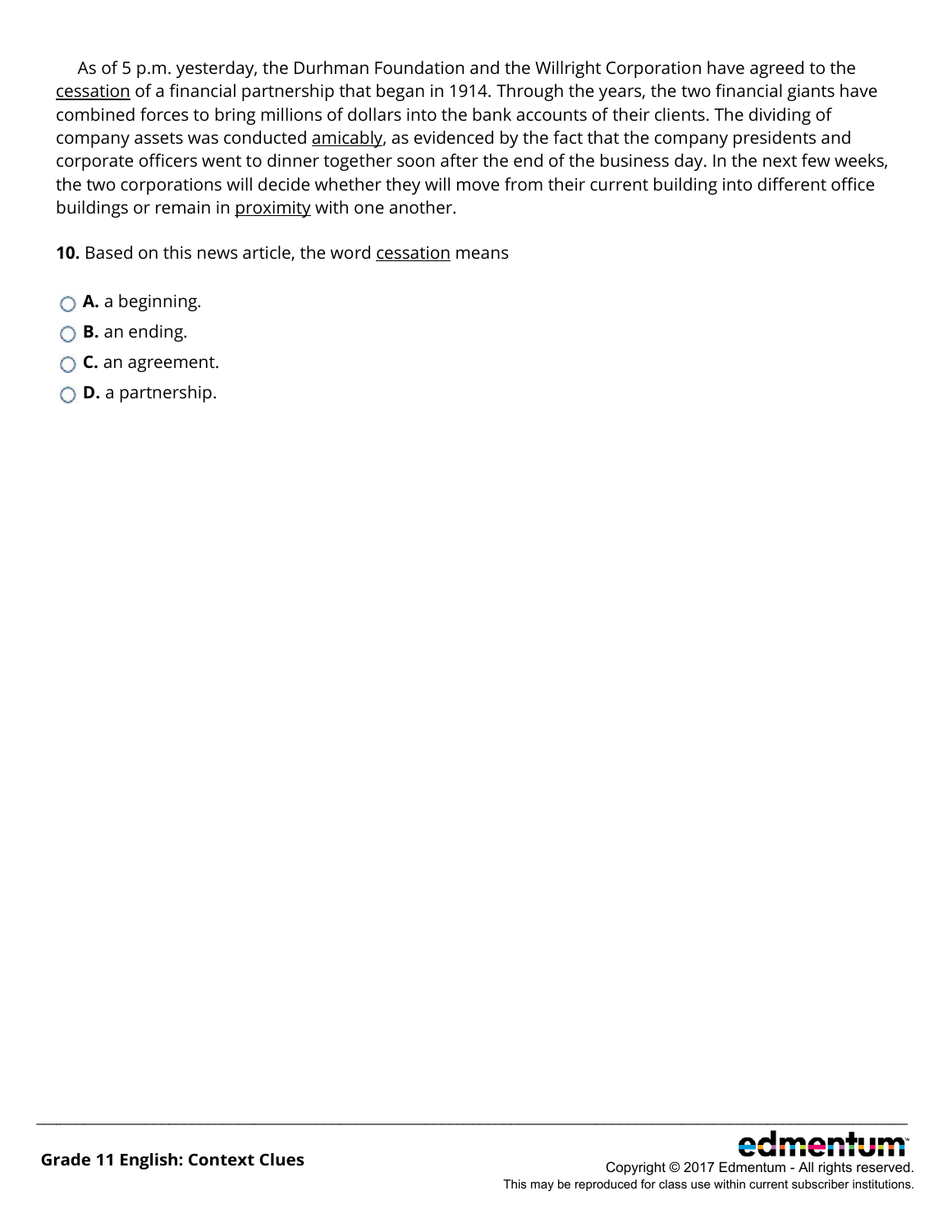As of 5 p.m. yesterday, the Durhman Foundation and the Willright Corporation have agreed to the <u>cessation</u> of a financial partnership that began in 1914. Through the years, the two financial giants have combined forces to bring millions of dollars into the bank accounts of their clients. The dividing of company assets was conducted <u>amicably</u>, as evidenced by the fact that the company presidents and corporate officers went to dinner together soon after the end of the business day. In the next few weeks, the two corporations will decide whether they will move from their current building into different office buildings or remain in <u>proximity</u> with one another.

**10.** Based on this news article, the word <u>cessation</u> means

- **A.** a beginning.
- **B.** an ending.
- **C.** an agreement.
- **D.** a partnership.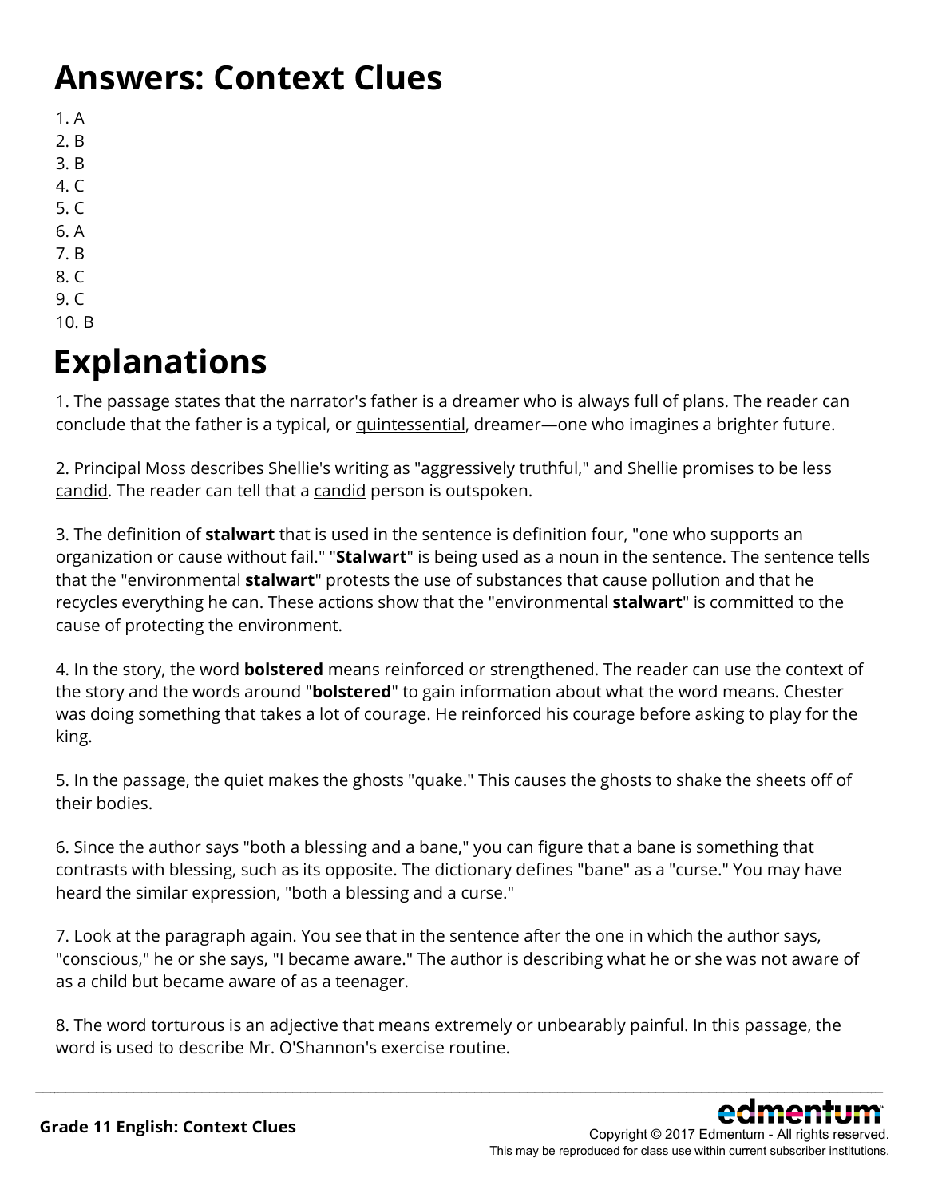# Answers: Context Clues

1. A
2. B
3. B
4. C
5. C
6. A
7. B
8. C
9. C
10. B

# Explanations

1. The passage states that the narrator's father is a dreamer who is always full of plans. The reader can conclude that the father is a typical, or <u>quintessential</u>, dreamer—one who imagines a brighter future.

2. Principal Moss describes Shellie's writing as "aggressively truthful," and Shellie promises to be less <u>candid</u>. The reader can tell that a <u>candid</u> person is outspoken.

3. The definition of **stalwart** that is used in the sentence is definition four, "one who supports an organization or cause without fail." "**Stalwart**" is being used as a noun in the sentence. The sentence tells that the "environmental **stalwart**" protests the use of substances that cause pollution and that he recycles everything he can. These actions show that the "environmental **stalwart**" is committed to the cause of protecting the environment.

4. In the story, the word **bolstered** means reinforced or strengthened. The reader can use the context of the story and the words around "**bolstered**" to gain information about what the word means. Chester was doing something that takes a lot of courage. He reinforced his courage before asking to play for the king.

5. In the passage, the quiet makes the ghosts "quake." This causes the ghosts to shake the sheets off of their bodies.

6. Since the author says "both a blessing and a bane," you can figure that a bane is something that contrasts with blessing, such as its opposite. The dictionary defines "bane" as a "curse." You may have heard the similar expression, "both a blessing and a curse."

7. Look at the paragraph again. You see that in the sentence after the one in which the author says, "conscious," he or she says, "I became aware." The author is describing what he or she was not aware of as a child but became aware of as a teenager.

8. The word <u>torturous</u> is an adjective that means extremely or unbearably painful. In this passage, the word is used to describe Mr. O'Shannon's exercise routine.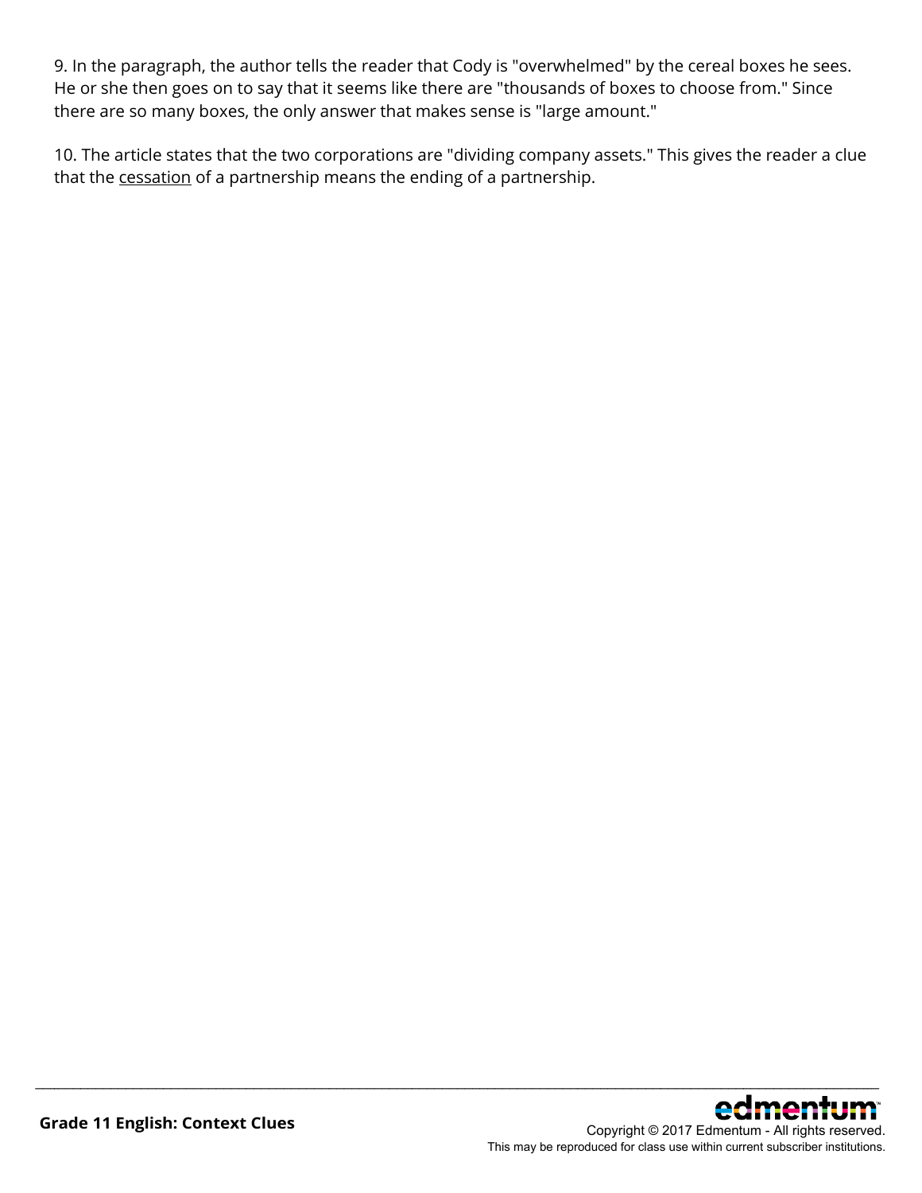9. In the paragraph, the author tells the reader that Cody is "overwhelmed" by the cereal boxes he sees. He or she then goes on to say that it seems like there are "thousands of boxes to choose from." Since there are so many boxes, the only answer that makes sense is "large amount."

10. The article states that the two corporations are "dividing company assets." This gives the reader a clue that the <u>cessation</u> of a partnership means the ending of a partnership.